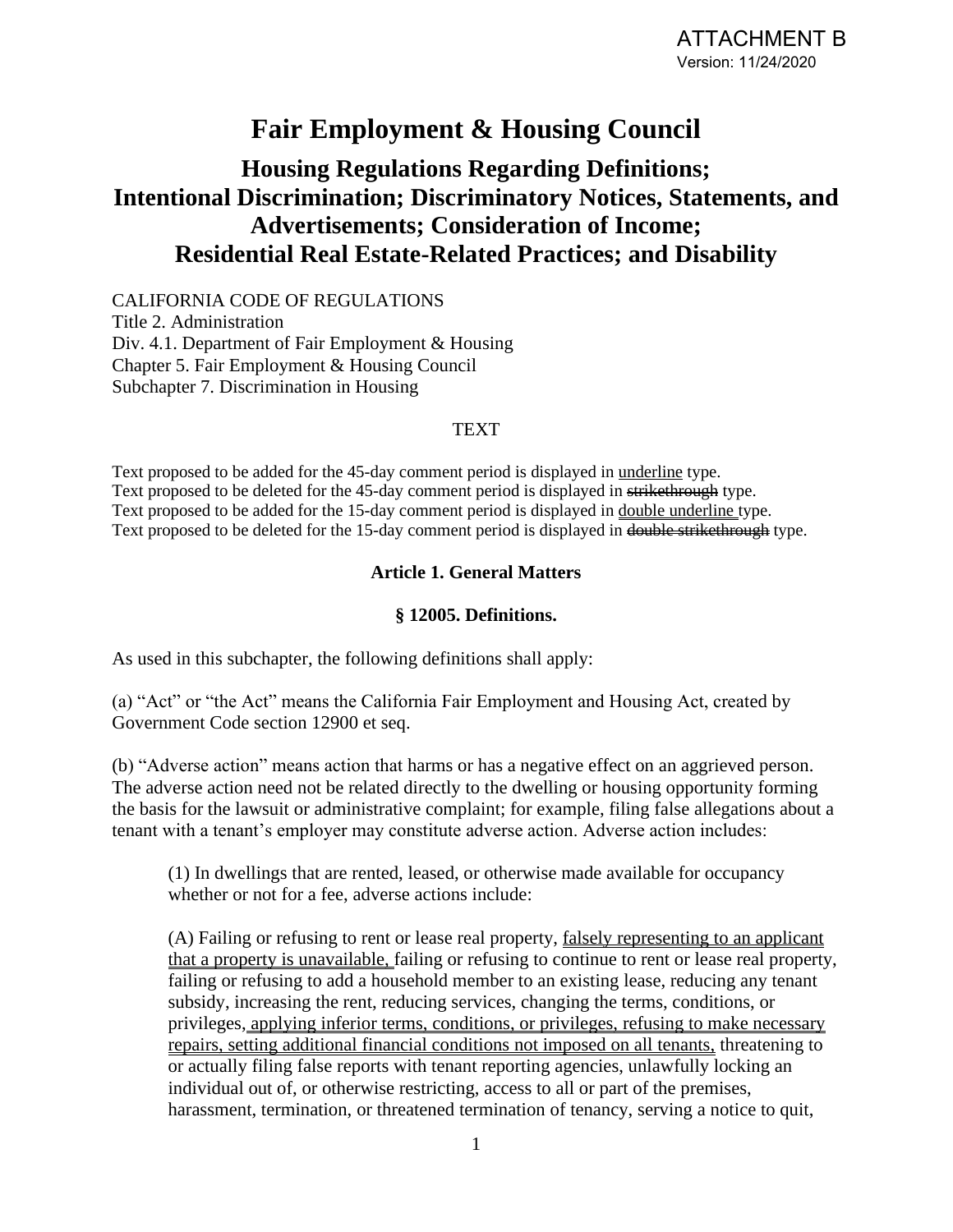ATTACHMENT B
Version: 11/24/2020

# Fair Employment & Housing Council

## Housing Regulations Regarding Definitions; Intentional Discrimination; Discriminatory Notices, Statements, and Advertisements; Consideration of Income; Residential Real Estate-Related Practices; and Disability

CALIFORNIA CODE OF REGULATIONS
Title 2. Administration
Div. 4.1. Department of Fair Employment & Housing
Chapter 5. Fair Employment & Housing Council
Subchapter 7. Discrimination in Housing

TEXT

Text proposed to be added for the 45-day comment period is displayed in <u>underline</u> type.
Text proposed to be deleted for the 45-day comment period is displayed in ~~strikethrough~~ type.
Text proposed to be added for the 15-day comment period is displayed in <u><u>double underline</u></u> type.
Text proposed to be deleted for the 15-day comment period is displayed in ~~double strikethrough~~ type.

**Article 1. General Matters**

**§ 12005. Definitions.**

As used in this subchapter, the following definitions shall apply:

(a) "Act" or "the Act" means the California Fair Employment and Housing Act, created by Government Code section 12900 et seq.

(b) "Adverse action" means action that harms or has a negative effect on an aggrieved person. The adverse action need not be related directly to the dwelling or housing opportunity forming the basis for the lawsuit or administrative complaint; for example, filing false allegations about a tenant with a tenant's employer may constitute adverse action. Adverse action includes:

(1) In dwellings that are rented, leased, or otherwise made available for occupancy whether or not for a fee, adverse actions include:

(A) Failing or refusing to rent or lease real property, <u><u>falsely representing to an applicant that a property is unavailable,</u></u> failing or refusing to continue to rent or lease real property, failing or refusing to add a household member to an existing lease, reducing any tenant subsidy, increasing the rent, reducing services, changing the terms, conditions, or privileges<u><u>, applying inferior terms, conditions, or privileges, refusing to make necessary repairs, setting additional financial conditions not imposed on all tenants,</u></u> threatening to or actually filing false reports with tenant reporting agencies, unlawfully locking an individual out of, or otherwise restricting, access to all or part of the premises, harassment, termination, or threatened termination of tenancy, serving a notice to quit,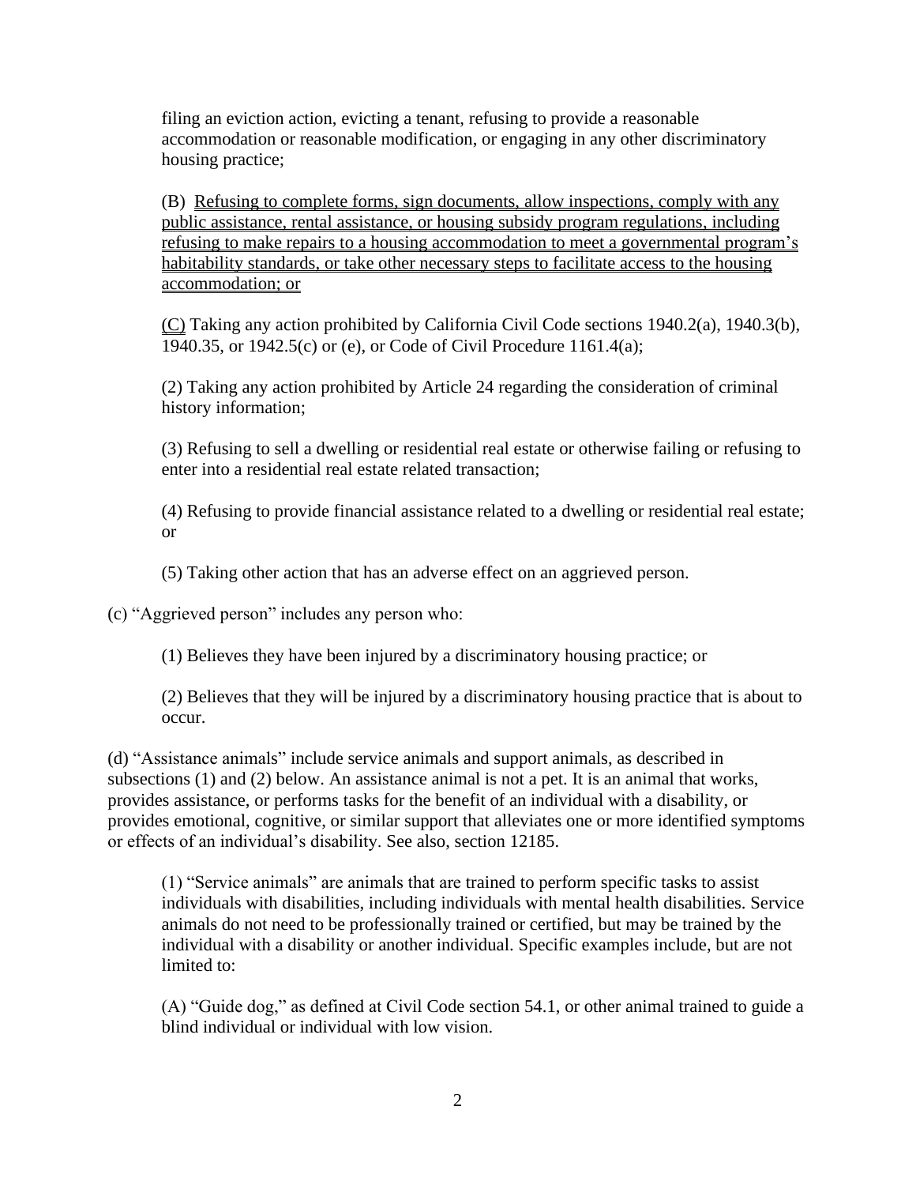filing an eviction action, evicting a tenant, refusing to provide a reasonable accommodation or reasonable modification, or engaging in any other discriminatory housing practice;

(B) Refusing to complete forms, sign documents, allow inspections, comply with any public assistance, rental assistance, or housing subsidy program regulations, including refusing to make repairs to a housing accommodation to meet a governmental program's habitability standards, or take other necessary steps to facilitate access to the housing accommodation; or

(C) Taking any action prohibited by California Civil Code sections 1940.2(a), 1940.3(b), 1940.35, or 1942.5(c) or (e), or Code of Civil Procedure 1161.4(a);

(2) Taking any action prohibited by Article 24 regarding the consideration of criminal history information;

(3) Refusing to sell a dwelling or residential real estate or otherwise failing or refusing to enter into a residential real estate related transaction;

(4) Refusing to provide financial assistance related to a dwelling or residential real estate; or

(5) Taking other action that has an adverse effect on an aggrieved person.

(c) "Aggrieved person" includes any person who:

(1) Believes they have been injured by a discriminatory housing practice; or

(2) Believes that they will be injured by a discriminatory housing practice that is about to occur.

(d) "Assistance animals" include service animals and support animals, as described in subsections (1) and (2) below. An assistance animal is not a pet. It is an animal that works, provides assistance, or performs tasks for the benefit of an individual with a disability, or provides emotional, cognitive, or similar support that alleviates one or more identified symptoms or effects of an individual's disability. See also, section 12185.

(1) "Service animals" are animals that are trained to perform specific tasks to assist individuals with disabilities, including individuals with mental health disabilities. Service animals do not need to be professionally trained or certified, but may be trained by the individual with a disability or another individual. Specific examples include, but are not limited to:

(A) "Guide dog," as defined at Civil Code section 54.1, or other animal trained to guide a blind individual or individual with low vision.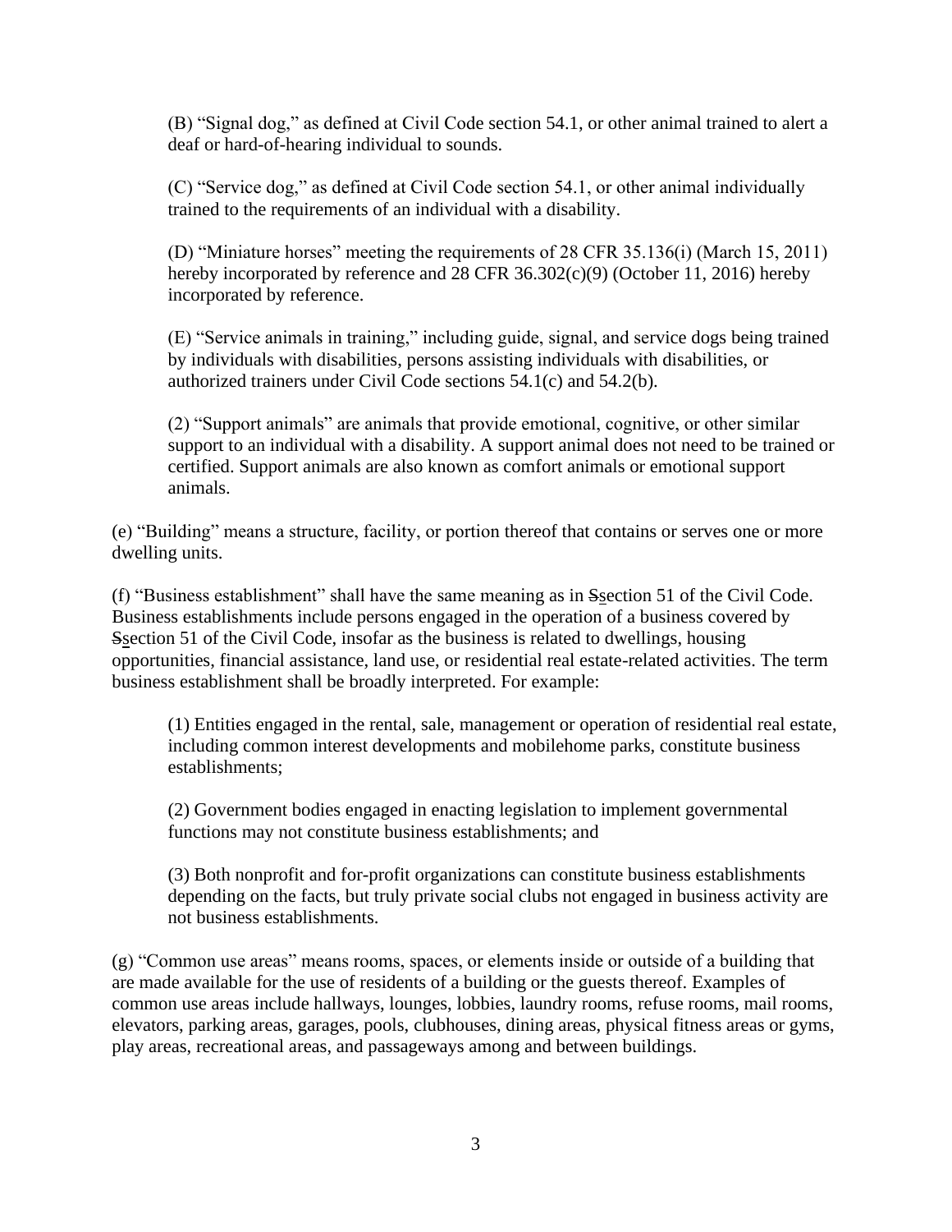(B) “Signal dog,” as defined at Civil Code section 54.1, or other animal trained to alert a deaf or hard-of-hearing individual to sounds.

(C) “Service dog,” as defined at Civil Code section 54.1, or other animal individually trained to the requirements of an individual with a disability.

(D) “Miniature horses” meeting the requirements of 28 CFR 35.136(i) (March 15, 2011) hereby incorporated by reference and 28 CFR 36.302(c)(9) (October 11, 2016) hereby incorporated by reference.

(E) “Service animals in training,” including guide, signal, and service dogs being trained by individuals with disabilities, persons assisting individuals with disabilities, or authorized trainers under Civil Code sections 54.1(c) and 54.2(b).

(2) “Support animals” are animals that provide emotional, cognitive, or other similar support to an individual with a disability. A support animal does not need to be trained or certified. Support animals are also known as comfort animals or emotional support animals.

(e) “Building” means a structure, facility, or portion thereof that contains or serves one or more dwelling units.

(f) “Business establishment” shall have the same meaning as in ~~S~~section 51 of the Civil Code. Business establishments include persons engaged in the operation of a business covered by ~~S~~section 51 of the Civil Code, insofar as the business is related to dwellings, housing opportunities, financial assistance, land use, or residential real estate-related activities. The term business establishment shall be broadly interpreted. For example:

(1) Entities engaged in the rental, sale, management or operation of residential real estate, including common interest developments and mobilehome parks, constitute business establishments;

(2) Government bodies engaged in enacting legislation to implement governmental functions may not constitute business establishments; and

(3) Both nonprofit and for-profit organizations can constitute business establishments depending on the facts, but truly private social clubs not engaged in business activity are not business establishments.

(g) “Common use areas” means rooms, spaces, or elements inside or outside of a building that are made available for the use of residents of a building or the guests thereof. Examples of common use areas include hallways, lounges, lobbies, laundry rooms, refuse rooms, mail rooms, elevators, parking areas, garages, pools, clubhouses, dining areas, physical fitness areas or gyms, play areas, recreational areas, and passageways among and between buildings.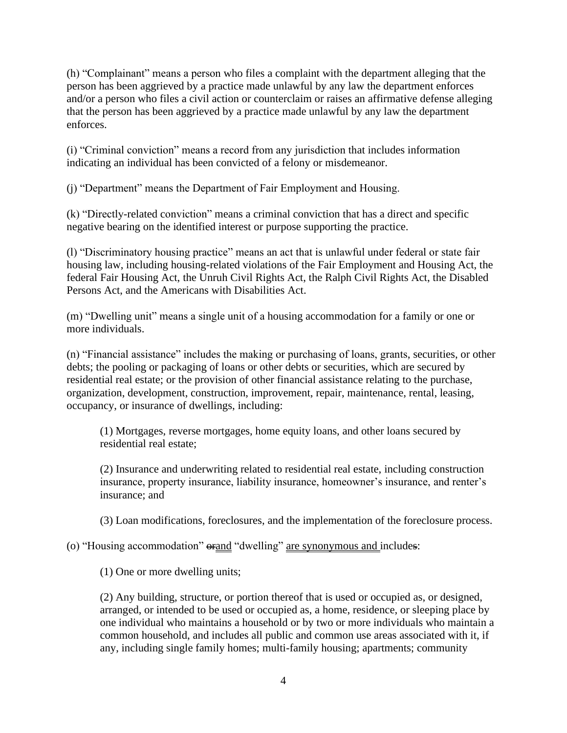(h) “Complainant” means a person who files a complaint with the department alleging that the person has been aggrieved by a practice made unlawful by any law the department enforces and/or a person who files a civil action or counterclaim or raises an affirmative defense alleging that the person has been aggrieved by a practice made unlawful by any law the department enforces.

(i) “Criminal conviction” means a record from any jurisdiction that includes information indicating an individual has been convicted of a felony or misdemeanor.

(j) “Department” means the Department of Fair Employment and Housing.

(k) “Directly-related conviction” means a criminal conviction that has a direct and specific negative bearing on the identified interest or purpose supporting the practice.

(l) “Discriminatory housing practice” means an act that is unlawful under federal or state fair housing law, including housing-related violations of the Fair Employment and Housing Act, the federal Fair Housing Act, the Unruh Civil Rights Act, the Ralph Civil Rights Act, the Disabled Persons Act, and the Americans with Disabilities Act.

(m) “Dwelling unit” means a single unit of a housing accommodation for a family or one or more individuals.

(n) “Financial assistance” includes the making or purchasing of loans, grants, securities, or other debts; the pooling or packaging of loans or other debts or securities, which are secured by residential real estate; or the provision of other financial assistance relating to the purchase, organization, development, construction, improvement, repair, maintenance, rental, leasing, occupancy, or insurance of dwellings, including:

> (1) Mortgages, reverse mortgages, home equity loans, and other loans secured by residential real estate;
>
> (2) Insurance and underwriting related to residential real estate, including construction insurance, property insurance, liability insurance, homeowner’s insurance, and renter’s insurance; and
>
> (3) Loan modifications, foreclosures, and the implementation of the foreclosure process.

(o) “Housing accommodation” ~~or~~<u>and</u> “dwelling” <u>are synonymous and </u>include~~s~~:

> (1) One or more dwelling units;
>
> (2) Any building, structure, or portion thereof that is used or occupied as, or designed, arranged, or intended to be used or occupied as, a home, residence, or sleeping place by one individual who maintains a household or by two or more individuals who maintain a common household, and includes all public and common use areas associated with it, if any, including single family homes; multi-family housing; apartments; community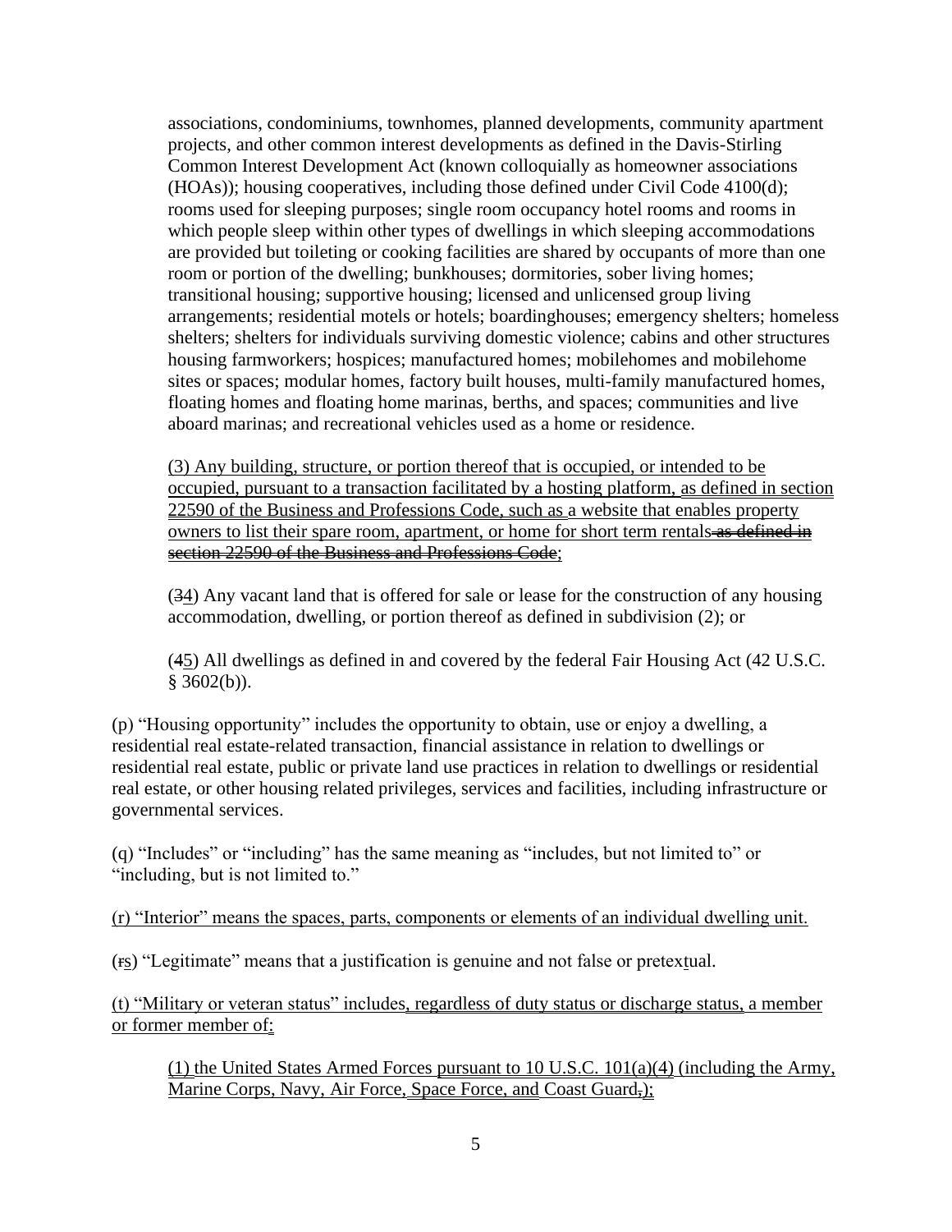associations, condominiums, townhomes, planned developments, community apartment projects, and other common interest developments as defined in the Davis-Stirling Common Interest Development Act (known colloquially as homeowner associations (HOAs)); housing cooperatives, including those defined under Civil Code 4100(d); rooms used for sleeping purposes; single room occupancy hotel rooms and rooms in which people sleep within other types of dwellings in which sleeping accommodations are provided but toileting or cooking facilities are shared by occupants of more than one room or portion of the dwelling; bunkhouses; dormitories, sober living homes; transitional housing; supportive housing; licensed and unlicensed group living arrangements; residential motels or hotels; boardinghouses; emergency shelters; homeless shelters; shelters for individuals surviving domestic violence; cabins and other structures housing farmworkers; hospices; manufactured homes; mobilehomes and mobilehome sites or spaces; modular homes, factory built houses, multi-family manufactured homes, floating homes and floating home marinas, berths, and spaces; communities and live aboard marinas; and recreational vehicles used as a home or residence.

> <u>(3) Any building, structure, or portion thereof that is occupied, or intended to be occupied, pursuant to a transaction facilitated by a hosting platform, as defined in section 22590 of the Business and Professions Code, such as a website that enables property owners to list their spare room, apartment, or home for short term rentals</u>~~ as defined in section 22590 of the Business and Professions Code~~<u>;</u>

> (~~3~~<u>4</u>) Any vacant land that is offered for sale or lease for the construction of any housing accommodation, dwelling, or portion thereof as defined in subdivision (2); or

> (~~4~~<u>5</u>) All dwellings as defined in and covered by the federal Fair Housing Act (42 U.S.C. § 3602(b)).

(p) "Housing opportunity" includes the opportunity to obtain, use or enjoy a dwelling, a residential real estate-related transaction, financial assistance in relation to dwellings or residential real estate, public or private land use practices in relation to dwellings or residential real estate, or other housing related privileges, services and facilities, including infrastructure or governmental services.

(q) "Includes" or "including" has the same meaning as "includes, but not limited to" or "including, but is not limited to."

<u>(r) "Interior" means the spaces, parts, components or elements of an individual dwelling unit.</u>

(~~r~~<u>s</u>) "Legitimate" means that a justification is genuine and not false or pretex<u>t</u>ual.

<u>(t) "Military or veteran status" includes, regardless of duty status or discharge status, a member or former member of:</u>

> <u>(1) the United States Armed Forces pursuant to 10 U.S.C. 101(a)(4) (including the Army, Marine Corps, Navy, Air Force, Space Force, and Coast Guard</u>~~,~~<u>);</u>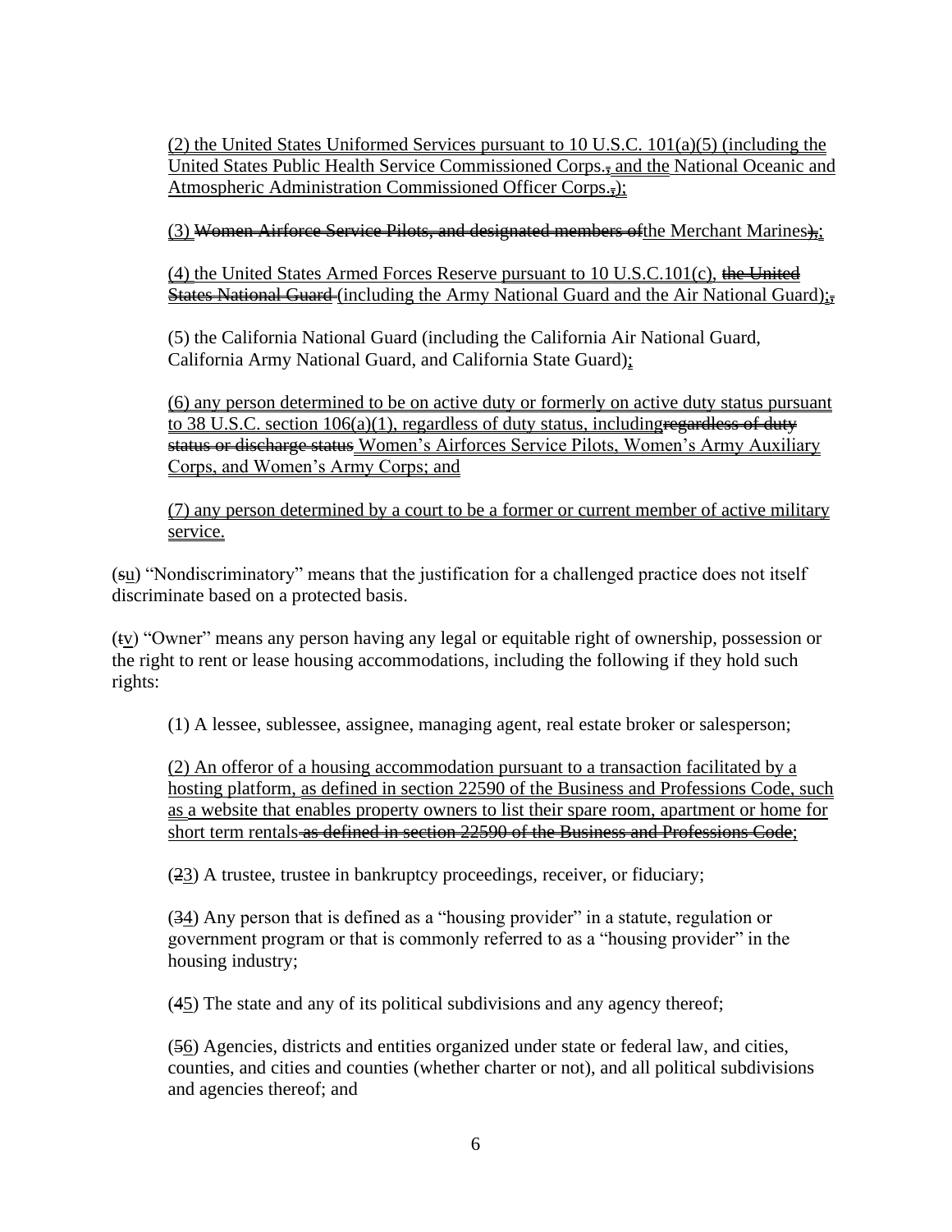(2) the United States Uniformed Services pursuant to 10 U.S.C. 101(a)(5) (including the United States Public Health Service Commissioned Corps.~~,~~ and the National Oceanic and Atmospheric Administration Commissioned Officer Corps.~~,~~);

(3) ~~Women Airforce Service Pilots, and designated members of~~the Merchant Marines~~),~~;

(4) the United States Armed Forces Reserve pursuant to 10 U.S.C.101(c), ~~the United States National Guard~~ (including the Army National Guard and the Air National Guard);~~,~~

(5) the California National Guard (including the California Air National Guard, California Army National Guard, and California State Guard);

(6) any person determined to be on active duty or formerly on active duty status pursuant to 38 U.S.C. section 106(a)(1), regardless of duty status, including~~regardless of duty status or discharge status~~ Women's Airforces Service Pilots, Women's Army Auxiliary Corps, and Women's Army Corps; and

(7) any person determined by a court to be a former or current member of active military service.

(~~s~~u) "Nondiscriminatory" means that the justification for a challenged practice does not itself discriminate based on a protected basis.

(~~t~~v) "Owner" means any person having any legal or equitable right of ownership, possession or the right to rent or lease housing accommodations, including the following if they hold such rights:

(1) A lessee, sublessee, assignee, managing agent, real estate broker or salesperson;

(2) An offeror of a housing accommodation pursuant to a transaction facilitated by a hosting platform, as defined in section 22590 of the Business and Professions Code, such as a website that enables property owners to list their spare room, apartment or home for short term rentals ~~as defined in section 22590 of the Business and Professions Code~~;

(~~2~~3) A trustee, trustee in bankruptcy proceedings, receiver, or fiduciary;

(~~3~~4) Any person that is defined as a "housing provider" in a statute, regulation or government program or that is commonly referred to as a "housing provider" in the housing industry;

(~~4~~5) The state and any of its political subdivisions and any agency thereof;

(~~5~~6) Agencies, districts and entities organized under state or federal law, and cities, counties, and cities and counties (whether charter or not), and all political subdivisions and agencies thereof; and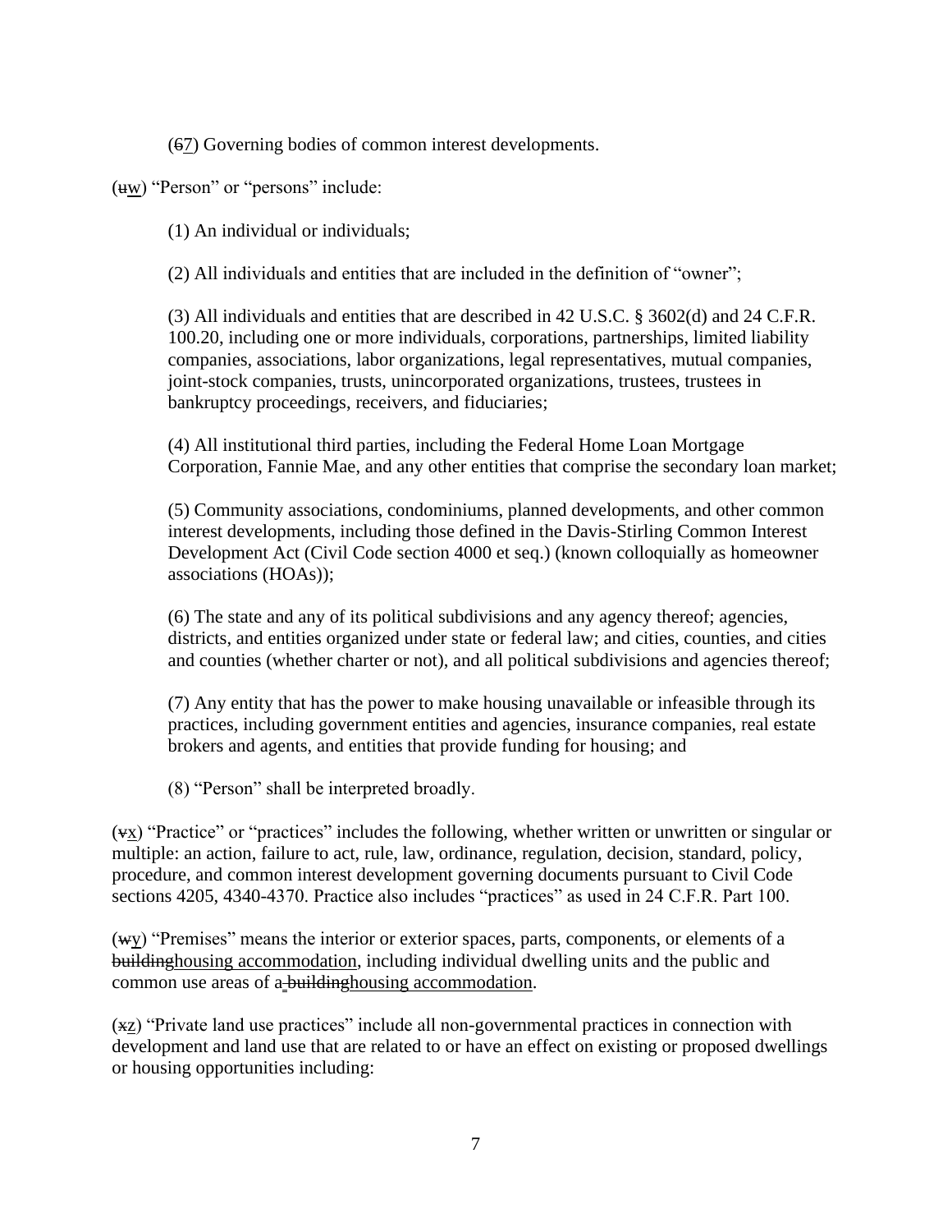(~~6~~7) Governing bodies of common interest developments.

(~~u~~w) "Person" or "persons" include:

(1) An individual or individuals;

(2) All individuals and entities that are included in the definition of "owner";

(3) All individuals and entities that are described in 42 U.S.C. § 3602(d) and 24 C.F.R. 100.20, including one or more individuals, corporations, partnerships, limited liability companies, associations, labor organizations, legal representatives, mutual companies, joint-stock companies, trusts, unincorporated organizations, trustees, trustees in bankruptcy proceedings, receivers, and fiduciaries;

(4) All institutional third parties, including the Federal Home Loan Mortgage Corporation, Fannie Mae, and any other entities that comprise the secondary loan market;

(5) Community associations, condominiums, planned developments, and other common interest developments, including those defined in the Davis-Stirling Common Interest Development Act (Civil Code section 4000 et seq.) (known colloquially as homeowner associations (HOAs));

(6) The state and any of its political subdivisions and any agency thereof; agencies, districts, and entities organized under state or federal law; and cities, counties, and cities and counties (whether charter or not), and all political subdivisions and agencies thereof;

(7) Any entity that has the power to make housing unavailable or infeasible through its practices, including government entities and agencies, insurance companies, real estate brokers and agents, and entities that provide funding for housing; and

(8) "Person" shall be interpreted broadly.

(~~v~~x) "Practice" or "practices" includes the following, whether written or unwritten or singular or multiple: an action, failure to act, rule, law, ordinance, regulation, decision, standard, policy, procedure, and common interest development governing documents pursuant to Civil Code sections 4205, 4340-4370. Practice also includes "practices" as used in 24 C.F.R. Part 100.

(~~w~~y) "Premises" means the interior or exterior spaces, parts, components, or elements of a ~~building~~housing accommodation, including individual dwelling units and the public and common use areas of a ~~building~~housing accommodation.

(~~x~~z) "Private land use practices" include all non-governmental practices in connection with development and land use that are related to or have an effect on existing or proposed dwellings or housing opportunities including: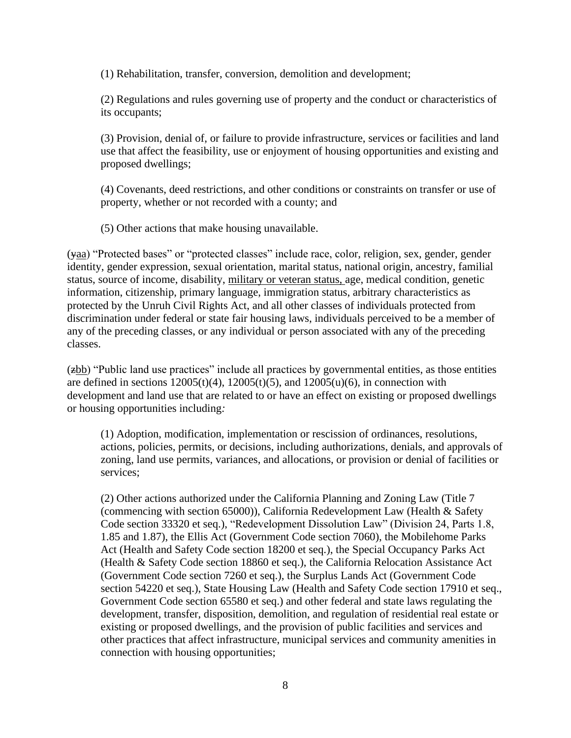(1) Rehabilitation, transfer, conversion, demolition and development;

(2) Regulations and rules governing use of property and the conduct or characteristics of its occupants;

(3) Provision, denial of, or failure to provide infrastructure, services or facilities and land use that affect the feasibility, use or enjoyment of housing opportunities and existing and proposed dwellings;

(4) Covenants, deed restrictions, and other conditions or constraints on transfer or use of property, whether or not recorded with a county; and

(5) Other actions that make housing unavailable.

(~~y~~aa) "Protected bases" or "protected classes" include race, color, religion, sex, gender, gender identity, gender expression, sexual orientation, marital status, national origin, ancestry, familial status, source of income, disability, military or veteran status, age, medical condition, genetic information, citizenship, primary language, immigration status, arbitrary characteristics as protected by the Unruh Civil Rights Act, and all other classes of individuals protected from discrimination under federal or state fair housing laws, individuals perceived to be a member of any of the preceding classes, or any individual or person associated with any of the preceding classes.

(~~z~~bb) "Public land use practices" include all practices by governmental entities, as those entities are defined in sections 12005(t)(4), 12005(t)(5), and 12005(u)(6), in connection with development and land use that are related to or have an effect on existing or proposed dwellings or housing opportunities including*:*

(1) Adoption, modification, implementation or rescission of ordinances, resolutions, actions, policies, permits, or decisions, including authorizations, denials, and approvals of zoning, land use permits, variances, and allocations, or provision or denial of facilities or services;

(2) Other actions authorized under the California Planning and Zoning Law (Title 7 (commencing with section 65000)), California Redevelopment Law (Health & Safety Code section 33320 et seq.), "Redevelopment Dissolution Law" (Division 24, Parts 1.8, 1.85 and 1.87), the Ellis Act (Government Code section 7060), the Mobilehome Parks Act (Health and Safety Code section 18200 et seq.), the Special Occupancy Parks Act (Health & Safety Code section 18860 et seq.), the California Relocation Assistance Act (Government Code section 7260 et seq.), the Surplus Lands Act (Government Code section 54220 et seq.), State Housing Law (Health and Safety Code section 17910 et seq., Government Code section 65580 et seq.) and other federal and state laws regulating the development, transfer, disposition, demolition, and regulation of residential real estate or existing or proposed dwellings, and the provision of public facilities and services and other practices that affect infrastructure, municipal services and community amenities in connection with housing opportunities;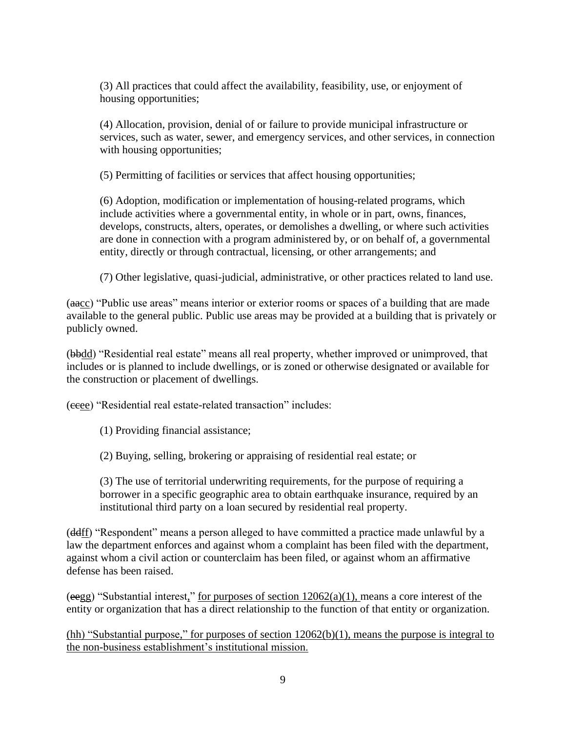(3) All practices that could affect the availability, feasibility, use, or enjoyment of housing opportunities;

(4) Allocation, provision, denial of or failure to provide municipal infrastructure or services, such as water, sewer, and emergency services, and other services, in connection with housing opportunities;

(5) Permitting of facilities or services that affect housing opportunities;

(6) Adoption, modification or implementation of housing-related programs, which include activities where a governmental entity, in whole or in part, owns, finances, develops, constructs, alters, operates, or demolishes a dwelling, or where such activities are done in connection with a program administered by, or on behalf of, a governmental entity, directly or through contractual, licensing, or other arrangements; and

(7) Other legislative, quasi-judicial, administrative, or other practices related to land use.

(~~aa~~<u>cc</u>) "Public use areas" means interior or exterior rooms or spaces of a building that are made available to the general public. Public use areas may be provided at a building that is privately or publicly owned.

(~~bb~~<u>dd</u>) "Residential real estate" means all real property, whether improved or unimproved, that includes or is planned to include dwellings, or is zoned or otherwise designated or available for the construction or placement of dwellings.

(~~cc~~<u>ee</u>) "Residential real estate-related transaction" includes:

(1) Providing financial assistance;

(2) Buying, selling, brokering or appraising of residential real estate; or

(3) The use of territorial underwriting requirements, for the purpose of requiring a borrower in a specific geographic area to obtain earthquake insurance, required by an institutional third party on a loan secured by residential real property.

(~~dd~~<u>ff</u>) "Respondent" means a person alleged to have committed a practice made unlawful by a law the department enforces and against whom a complaint has been filed with the department, against whom a civil action or counterclaim has been filed, or against whom an affirmative defense has been raised.

(~~ee~~<u>gg</u>) "Substantial interest<u>,</u>" <u>for purposes of section 12062(a)(1),</u> means a core interest of the entity or organization that has a direct relationship to the function of that entity or organization.

<u>(hh) "Substantial purpose," for purposes of section 12062(b)(1), means the purpose is integral to the non-business establishment's institutional mission.</u>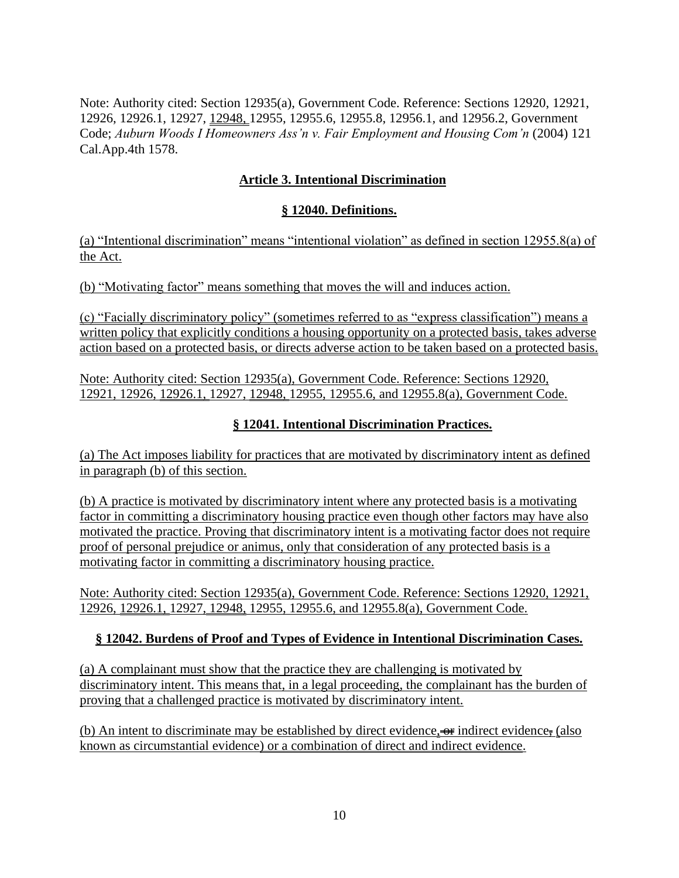Note: Authority cited: Section 12935(a), Government Code. Reference: Sections 12920, 12921, 12926, 12926.1, 12927, 12948, 12955, 12955.6, 12955.8, 12956.1, and 12956.2, Government Code; *Auburn Woods I Homeowners Ass'n v. Fair Employment and Housing Com'n* (2004) 121 Cal.App.4th 1578.

## Article 3. Intentional Discrimination

### § 12040. Definitions.

(a) "Intentional discrimination" means "intentional violation" as defined in section 12955.8(a) of the Act.

(b) "Motivating factor" means something that moves the will and induces action.

(c) "Facially discriminatory policy" (sometimes referred to as "express classification") means a written policy that explicitly conditions a housing opportunity on a protected basis, takes adverse action based on a protected basis, or directs adverse action to be taken based on a protected basis.

Note: Authority cited: Section 12935(a), Government Code. Reference: Sections 12920, 12921, 12926, 12926.1, 12927, 12948, 12955, 12955.6, and 12955.8(a), Government Code.

### § 12041. Intentional Discrimination Practices.

(a) The Act imposes liability for practices that are motivated by discriminatory intent as defined in paragraph (b) of this section.

(b) A practice is motivated by discriminatory intent where any protected basis is a motivating factor in committing a discriminatory housing practice even though other factors may have also motivated the practice. Proving that discriminatory intent is a motivating factor does not require proof of personal prejudice or animus, only that consideration of any protected basis is a motivating factor in committing a discriminatory housing practice.

Note: Authority cited: Section 12935(a), Government Code. Reference: Sections 12920, 12921, 12926, 12926.1, 12927, 12948, 12955, 12955.6, and 12955.8(a), Government Code.

### § 12042. Burdens of Proof and Types of Evidence in Intentional Discrimination Cases.

(a) A complainant must show that the practice they are challenging is motivated by discriminatory intent. This means that, in a legal proceeding, the complainant has the burden of proving that a challenged practice is motivated by discriminatory intent.

(b) An intent to discriminate may be established by direct evidence, ~~or~~ indirect evidence~~,~~ (also known as circumstantial evidence) or a combination of direct and indirect evidence.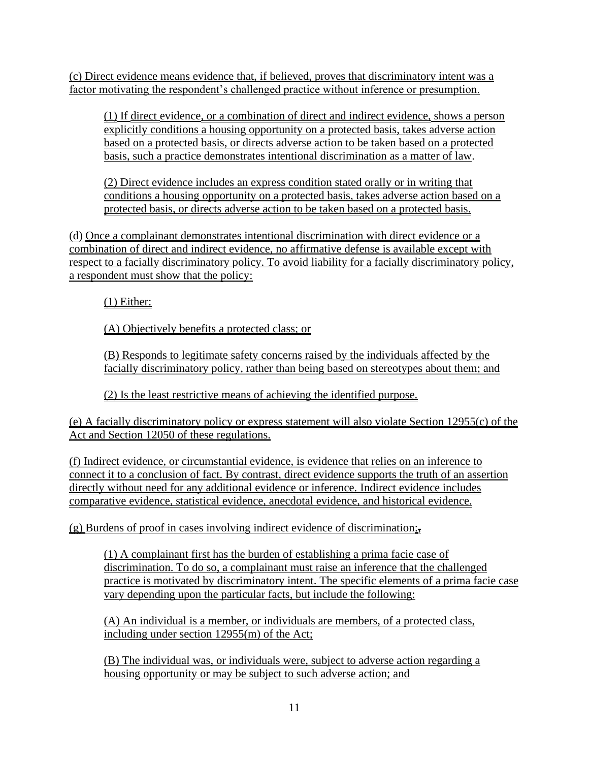(c) Direct evidence means evidence that, if believed, proves that discriminatory intent was a factor motivating the respondent's challenged practice without inference or presumption.

(1) If direct evidence, or a combination of direct and indirect evidence, shows a person explicitly conditions a housing opportunity on a protected basis, takes adverse action based on a protected basis, or directs adverse action to be taken based on a protected basis, such a practice demonstrates intentional discrimination as a matter of law.

(2) Direct evidence includes an express condition stated orally or in writing that conditions a housing opportunity on a protected basis, takes adverse action based on a protected basis, or directs adverse action to be taken based on a protected basis.

(d) Once a complainant demonstrates intentional discrimination with direct evidence or a combination of direct and indirect evidence, no affirmative defense is available except with respect to a facially discriminatory policy. To avoid liability for a facially discriminatory policy, a respondent must show that the policy:

(1) Either:

(A) Objectively benefits a protected class; or

(B) Responds to legitimate safety concerns raised by the individuals affected by the facially discriminatory policy, rather than being based on stereotypes about them; and

(2) Is the least restrictive means of achieving the identified purpose.

(e) A facially discriminatory policy or express statement will also violate Section 12955(c) of the Act and Section 12050 of these regulations.

(f) Indirect evidence, or circumstantial evidence, is evidence that relies on an inference to connect it to a conclusion of fact. By contrast, direct evidence supports the truth of an assertion directly without need for any additional evidence or inference. Indirect evidence includes comparative evidence, statistical evidence, anecdotal evidence, and historical evidence.

(g) Burdens of proof in cases involving indirect evidence of discrimination:,

(1) A complainant first has the burden of establishing a prima facie case of discrimination. To do so, a complainant must raise an inference that the challenged practice is motivated by discriminatory intent. The specific elements of a prima facie case vary depending upon the particular facts, but include the following:

(A) An individual is a member, or individuals are members, of a protected class, including under section 12955(m) of the Act;

(B) The individual was, or individuals were, subject to adverse action regarding a housing opportunity or may be subject to such adverse action; and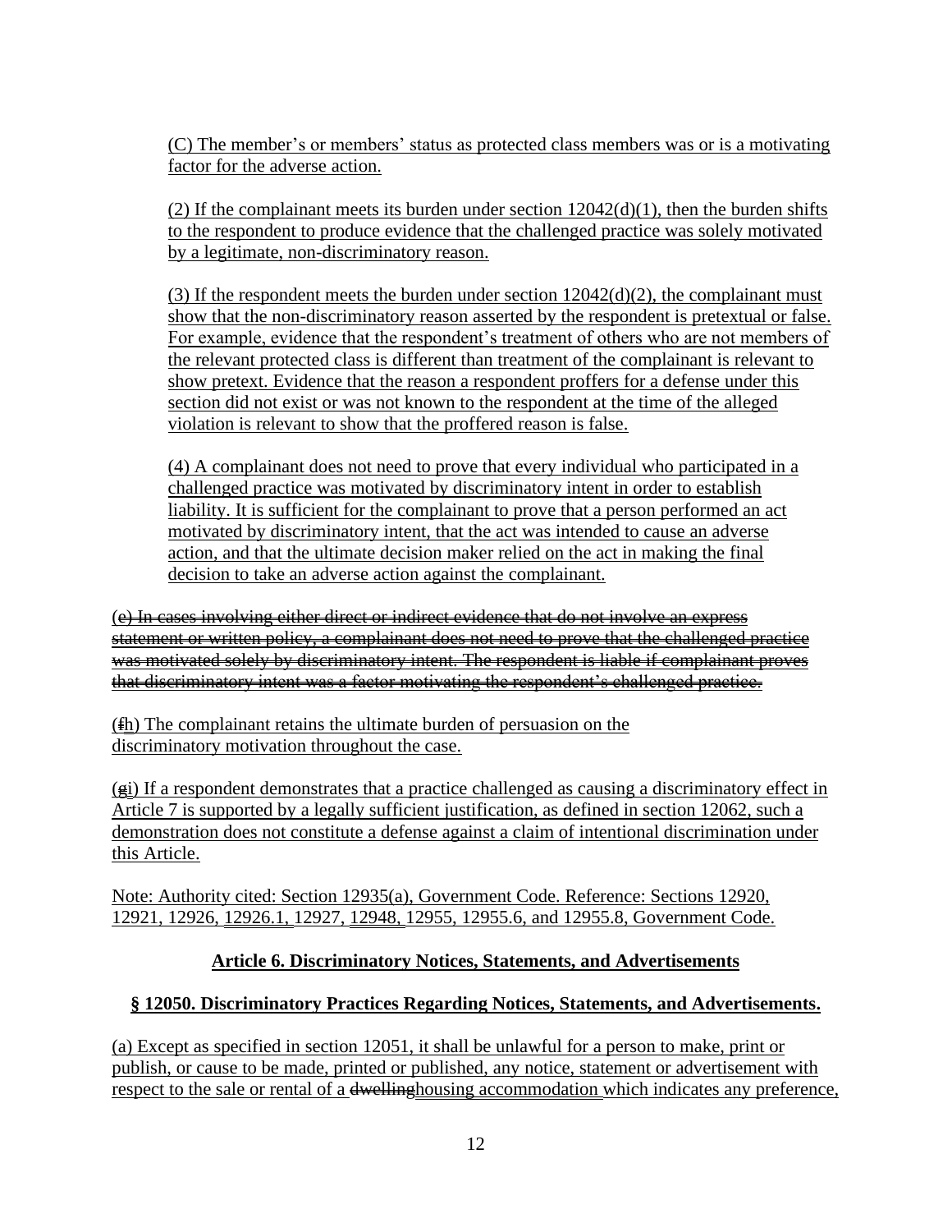(C) The member's or members' status as protected class members was or is a motivating factor for the adverse action.

(2) If the complainant meets its burden under section 12042(d)(1), then the burden shifts to the respondent to produce evidence that the challenged practice was solely motivated by a legitimate, non-discriminatory reason.

(3) If the respondent meets the burden under section 12042(d)(2), the complainant must show that the non-discriminatory reason asserted by the respondent is pretextual or false. For example, evidence that the respondent's treatment of others who are not members of the relevant protected class is different than treatment of the complainant is relevant to show pretext. Evidence that the reason a respondent proffers for a defense under this section did not exist or was not known to the respondent at the time of the alleged violation is relevant to show that the proffered reason is false.

(4) A complainant does not need to prove that every individual who participated in a challenged practice was motivated by discriminatory intent in order to establish liability. It is sufficient for the complainant to prove that a person performed an act motivated by discriminatory intent, that the act was intended to cause an adverse action, and that the ultimate decision maker relied on the act in making the final decision to take an adverse action against the complainant.

~~(e) In cases involving either direct or indirect evidence that do not involve an express statement or written policy, a complainant does not need to prove that the challenged practice was motivated solely by discriminatory intent. The respondent is liable if complainant proves that discriminatory intent was a factor motivating the respondent's challenged practice.~~

(~~f~~h) The complainant retains the ultimate burden of persuasion on the discriminatory motivation throughout the case.

(~~g~~i) If a respondent demonstrates that a practice challenged as causing a discriminatory effect in Article 7 is supported by a legally sufficient justification, as defined in section 12062, such a demonstration does not constitute a defense against a claim of intentional discrimination under this Article.

Note: Authority cited: Section 12935(a), Government Code. Reference: Sections 12920, 12921, 12926, 12926.1, 12927, 12948, 12955, 12955.6, and 12955.8, Government Code.

## Article 6. Discriminatory Notices, Statements, and Advertisements

## § 12050. Discriminatory Practices Regarding Notices, Statements, and Advertisements.

(a) Except as specified in section 12051, it shall be unlawful for a person to make, print or publish, or cause to be made, printed or published, any notice, statement or advertisement with respect to the sale or rental of a ~~dwelling~~housing accommodation which indicates any preference,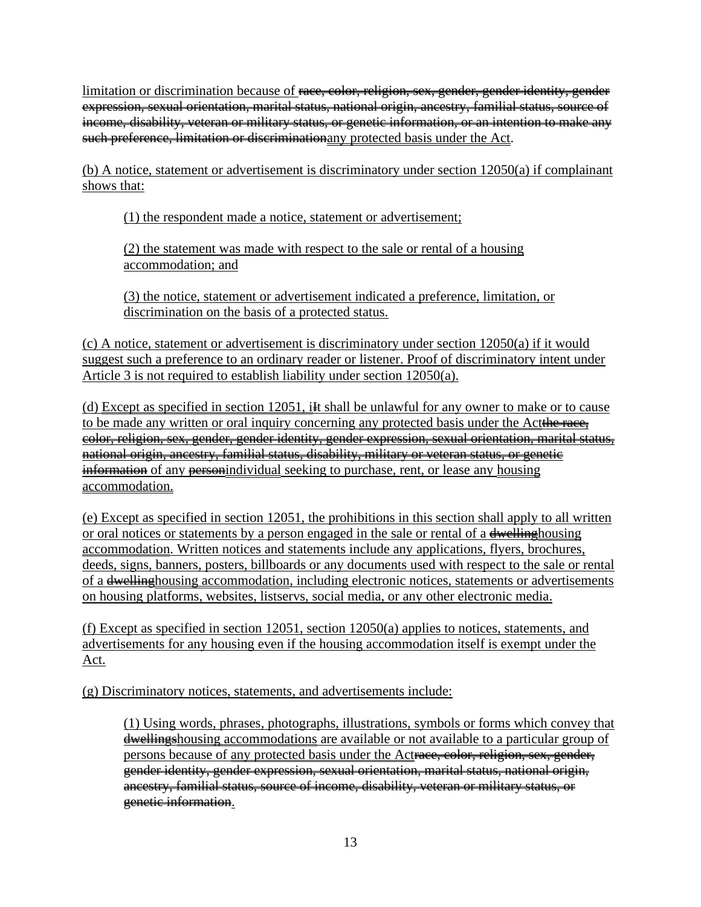limitation or discrimination because of ~~race, color, religion, sex, gender, gender identity, gender expression, sexual orientation, marital status, national origin, ancestry, familial status, source of income, disability, veteran or military status, or genetic information, or an intention to make any such preference, limitation or discrimination~~any protected basis under the Act.

(b) A notice, statement or advertisement is discriminatory under section 12050(a) if complainant shows that:

> (1) the respondent made a notice, statement or advertisement;
>
> (2) the statement was made with respect to the sale or rental of a housing accommodation; and
>
> (3) the notice, statement or advertisement indicated a preference, limitation, or discrimination on the basis of a protected status.

(c) A notice, statement or advertisement is discriminatory under section 12050(a) if it would suggest such a preference to an ordinary reader or listener. Proof of discriminatory intent under Article 3 is not required to establish liability under section 12050(a).

(d) Except as specified in section 12051, i~~I~~t shall be unlawful for any owner to make or to cause to be made any written or oral inquiry concerning any protected basis under the Act~~the race, color, religion, sex, gender, gender identity, gender expression, sexual orientation, marital status, national origin, ancestry, familial status, disability, military or veteran status, or genetic information~~ of any ~~person~~individual seeking to purchase, rent, or lease any housing accommodation.

(e) Except as specified in section 12051, the prohibitions in this section shall apply to all written or oral notices or statements by a person engaged in the sale or rental of a ~~dwelling~~housing accommodation. Written notices and statements include any applications, flyers, brochures, deeds, signs, banners, posters, billboards or any documents used with respect to the sale or rental of a ~~dwelling~~housing accommodation, including electronic notices, statements or advertisements on housing platforms, websites, listservs, social media, or any other electronic media.

(f) Except as specified in section 12051, section 12050(a) applies to notices, statements, and advertisements for any housing even if the housing accommodation itself is exempt under the Act.

(g) Discriminatory notices, statements, and advertisements include:

> (1) Using words, phrases, photographs, illustrations, symbols or forms which convey that ~~dwellings~~housing accommodations are available or not available to a particular group of persons because of any protected basis under the Act~~race, color, religion, sex, gender, gender identity, gender expression, sexual orientation, marital status, national origin, ancestry, familial status, source of income, disability, veteran or military status, or genetic information~~.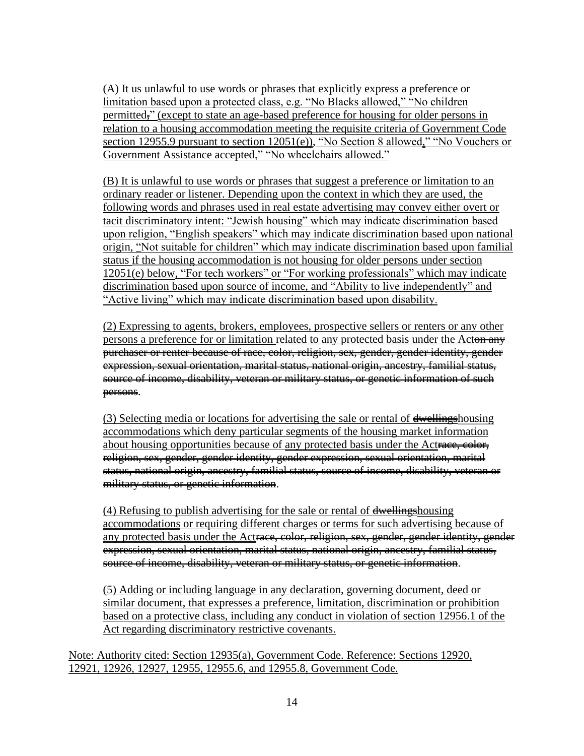(A) It us unlawful to use words or phrases that explicitly express a preference or limitation based upon a protected class, e.g. "No Blacks allowed," "No children permitted," (except to state an age-based preference for housing for older persons in relation to a housing accommodation meeting the requisite criteria of Government Code section 12955.9 pursuant to section 12051(e)), "No Section 8 allowed," "No Vouchers or Government Assistance accepted," "No wheelchairs allowed."

(B) It is unlawful to use words or phrases that suggest a preference or limitation to an ordinary reader or listener. Depending upon the context in which they are used, the following words and phrases used in real estate advertising may convey either overt or tacit discriminatory intent: "Jewish housing" which may indicate discrimination based upon religion, "English speakers" which may indicate discrimination based upon national origin, "Not suitable for children" which may indicate discrimination based upon familial status if the housing accommodation is not housing for older persons under section 12051(e) below, "For tech workers" or "For working professionals" which may indicate discrimination based upon source of income, and "Ability to live independently" and "Active living" which may indicate discrimination based upon disability.

(2) Expressing to agents, brokers, employees, prospective sellers or renters or any other persons a preference for or limitation related to any protected basis under the Act~~on any purchaser or renter because of race, color, religion, sex, gender, gender identity, gender expression, sexual orientation, marital status, national origin, ancestry, familial status, source of income, disability, veteran or military status, or genetic information of such persons~~.

(3) Selecting media or locations for advertising the sale or rental of ~~dwellings~~housing accommodations which deny particular segments of the housing market information about housing opportunities because of any protected basis under the Act~~race, color, religion, sex, gender, gender identity, gender expression, sexual orientation, marital status, national origin, ancestry, familial status, source of income, disability, veteran or military status, or genetic information~~.

(4) Refusing to publish advertising for the sale or rental of ~~dwellings~~housing accommodations or requiring different charges or terms for such advertising because of any protected basis under the Act~~race, color, religion, sex, gender, gender identity, gender expression, sexual orientation, marital status, national origin, ancestry, familial status, source of income, disability, veteran or military status, or genetic information~~.

(5) Adding or including language in any declaration, governing document, deed or similar document, that expresses a preference, limitation, discrimination or prohibition based on a protective class, including any conduct in violation of section 12956.1 of the Act regarding discriminatory restrictive covenants.

Note: Authority cited: Section 12935(a), Government Code. Reference: Sections 12920, 12921, 12926, 12927, 12955, 12955.6, and 12955.8, Government Code.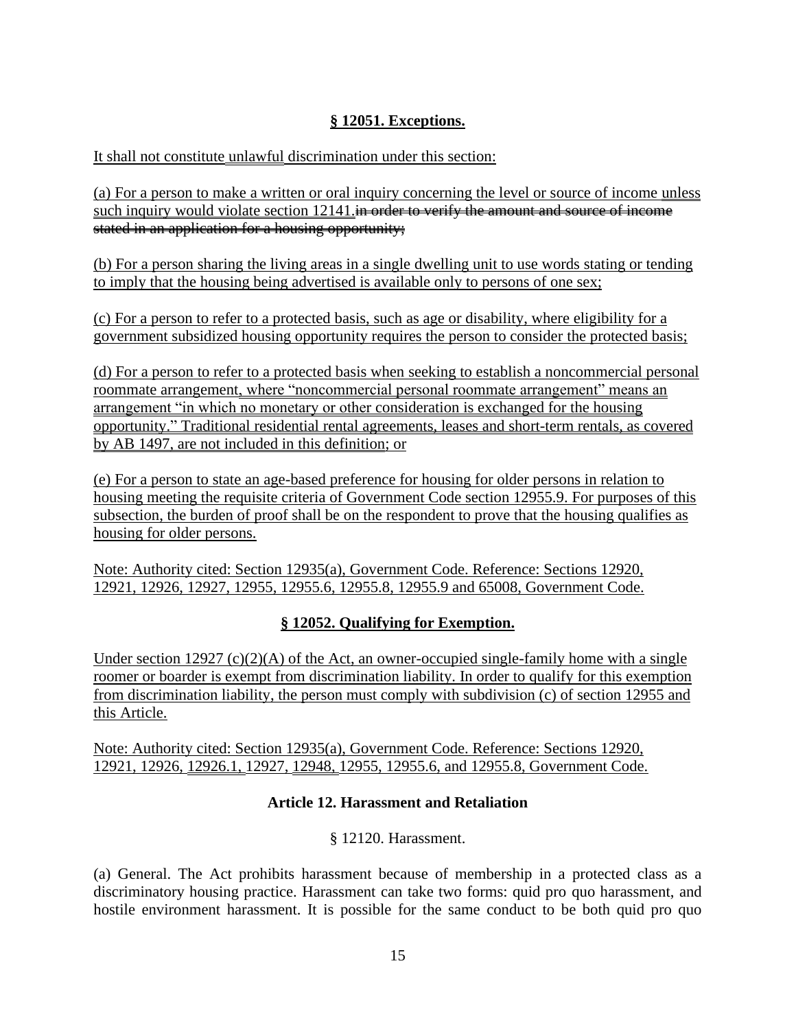### § 12051. Exceptions.

It shall not constitute unlawful discrimination under this section:

(a) For a person to make a written or oral inquiry concerning the level or source of income unless such inquiry would violate section 12141.~~in order to verify the amount and source of income stated in an application for a housing opportunity;~~

(b) For a person sharing the living areas in a single dwelling unit to use words stating or tending to imply that the housing being advertised is available only to persons of one sex;

(c) For a person to refer to a protected basis, such as age or disability, where eligibility for a government subsidized housing opportunity requires the person to consider the protected basis;

(d) For a person to refer to a protected basis when seeking to establish a noncommercial personal roommate arrangement, where "noncommercial personal roommate arrangement" means an arrangement "in which no monetary or other consideration is exchanged for the housing opportunity." Traditional residential rental agreements, leases and short-term rentals, as covered by AB 1497, are not included in this definition; or

(e) For a person to state an age-based preference for housing for older persons in relation to housing meeting the requisite criteria of Government Code section 12955.9. For purposes of this subsection, the burden of proof shall be on the respondent to prove that the housing qualifies as housing for older persons.

Note: Authority cited: Section 12935(a), Government Code. Reference: Sections 12920, 12921, 12926, 12927, 12955, 12955.6, 12955.8, 12955.9 and 65008, Government Code.

### § 12052. Qualifying for Exemption.

Under section 12927 (c)(2)(A) of the Act, an owner-occupied single-family home with a single roomer or boarder is exempt from discrimination liability. In order to qualify for this exemption from discrimination liability, the person must comply with subdivision (c) of section 12955 and this Article.

Note: Authority cited: Section 12935(a), Government Code. Reference: Sections 12920, 12921, 12926, 12926.1, 12927, 12948, 12955, 12955.6, and 12955.8, Government Code.

## Article 12. Harassment and Retaliation

§ 12120. Harassment.

(a) General. The Act prohibits harassment because of membership in a protected class as a discriminatory housing practice. Harassment can take two forms: quid pro quo harassment, and hostile environment harassment. It is possible for the same conduct to be both quid pro quo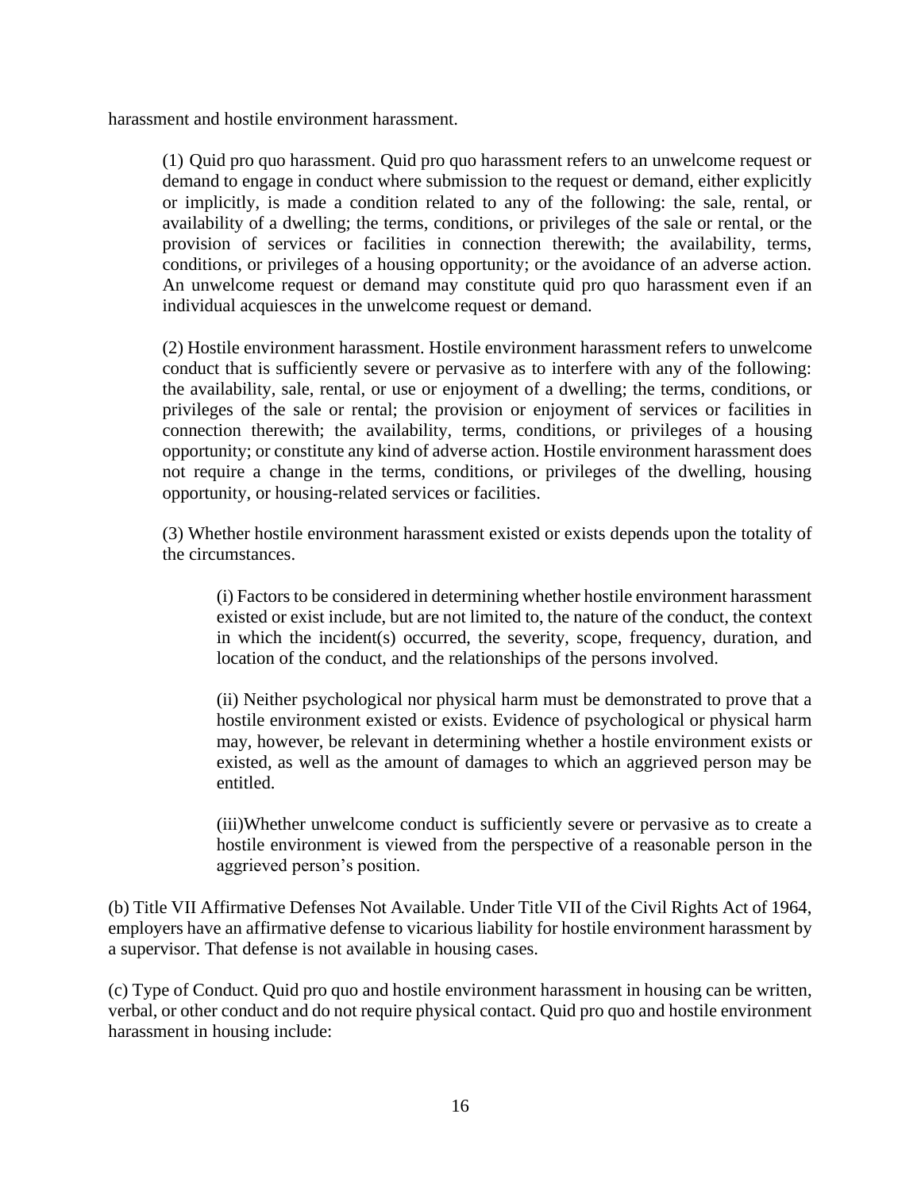harassment and hostile environment harassment.

(1) Quid pro quo harassment. Quid pro quo harassment refers to an unwelcome request or demand to engage in conduct where submission to the request or demand, either explicitly or implicitly, is made a condition related to any of the following: the sale, rental, or availability of a dwelling; the terms, conditions, or privileges of the sale or rental, or the provision of services or facilities in connection therewith; the availability, terms, conditions, or privileges of a housing opportunity; or the avoidance of an adverse action. An unwelcome request or demand may constitute quid pro quo harassment even if an individual acquiesces in the unwelcome request or demand.

(2) Hostile environment harassment. Hostile environment harassment refers to unwelcome conduct that is sufficiently severe or pervasive as to interfere with any of the following: the availability, sale, rental, or use or enjoyment of a dwelling; the terms, conditions, or privileges of the sale or rental; the provision or enjoyment of services or facilities in connection therewith; the availability, terms, conditions, or privileges of a housing opportunity; or constitute any kind of adverse action. Hostile environment harassment does not require a change in the terms, conditions, or privileges of the dwelling, housing opportunity, or housing-related services or facilities.

(3) Whether hostile environment harassment existed or exists depends upon the totality of the circumstances.

(i) Factors to be considered in determining whether hostile environment harassment existed or exist include, but are not limited to, the nature of the conduct, the context in which the incident(s) occurred, the severity, scope, frequency, duration, and location of the conduct, and the relationships of the persons involved.

(ii) Neither psychological nor physical harm must be demonstrated to prove that a hostile environment existed or exists. Evidence of psychological or physical harm may, however, be relevant in determining whether a hostile environment exists or existed, as well as the amount of damages to which an aggrieved person may be entitled.

(iii)Whether unwelcome conduct is sufficiently severe or pervasive as to create a hostile environment is viewed from the perspective of a reasonable person in the aggrieved person's position.

(b) Title VII Affirmative Defenses Not Available. Under Title VII of the Civil Rights Act of 1964, employers have an affirmative defense to vicarious liability for hostile environment harassment by a supervisor. That defense is not available in housing cases.

(c) Type of Conduct. Quid pro quo and hostile environment harassment in housing can be written, verbal, or other conduct and do not require physical contact. Quid pro quo and hostile environment harassment in housing include: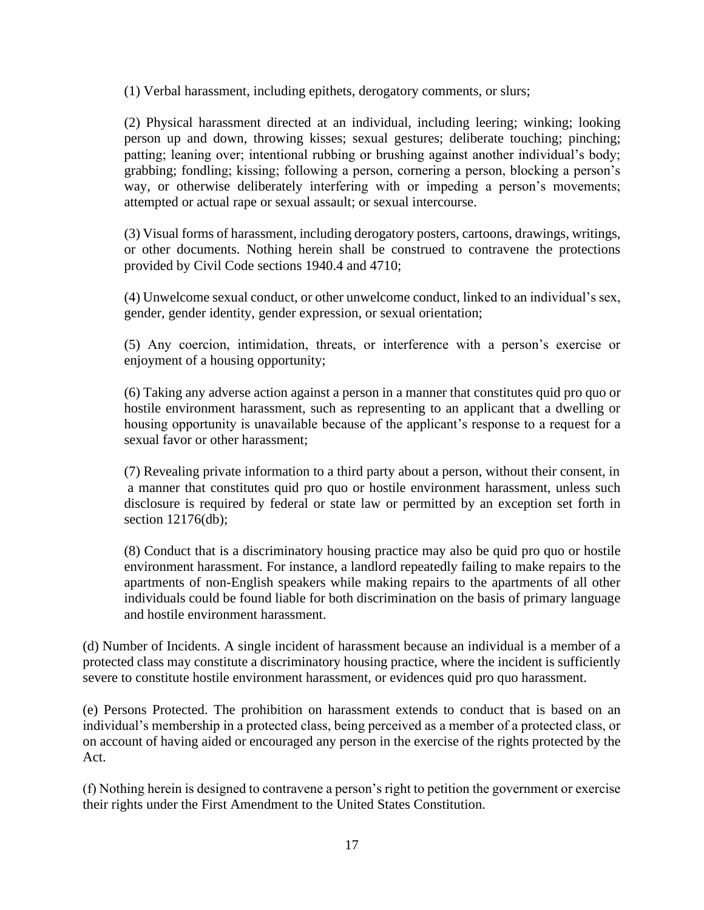(1) Verbal harassment, including epithets, derogatory comments, or slurs;

(2) Physical harassment directed at an individual, including leering; winking; looking person up and down, throwing kisses; sexual gestures; deliberate touching; pinching; patting; leaning over; intentional rubbing or brushing against another individual's body; grabbing; fondling; kissing; following a person, cornering a person, blocking a person's way, or otherwise deliberately interfering with or impeding a person's movements; attempted or actual rape or sexual assault; or sexual intercourse.

(3) Visual forms of harassment, including derogatory posters, cartoons, drawings, writings, or other documents. Nothing herein shall be construed to contravene the protections provided by Civil Code sections 1940.4 and 4710;

(4) Unwelcome sexual conduct, or other unwelcome conduct, linked to an individual's sex, gender, gender identity, gender expression, or sexual orientation;

(5) Any coercion, intimidation, threats, or interference with a person's exercise or enjoyment of a housing opportunity;

(6) Taking any adverse action against a person in a manner that constitutes quid pro quo or hostile environment harassment, such as representing to an applicant that a dwelling or housing opportunity is unavailable because of the applicant's response to a request for a sexual favor or other harassment;

(7) Revealing private information to a third party about a person, without their consent, in a manner that constitutes quid pro quo or hostile environment harassment, unless such disclosure is required by federal or state law or permitted by an exception set forth in section 12176(db);

(8) Conduct that is a discriminatory housing practice may also be quid pro quo or hostile environment harassment. For instance, a landlord repeatedly failing to make repairs to the apartments of non-English speakers while making repairs to the apartments of all other individuals could be found liable for both discrimination on the basis of primary language and hostile environment harassment.

(d) Number of Incidents. A single incident of harassment because an individual is a member of a protected class may constitute a discriminatory housing practice, where the incident is sufficiently severe to constitute hostile environment harassment, or evidences quid pro quo harassment.

(e) Persons Protected. The prohibition on harassment extends to conduct that is based on an individual's membership in a protected class, being perceived as a member of a protected class, or on account of having aided or encouraged any person in the exercise of the rights protected by the Act.

(f) Nothing herein is designed to contravene a person's right to petition the government or exercise their rights under the First Amendment to the United States Constitution.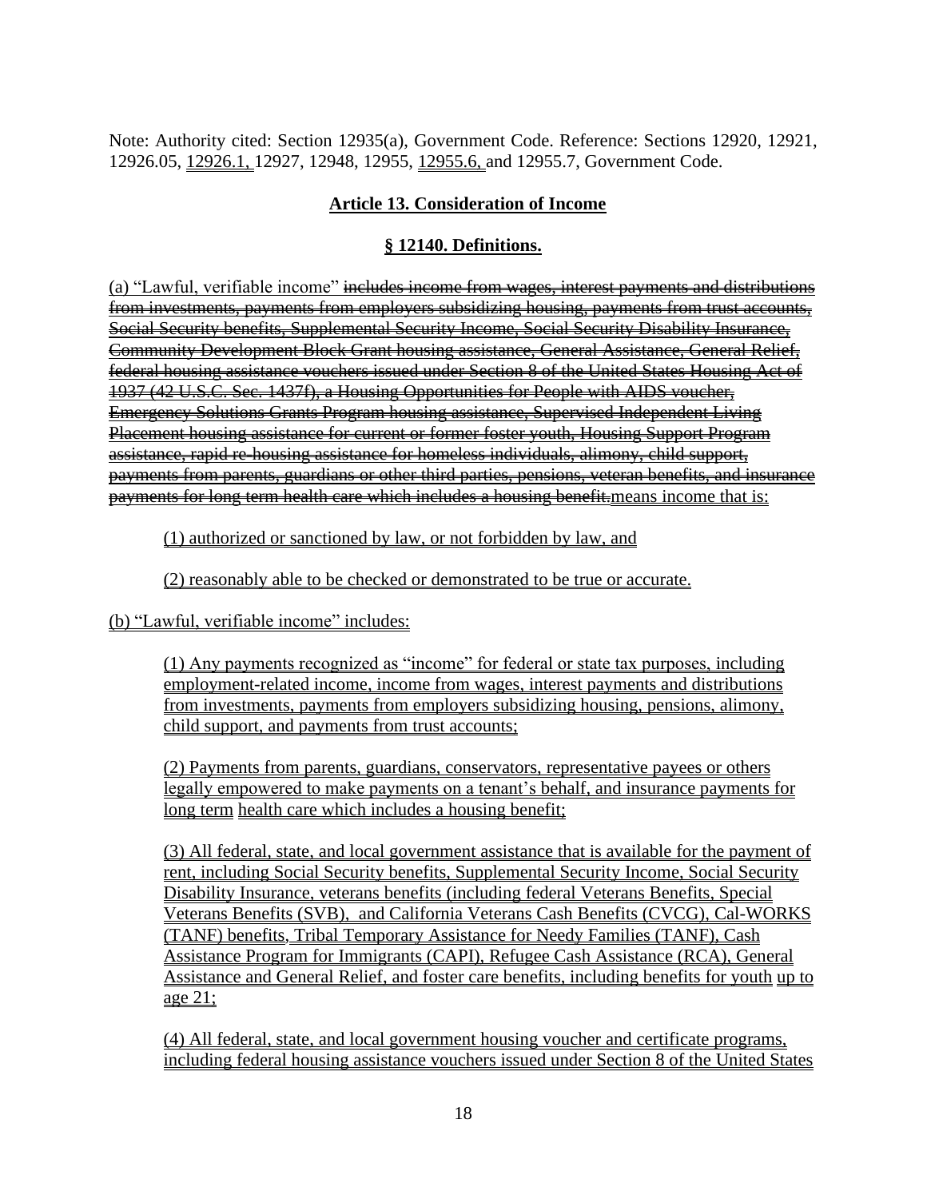Note: Authority cited: Section 12935(a), Government Code. Reference: Sections 12920, 12921, 12926.05, 12926.1, 12927, 12948, 12955, 12955.6, and 12955.7, Government Code.

## Article 13. Consideration of Income

### § 12140. Definitions.

(a) "Lawful, verifiable income" ~~includes income from wages, interest payments and distributions from investments, payments from employers subsidizing housing, payments from trust accounts, Social Security benefits, Supplemental Security Income, Social Security Disability Insurance, Community Development Block Grant housing assistance, General Assistance, General Relief, federal housing assistance vouchers issued under Section 8 of the United States Housing Act of 1937 (42 U.S.C. Sec. 1437f), a Housing Opportunities for People with AIDS voucher, Emergency Solutions Grants Program housing assistance, Supervised Independent Living Placement housing assistance for current or former foster youth, Housing Support Program assistance, rapid re-housing assistance for homeless individuals, alimony, child support, payments from parents, guardians or other third parties, pensions, veteran benefits, and insurance payments for long term health care which includes a housing benefit.~~means income that is:

(1) authorized or sanctioned by law, or not forbidden by law, and

(2) reasonably able to be checked or demonstrated to be true or accurate.

(b) "Lawful, verifiable income" includes:

(1) Any payments recognized as "income" for federal or state tax purposes, including employment-related income, income from wages, interest payments and distributions from investments, payments from employers subsidizing housing, pensions, alimony, child support, and payments from trust accounts;

(2) Payments from parents, guardians, conservators, representative payees or others legally empowered to make payments on a tenant's behalf, and insurance payments for long term health care which includes a housing benefit;

(3) All federal, state, and local government assistance that is available for the payment of rent, including Social Security benefits, Supplemental Security Income, Social Security Disability Insurance, veterans benefits (including federal Veterans Benefits, Special Veterans Benefits (SVB), and California Veterans Cash Benefits (CVCG), Cal-WORKS (TANF) benefits, Tribal Temporary Assistance for Needy Families (TANF), Cash Assistance Program for Immigrants (CAPI), Refugee Cash Assistance (RCA), General Assistance and General Relief, and foster care benefits, including benefits for youth up to age 21;

(4) All federal, state, and local government housing voucher and certificate programs, including federal housing assistance vouchers issued under Section 8 of the United States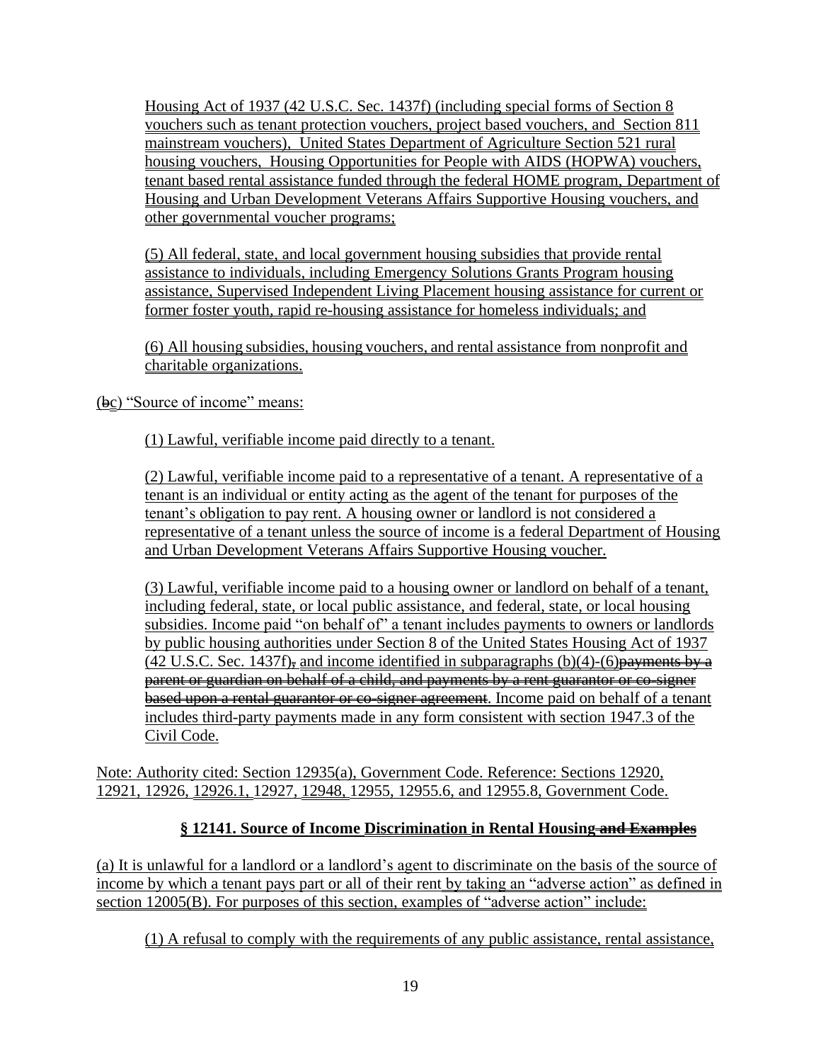Housing Act of 1937 (42 U.S.C. Sec. 1437f) (including special forms of Section 8 vouchers such as tenant protection vouchers, project based vouchers, and Section 811 mainstream vouchers), United States Department of Agriculture Section 521 rural housing vouchers, Housing Opportunities for People with AIDS (HOPWA) vouchers, tenant based rental assistance funded through the federal HOME program, Department of Housing and Urban Development Veterans Affairs Supportive Housing vouchers, and other governmental voucher programs;

(5) All federal, state, and local government housing subsidies that provide rental assistance to individuals, including Emergency Solutions Grants Program housing assistance, Supervised Independent Living Placement housing assistance for current or former foster youth, rapid re-housing assistance for homeless individuals; and

(6) All housing subsidies, housing vouchers, and rental assistance from nonprofit and charitable organizations.

(~~b~~c) "Source of income" means:

(1) Lawful, verifiable income paid directly to a tenant.

(2) Lawful, verifiable income paid to a representative of a tenant. A representative of a tenant is an individual or entity acting as the agent of the tenant for purposes of the tenant's obligation to pay rent. A housing owner or landlord is not considered a representative of a tenant unless the source of income is a federal Department of Housing and Urban Development Veterans Affairs Supportive Housing voucher.

(3) Lawful, verifiable income paid to a housing owner or landlord on behalf of a tenant, including federal, state, or local public assistance, and federal, state, or local housing subsidies. Income paid "on behalf of" a tenant includes payments to owners or landlords by public housing authorities under Section 8 of the United States Housing Act of 1937 (42 U.S.C. Sec. 1437f)~~,~~ and income identified in subparagraphs (b)(4)-(6)~~payments by a parent or guardian on behalf of a child, and payments by a rent guarantor or co-signer based upon a rental guarantor or co-signer agreement~~. Income paid on behalf of a tenant includes third-party payments made in any form consistent with section 1947.3 of the Civil Code.

Note: Authority cited: Section 12935(a), Government Code. Reference: Sections 12920, 12921, 12926, 12926.1, 12927, 12948, 12955, 12955.6, and 12955.8, Government Code.

**§ 12141. Source of Income Discrimination in Rental Housing ~~and Examples~~**

(a) It is unlawful for a landlord or a landlord's agent to discriminate on the basis of the source of income by which a tenant pays part or all of their rent by taking an "adverse action" as defined in section 12005(B). For purposes of this section, examples of "adverse action" include:

(1) A refusal to comply with the requirements of any public assistance, rental assistance,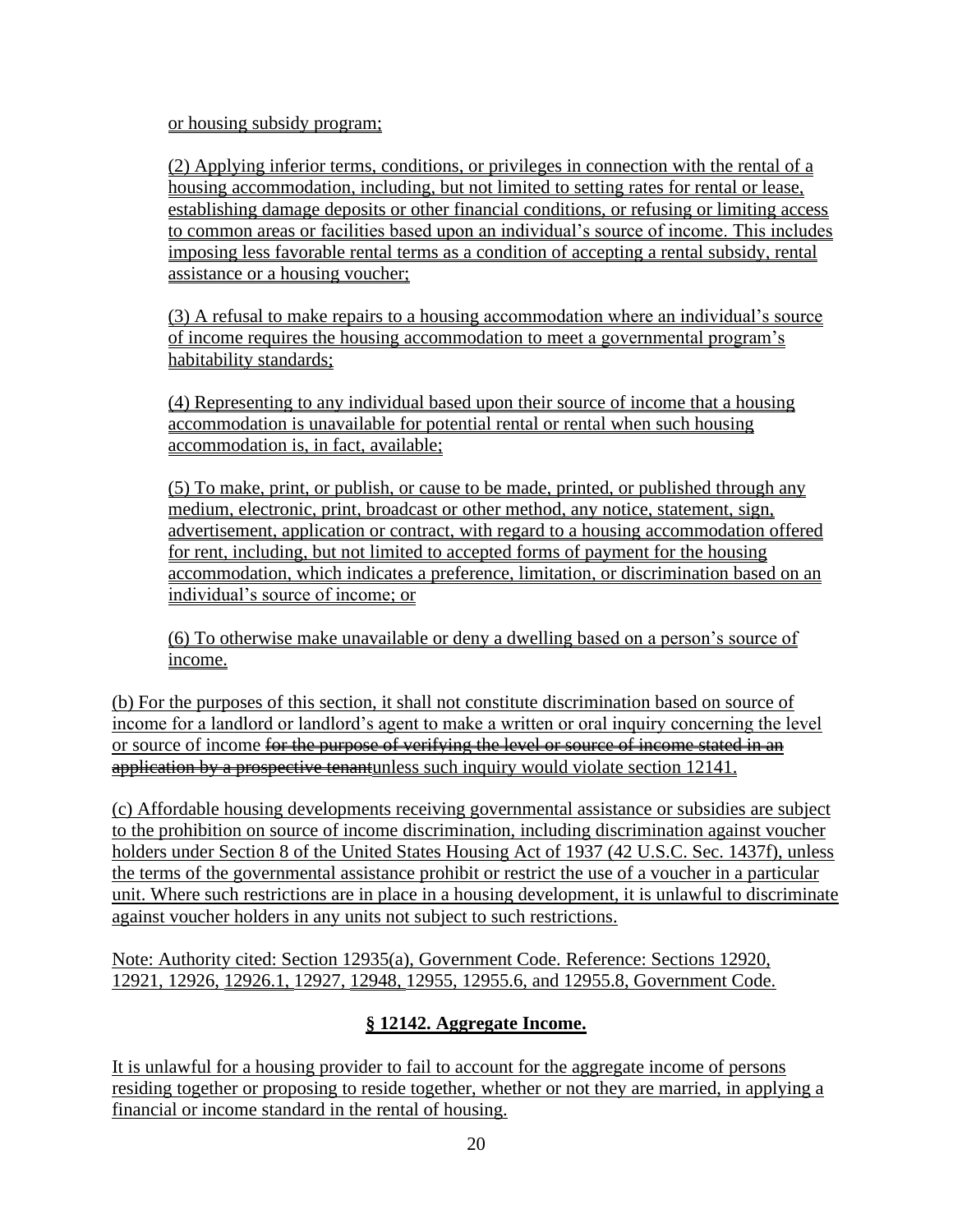or housing subsidy program;

(2) Applying inferior terms, conditions, or privileges in connection with the rental of a housing accommodation, including, but not limited to setting rates for rental or lease, establishing damage deposits or other financial conditions, or refusing or limiting access to common areas or facilities based upon an individual's source of income. This includes imposing less favorable rental terms as a condition of accepting a rental subsidy, rental assistance or a housing voucher;

(3) A refusal to make repairs to a housing accommodation where an individual's source of income requires the housing accommodation to meet a governmental program's habitability standards;

(4) Representing to any individual based upon their source of income that a housing accommodation is unavailable for potential rental or rental when such housing accommodation is, in fact, available;

(5) To make, print, or publish, or cause to be made, printed, or published through any medium, electronic, print, broadcast or other method, any notice, statement, sign, advertisement, application or contract, with regard to a housing accommodation offered for rent, including, but not limited to accepted forms of payment for the housing accommodation, which indicates a preference, limitation, or discrimination based on an individual's source of income; or

(6) To otherwise make unavailable or deny a dwelling based on a person's source of income.

(b) For the purposes of this section, it shall not constitute discrimination based on source of income for a landlord or landlord's agent to make a written or oral inquiry concerning the level or source of income ~~for the purpose of verifying the level or source of income stated in an application by a prospective tenant~~unless such inquiry would violate section 12141.

(c) Affordable housing developments receiving governmental assistance or subsidies are subject to the prohibition on source of income discrimination, including discrimination against voucher holders under Section 8 of the United States Housing Act of 1937 (42 U.S.C. Sec. 1437f), unless the terms of the governmental assistance prohibit or restrict the use of a voucher in a particular unit. Where such restrictions are in place in a housing development, it is unlawful to discriminate against voucher holders in any units not subject to such restrictions.

Note: Authority cited: Section 12935(a), Government Code. Reference: Sections 12920, 12921, 12926, 12926.1, 12927, 12948, 12955, 12955.6, and 12955.8, Government Code.

**§ 12142. Aggregate Income.**

It is unlawful for a housing provider to fail to account for the aggregate income of persons residing together or proposing to reside together, whether or not they are married, in applying a financial or income standard in the rental of housing.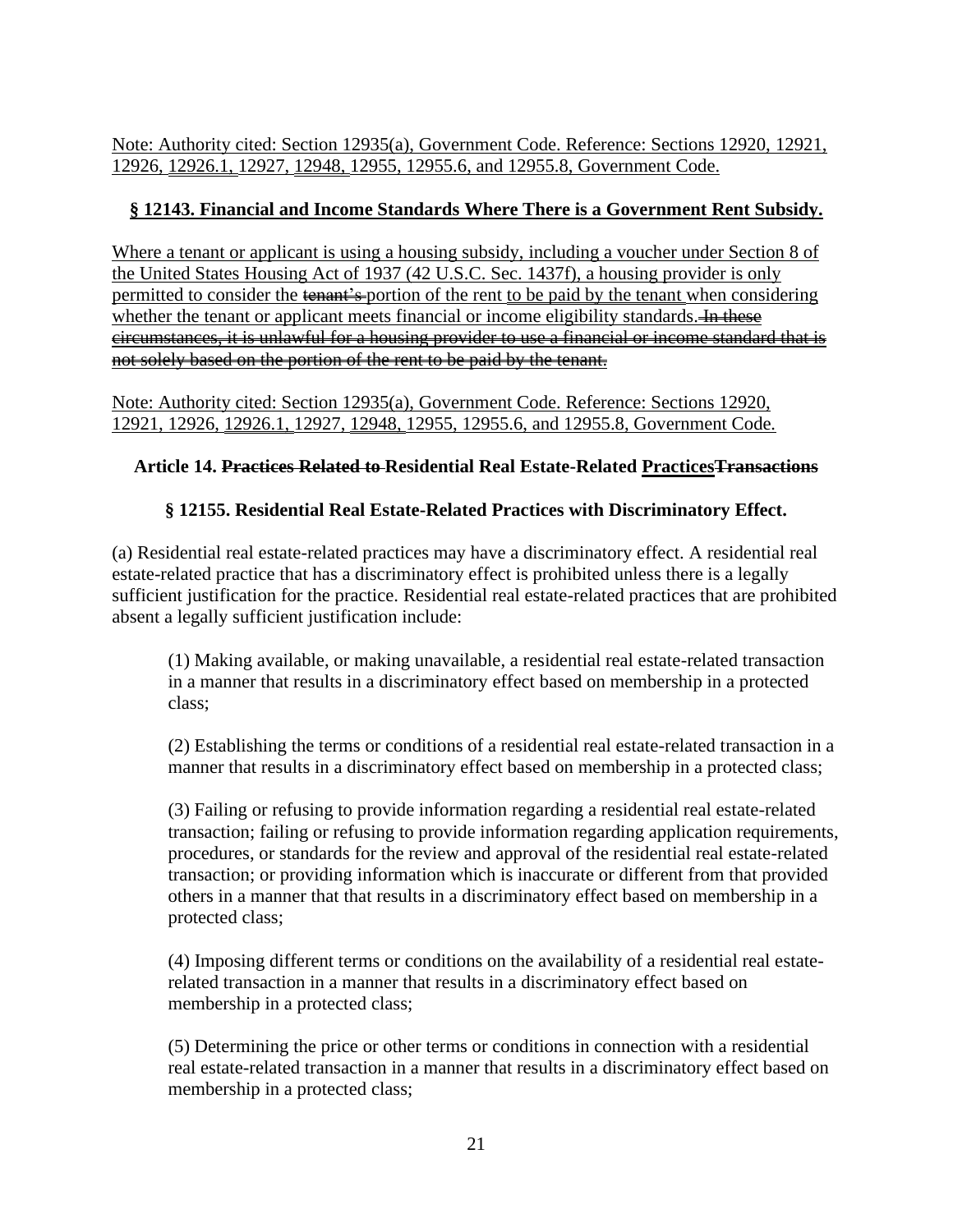<u>Note: Authority cited: Section 12935(a), Government Code. Reference: Sections 12920, 12921, 12926, 12926.1, 12927, 12948, 12955, 12955.6, and 12955.8, Government Code.</u>

### <u>§ 12143. Financial and Income Standards Where There is a Government Rent Subsidy.</u>

<u>Where a tenant or applicant is using a housing subsidy, including a voucher under Section 8 of the United States Housing Act of 1937 (42 U.S.C. Sec. 1437f), a housing provider is only permitted to consider the</u> ~~tenant's~~ <u>portion of the rent to be paid by the tenant when considering whether the tenant or applicant meets financial or income eligibility standards.</u> ~~In these circumstances, it is unlawful for a housing provider to use a financial or income standard that is not solely based on the portion of the rent to be paid by the tenant.~~

<u>Note: Authority cited: Section 12935(a), Government Code. Reference: Sections 12920, 12921, 12926, 12926.1, 12927, 12948, 12955, 12955.6, and 12955.8, Government Code.</u>

### Article 14. ~~Practices Related to~~ Residential Real Estate-Related <u>Practices</u>~~Transactions~~

### § 12155. Residential Real Estate-Related Practices with Discriminatory Effect.

(a) Residential real estate-related practices may have a discriminatory effect. A residential real estate-related practice that has a discriminatory effect is prohibited unless there is a legally sufficient justification for the practice. Residential real estate-related practices that are prohibited absent a legally sufficient justification include:

(1) Making available, or making unavailable, a residential real estate-related transaction in a manner that results in a discriminatory effect based on membership in a protected class;

(2) Establishing the terms or conditions of a residential real estate-related transaction in a manner that results in a discriminatory effect based on membership in a protected class;

(3) Failing or refusing to provide information regarding a residential real estate-related transaction; failing or refusing to provide information regarding application requirements, procedures, or standards for the review and approval of the residential real estate-related transaction; or providing information which is inaccurate or different from that provided others in a manner that that results in a discriminatory effect based on membership in a protected class;

(4) Imposing different terms or conditions on the availability of a residential real estate-related transaction in a manner that results in a discriminatory effect based on membership in a protected class;

(5) Determining the price or other terms or conditions in connection with a residential real estate-related transaction in a manner that results in a discriminatory effect based on membership in a protected class;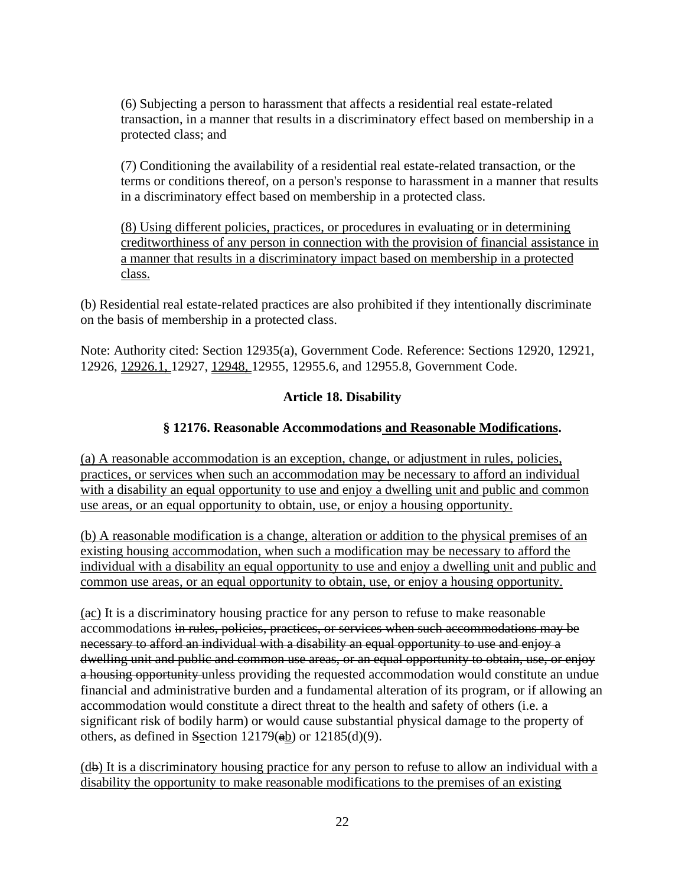(6) Subjecting a person to harassment that affects a residential real estate-related transaction, in a manner that results in a discriminatory effect based on membership in a protected class; and

(7) Conditioning the availability of a residential real estate-related transaction, or the terms or conditions thereof, on a person's response to harassment in a manner that results in a discriminatory effect based on membership in a protected class.

<u>(8) Using different policies, practices, or procedures in evaluating or in determining creditworthiness of any person in connection with the provision of financial assistance in a manner that results in a discriminatory impact based on membership in a protected class.</u>

(b) Residential real estate-related practices are also prohibited if they intentionally discriminate on the basis of membership in a protected class.

Note: Authority cited: Section 12935(a), Government Code. Reference: Sections 12920, 12921, 12926, <u>12926.1,</u> 12927, <u>12948,</u> 12955, 12955.6, and 12955.8, Government Code.

### Article 18. Disability

#### § 12176. Reasonable Accommodations <u>and Reasonable Modifications</u>.

<u>(a) A reasonable accommodation is an exception, change, or adjustment in rules, policies, practices, or services when such an accommodation may be necessary to afford an individual with a disability an equal opportunity to use and enjoy a dwelling unit and public and common use areas, or an equal opportunity to obtain, use, or enjoy a housing opportunity.</u>

<u>(b) A reasonable modification is a change, alteration or addition to the physical premises of an existing housing accommodation, when such a modification may be necessary to afford the individual with a disability an equal opportunity to use and enjoy a dwelling unit and public and common use areas, or an equal opportunity to obtain, use, or enjoy a housing opportunity.</u>

(~~a~~<u>c</u>) It is a discriminatory housing practice for any person to refuse to make reasonable accommodations ~~in rules, policies, practices, or services when such accommodations may be necessary to afford an individual with a disability an equal opportunity to use and enjoy a dwelling unit and public and common use areas, or an equal opportunity to obtain, use, or enjoy a housing opportunity~~ unless providing the requested accommodation would constitute an undue financial and administrative burden and a fundamental alteration of its program, or if allowing an accommodation would constitute a direct threat to the health and safety of others (i.e. a significant risk of bodily harm) or would cause substantial physical damage to the property of others, as defined in ~~S~~<u>s</u>ection 12179(~~a~~<u>b</u>) or 12185(d)(9).

<u>(d</u>~~b~~<u>) It is a discriminatory housing practice for any person to refuse to allow an individual with a disability the opportunity to make reasonable modifications to the premises of an existing</u>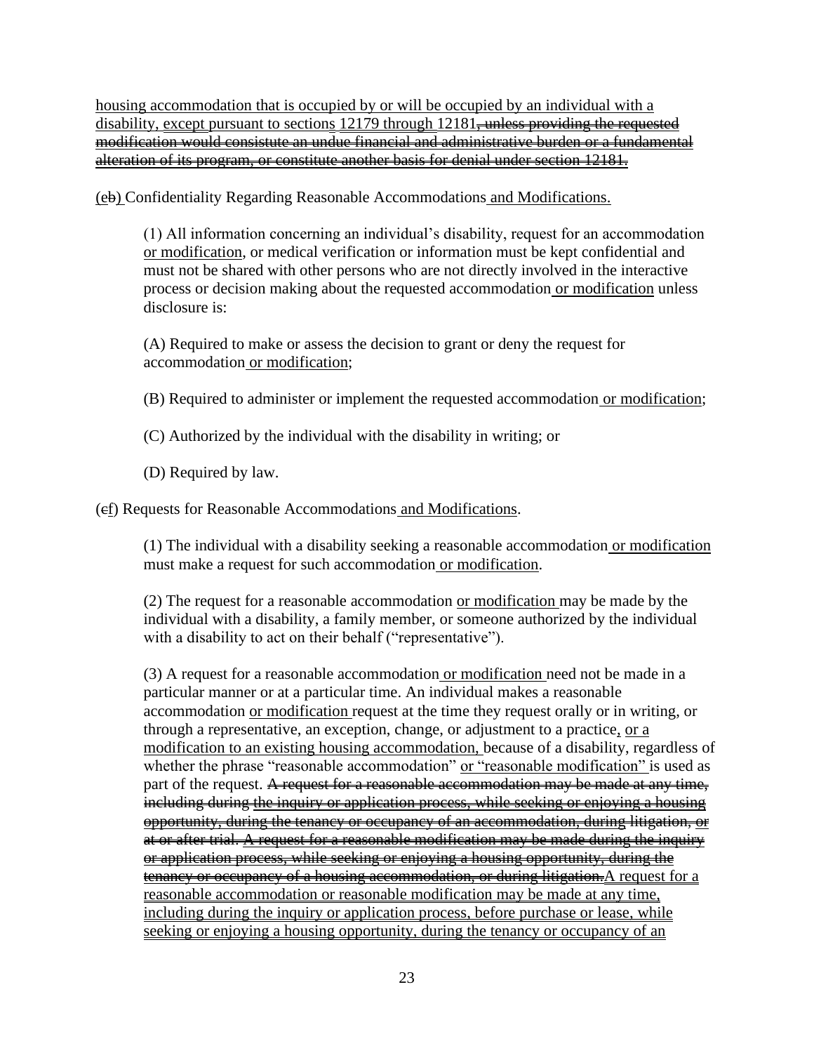<u>housing accommodation that is occupied by or will be occupied by an individual with a disability, except </u>pursuant to section<u>s</u> <u>12179 through </u>12181~~, unless providing the requested modification would consistute an undue financial and administrative burden or a fundamental alteration of its program, or constitute another basis for denial under section 12181.~~

(<u>e</u>~~b~~<u>)</u> Confidentiality Regarding Reasonable Accommodations<u> and Modifications.</u>

(1) All information concerning an individual's disability, request for an accommodation <u>or modification</u>, or medical verification or information must be kept confidential and must not be shared with other persons who are not directly involved in the interactive process or decision making about the requested accommodation<u> or modification</u> unless disclosure is:

(A) Required to make or assess the decision to grant or deny the request for accommodation<u> or modification</u>;

(B) Required to administer or implement the requested accommodation<u> or modification</u>;

(C) Authorized by the individual with the disability in writing; or

(D) Required by law.

(~~c~~<u>f</u>) Requests for Reasonable Accommodations<u> and Modifications</u>.

(1) The individual with a disability seeking a reasonable accommodation<u> or modification</u> must make a request for such accommodation<u> or modification</u>.

(2) The request for a reasonable accommodation <u>or modification </u>may be made by the individual with a disability, a family member, or someone authorized by the individual with a disability to act on their behalf ("representative").

(3) A request for a reasonable accommodation<u> or modification </u>need not be made in a particular manner or at a particular time. An individual makes a reasonable accommodation <u>or modification </u>request at the time they request orally or in writing, or through a representative, an exception, change, or adjustment to a practice<u>, or a modification to an existing housing accommodation, </u>because of a disability, regardless of whether the phrase "reasonable accommodation" <u>or "reasonable modification" </u>is used as part of the request. ~~A request for a reasonable accommodation may be made at any time, including during the inquiry or application process, while seeking or enjoying a housing opportunity, during the tenancy or occupancy of an accommodation, during litigation, or at or after trial. A request for a reasonable modification may be made during the inquiry or application process, while seeking or enjoying a housing opportunity, during the tenancy or occupancy of a housing accommodation, or during litigation.~~<u>A request for a reasonable accommodation or reasonable modification may be made at any time, including during the inquiry or application process, before purchase or lease, while seeking or enjoying a housing opportunity, during the tenancy or occupancy of an</u>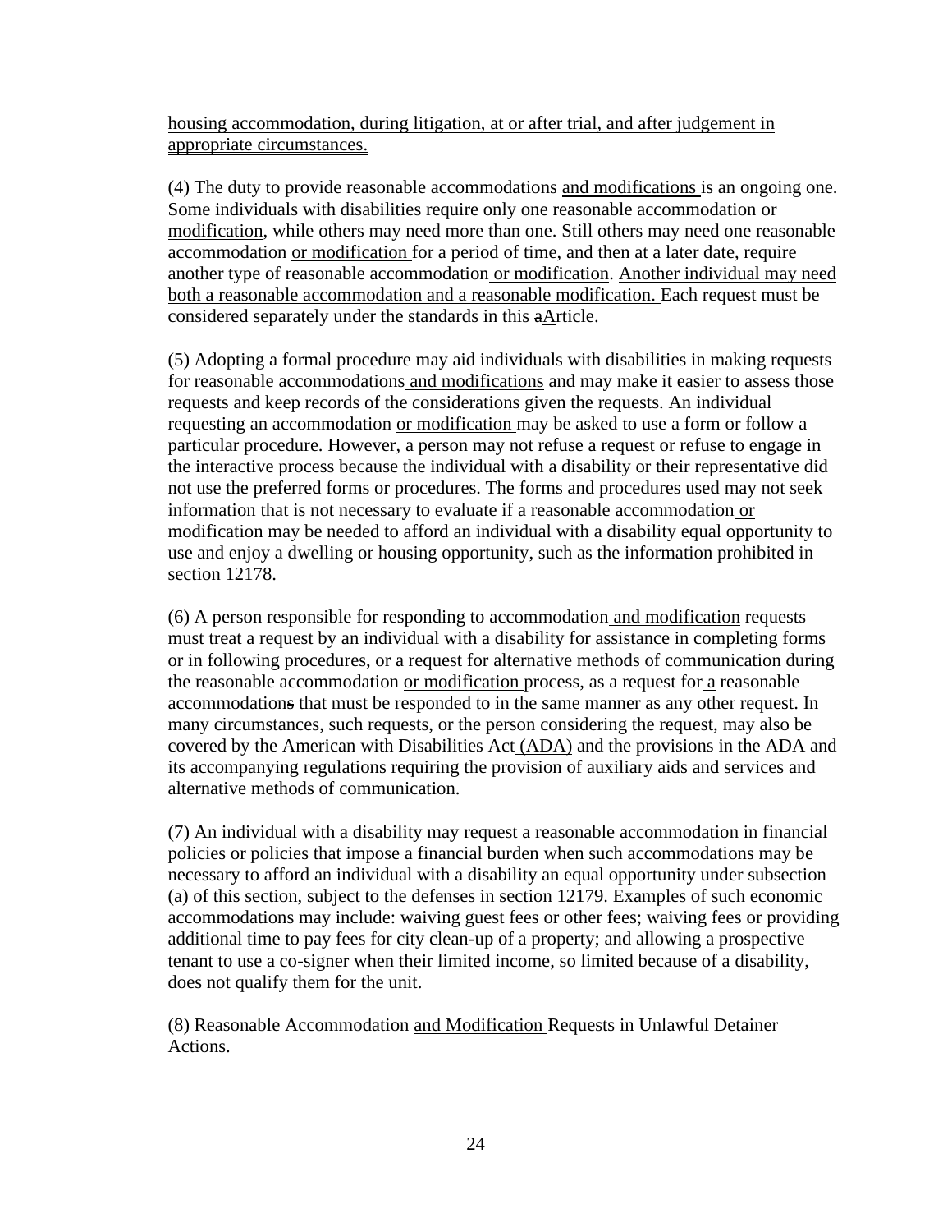housing accommodation, during litigation, at or after trial, and after judgement in appropriate circumstances.

(4) The duty to provide reasonable accommodations and modifications is an ongoing one. Some individuals with disabilities require only one reasonable accommodation or modification, while others may need more than one. Still others may need one reasonable accommodation or modification for a period of time, and then at a later date, require another type of reasonable accommodation or modification. Another individual may need both a reasonable accommodation and a reasonable modification. Each request must be considered separately under the standards in this aArticle.

(5) Adopting a formal procedure may aid individuals with disabilities in making requests for reasonable accommodations and modifications and may make it easier to assess those requests and keep records of the considerations given the requests. An individual requesting an accommodation or modification may be asked to use a form or follow a particular procedure. However, a person may not refuse a request or refuse to engage in the interactive process because the individual with a disability or their representative did not use the preferred forms or procedures. The forms and procedures used may not seek information that is not necessary to evaluate if a reasonable accommodation or modification may be needed to afford an individual with a disability equal opportunity to use and enjoy a dwelling or housing opportunity, such as the information prohibited in section 12178.

(6) A person responsible for responding to accommodation and modification requests must treat a request by an individual with a disability for assistance in completing forms or in following procedures, or a request for alternative methods of communication during the reasonable accommodation or modification process, as a request for a reasonable accommodations that must be responded to in the same manner as any other request. In many circumstances, such requests, or the person considering the request, may also be covered by the American with Disabilities Act (ADA) and the provisions in the ADA and its accompanying regulations requiring the provision of auxiliary aids and services and alternative methods of communication.

(7) An individual with a disability may request a reasonable accommodation in financial policies or policies that impose a financial burden when such accommodations may be necessary to afford an individual with a disability an equal opportunity under subsection (a) of this section, subject to the defenses in section 12179. Examples of such economic accommodations may include: waiving guest fees or other fees; waiving fees or providing additional time to pay fees for city clean-up of a property; and allowing a prospective tenant to use a co-signer when their limited income, so limited because of a disability, does not qualify them for the unit.

(8) Reasonable Accommodation and Modification Requests in Unlawful Detainer Actions.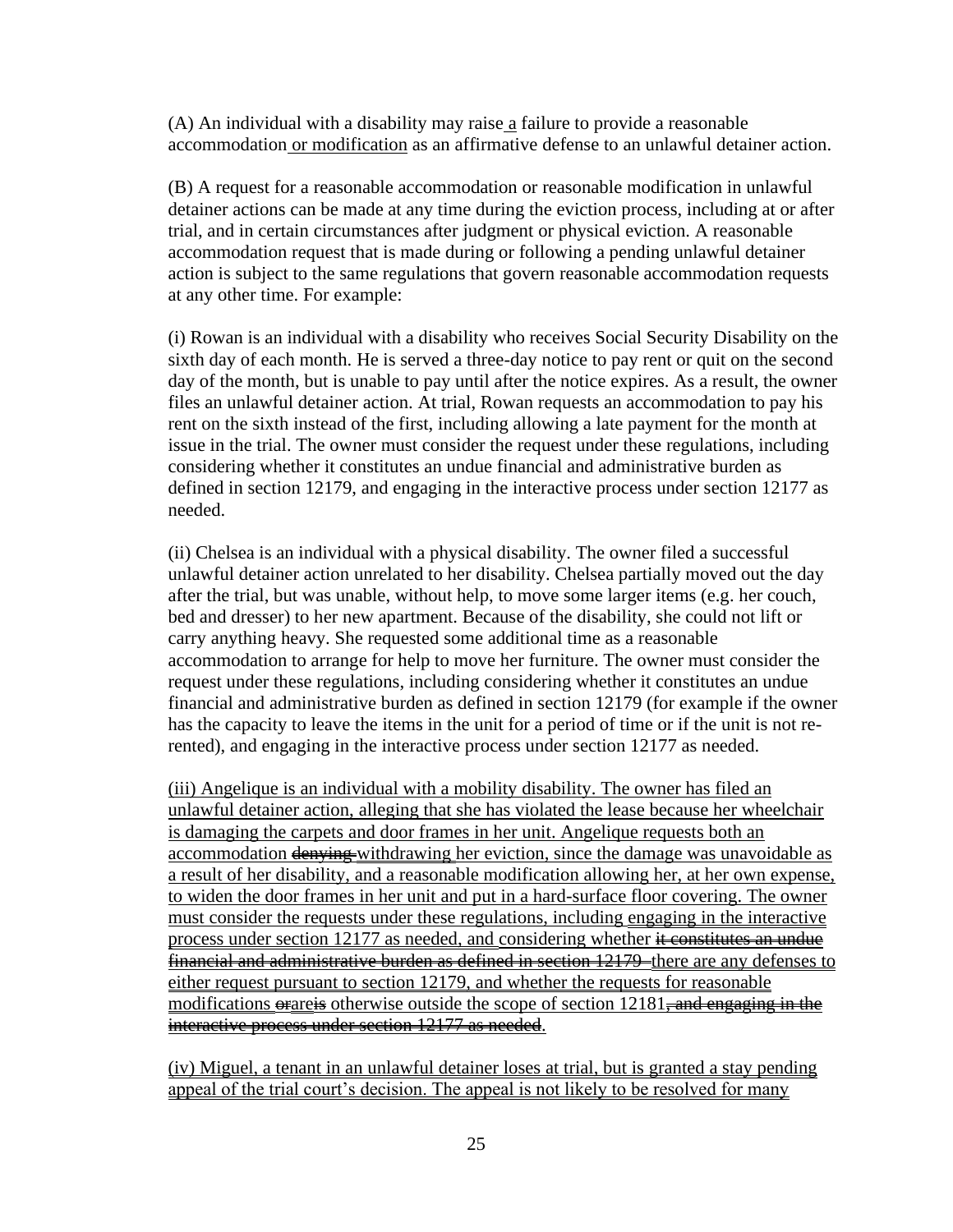(A) An individual with a disability may raise<u> a</u> failure to provide a reasonable accommodation<u> or modification</u> as an affirmative defense to an unlawful detainer action.

(B) A request for a reasonable accommodation or reasonable modification in unlawful detainer actions can be made at any time during the eviction process, including at or after trial, and in certain circumstances after judgment or physical eviction. A reasonable accommodation request that is made during or following a pending unlawful detainer action is subject to the same regulations that govern reasonable accommodation requests at any other time. For example:

(i) Rowan is an individual with a disability who receives Social Security Disability on the sixth day of each month. He is served a three-day notice to pay rent or quit on the second day of the month, but is unable to pay until after the notice expires. As a result, the owner files an unlawful detainer action. At trial, Rowan requests an accommodation to pay his rent on the sixth instead of the first, including allowing a late payment for the month at issue in the trial. The owner must consider the request under these regulations, including considering whether it constitutes an undue financial and administrative burden as defined in section 12179, and engaging in the interactive process under section 12177 as needed.

(ii) Chelsea is an individual with a physical disability. The owner filed a successful unlawful detainer action unrelated to her disability. Chelsea partially moved out the day after the trial, but was unable, without help, to move some larger items (e.g. her couch, bed and dresser) to her new apartment. Because of the disability, she could not lift or carry anything heavy. She requested some additional time as a reasonable accommodation to arrange for help to move her furniture. The owner must consider the request under these regulations, including considering whether it constitutes an undue financial and administrative burden as defined in section 12179 (for example if the owner has the capacity to leave the items in the unit for a period of time or if the unit is not re-rented), and engaging in the interactive process under section 12177 as needed.

<u>(iii) Angelique is an individual with a mobility disability. The owner has filed an unlawful detainer action, alleging that she has violated the lease because her wheelchair is damaging the carpets and door frames in her unit. Angelique requests both an accommodation</u> ~~denying~~ <u>withdrawing her eviction, since the damage was unavoidable as a result of her disability, and a reasonable modification allowing her, at her own expense, to widen the door frames in her unit and put in a hard-surface floor covering. The owner must consider the requests under these regulations, including engaging in the interactive process under section 12177 as needed, and considering whether</u> ~~it constitutes an undue financial and administrative burden as defined in section 12179~~ <u>there are any defenses to either request pursuant to section 12179, and whether the requests for reasonable modifications</u> ~~or~~<u>are</u>~~is~~ <u>otherwise outside the scope of section 12181</u>~~, and engaging in the interactive process under section 12177 as needed~~<u>.</u>

<u>(iv) Miguel, a tenant in an unlawful detainer loses at trial, but is granted a stay pending appeal of the trial court's decision. The appeal is not likely to be resolved for many</u>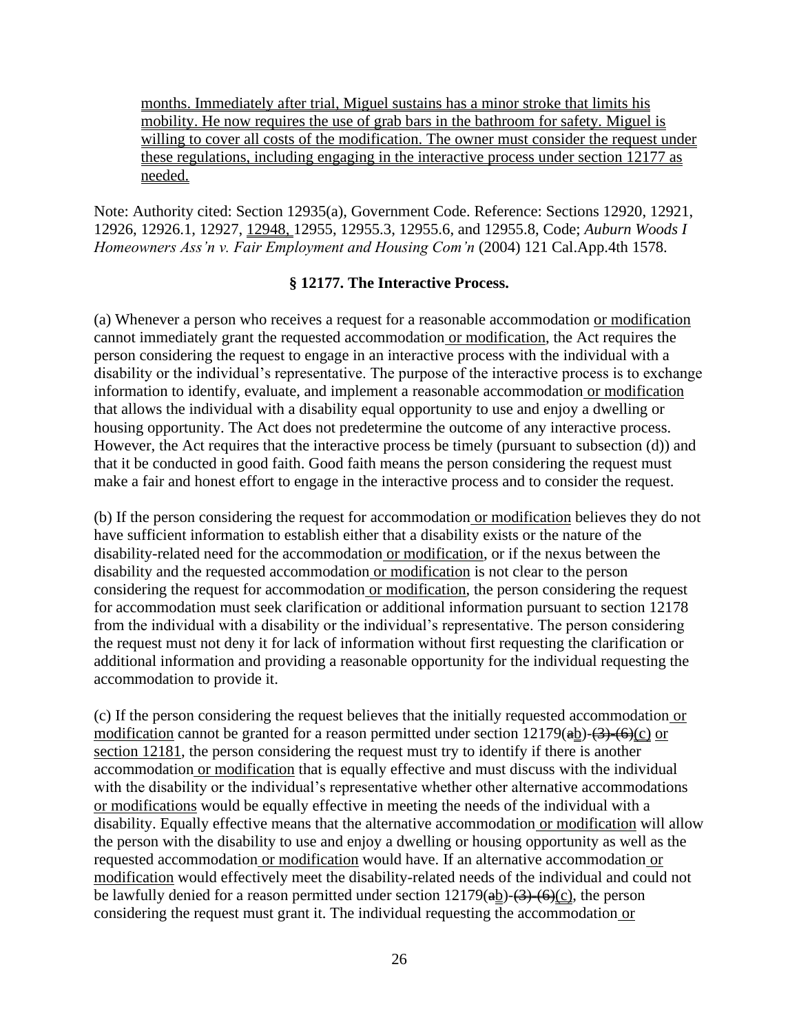months. Immediately after trial, Miguel sustains has a minor stroke that limits his mobility. He now requires the use of grab bars in the bathroom for safety. Miguel is willing to cover all costs of the modification. The owner must consider the request under these regulations, including engaging in the interactive process under section 12177 as needed.

Note: Authority cited: Section 12935(a), Government Code. Reference: Sections 12920, 12921, 12926, 12926.1, 12927, 12948, 12955, 12955.3, 12955.6, and 12955.8, Code; *Auburn Woods I Homeowners Ass'n v. Fair Employment and Housing Com'n* (2004) 121 Cal.App.4th 1578.

### § 12177. The Interactive Process.

(a) Whenever a person who receives a request for a reasonable accommodation or modification cannot immediately grant the requested accommodation or modification, the Act requires the person considering the request to engage in an interactive process with the individual with a disability or the individual's representative. The purpose of the interactive process is to exchange information to identify, evaluate, and implement a reasonable accommodation or modification that allows the individual with a disability equal opportunity to use and enjoy a dwelling or housing opportunity. The Act does not predetermine the outcome of any interactive process. However, the Act requires that the interactive process be timely (pursuant to subsection (d)) and that it be conducted in good faith. Good faith means the person considering the request must make a fair and honest effort to engage in the interactive process and to consider the request.

(b) If the person considering the request for accommodation or modification believes they do not have sufficient information to establish either that a disability exists or the nature of the disability-related need for the accommodation or modification, or if the nexus between the disability and the requested accommodation or modification is not clear to the person considering the request for accommodation or modification, the person considering the request for accommodation must seek clarification or additional information pursuant to section 12178 from the individual with a disability or the individual's representative. The person considering the request must not deny it for lack of information without first requesting the clarification or additional information and providing a reasonable opportunity for the individual requesting the accommodation to provide it.

(c) If the person considering the request believes that the initially requested accommodation or modification cannot be granted for a reason permitted under section 12179(ab)-(3)-(6)(c) or section 12181, the person considering the request must try to identify if there is another accommodation or modification that is equally effective and must discuss with the individual with the disability or the individual's representative whether other alternative accommodations or modifications would be equally effective in meeting the needs of the individual with a disability. Equally effective means that the alternative accommodation or modification will allow the person with the disability to use and enjoy a dwelling or housing opportunity as well as the requested accommodation or modification would have. If an alternative accommodation or modification would effectively meet the disability-related needs of the individual and could not be lawfully denied for a reason permitted under section 12179(ab)-(3)-(6)(c), the person considering the request must grant it. The individual requesting the accommodation or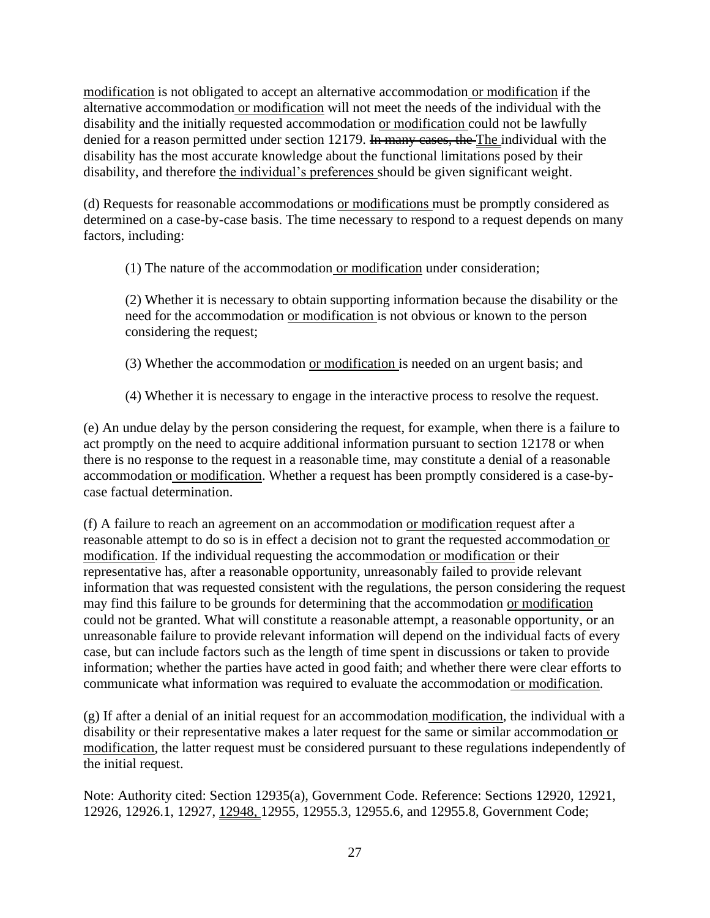modification is not obligated to accept an alternative accommodation or modification if the alternative accommodation or modification will not meet the needs of the individual with the disability and the initially requested accommodation or modification could not be lawfully denied for a reason permitted under section 12179. ~~In many cases, the~~ The individual with the disability has the most accurate knowledge about the functional limitations posed by their disability, and therefore the individual's preferences should be given significant weight.

(d) Requests for reasonable accommodations or modifications must be promptly considered as determined on a case-by-case basis. The time necessary to respond to a request depends on many factors, including:

> (1) The nature of the accommodation or modification under consideration;
>
> (2) Whether it is necessary to obtain supporting information because the disability or the need for the accommodation or modification is not obvious or known to the person considering the request;
>
> (3) Whether the accommodation or modification is needed on an urgent basis; and
>
> (4) Whether it is necessary to engage in the interactive process to resolve the request.

(e) An undue delay by the person considering the request, for example, when there is a failure to act promptly on the need to acquire additional information pursuant to section 12178 or when there is no response to the request in a reasonable time, may constitute a denial of a reasonable accommodation or modification. Whether a request has been promptly considered is a case-by-case factual determination.

(f) A failure to reach an agreement on an accommodation or modification request after a reasonable attempt to do so is in effect a decision not to grant the requested accommodation or modification. If the individual requesting the accommodation or modification or their representative has, after a reasonable opportunity, unreasonably failed to provide relevant information that was requested consistent with the regulations, the person considering the request may find this failure to be grounds for determining that the accommodation or modification could not be granted. What will constitute a reasonable attempt, a reasonable opportunity, or an unreasonable failure to provide relevant information will depend on the individual facts of every case, but can include factors such as the length of time spent in discussions or taken to provide information; whether the parties have acted in good faith; and whether there were clear efforts to communicate what information was required to evaluate the accommodation or modification.

(g) If after a denial of an initial request for an accommodation modification, the individual with a disability or their representative makes a later request for the same or similar accommodation or modification, the latter request must be considered pursuant to these regulations independently of the initial request.

Note: Authority cited: Section 12935(a), Government Code. Reference: Sections 12920, 12921, 12926, 12926.1, 12927, 12948, 12955, 12955.3, 12955.6, and 12955.8, Government Code;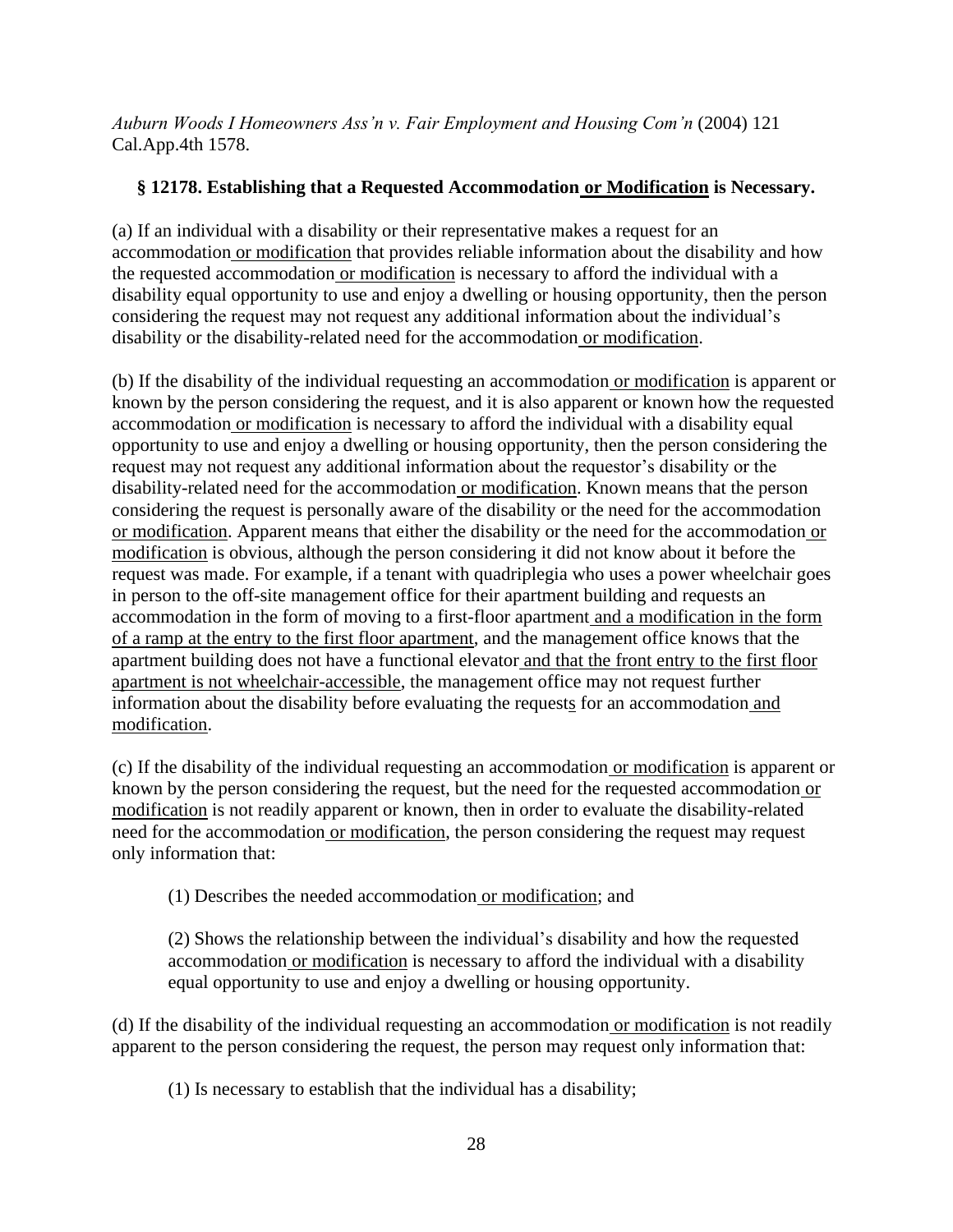*Auburn Woods I Homeowners Ass'n v. Fair Employment and Housing Com'n* (2004) 121 Cal.App.4th 1578.

### § 12178. Establishing that a Requested Accommodation <u>or Modification</u> is Necessary.

(a) If an individual with a disability or their representative makes a request for an accommodation <u>or modification</u> that provides reliable information about the disability and how the requested accommodation <u>or modification</u> is necessary to afford the individual with a disability equal opportunity to use and enjoy a dwelling or housing opportunity, then the person considering the request may not request any additional information about the individual's disability or the disability-related need for the accommodation <u>or modification</u>.

(b) If the disability of the individual requesting an accommodation <u>or modification</u> is apparent or known by the person considering the request, and it is also apparent or known how the requested accommodation <u>or modification</u> is necessary to afford the individual with a disability equal opportunity to use and enjoy a dwelling or housing opportunity, then the person considering the request may not request any additional information about the requestor's disability or the disability-related need for the accommodation <u>or modification</u>. Known means that the person considering the request is personally aware of the disability or the need for the accommodation <u>or modification</u>. Apparent means that either the disability or the need for the accommodation <u>or modification</u> is obvious, although the person considering it did not know about it before the request was made. For example, if a tenant with quadriplegia who uses a power wheelchair goes in person to the off-site management office for their apartment building and requests an accommodation in the form of moving to a first-floor apartment <u>and a modification in the form of a ramp at the entry to the first floor apartment</u>, and the management office knows that the apartment building does not have a functional elevator <u>and that the front entry to the first floor apartment is not wheelchair-accessible</u>, the management office may not request further information about the disability before evaluating the request<u>s</u> for an accommodation <u>and modification</u>.

(c) If the disability of the individual requesting an accommodation <u>or modification</u> is apparent or known by the person considering the request, but the need for the requested accommodation <u>or modification</u> is not readily apparent or known, then in order to evaluate the disability-related need for the accommodation <u>or modification</u>, the person considering the request may request only information that:

(1) Describes the needed accommodation <u>or modification</u>; and

(2) Shows the relationship between the individual's disability and how the requested accommodation <u>or modification</u> is necessary to afford the individual with a disability equal opportunity to use and enjoy a dwelling or housing opportunity.

(d) If the disability of the individual requesting an accommodation <u>or modification</u> is not readily apparent to the person considering the request, the person may request only information that:

(1) Is necessary to establish that the individual has a disability;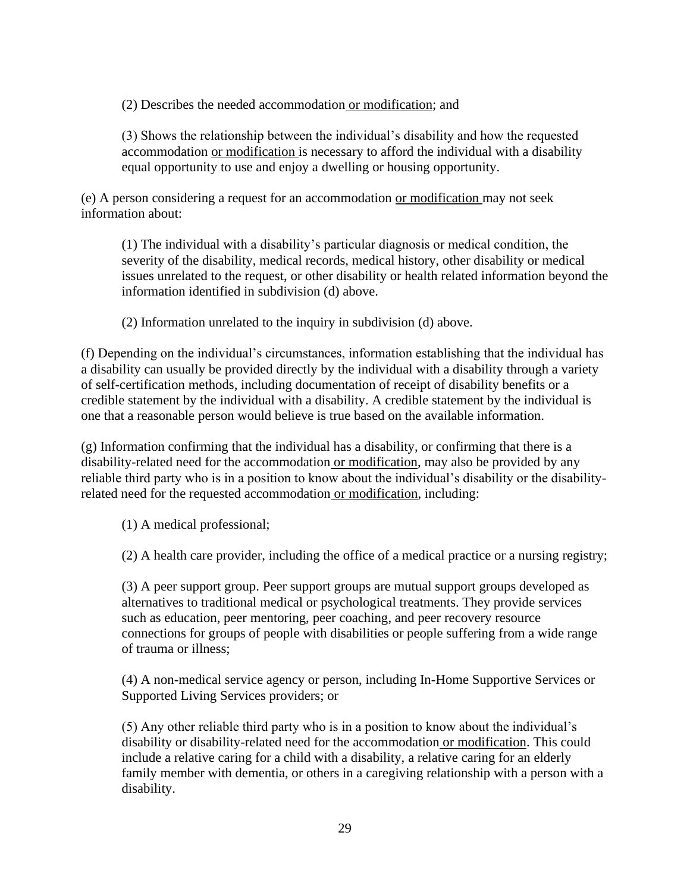(2) Describes the needed accommodation <u>or modification</u>; and

(3) Shows the relationship between the individual's disability and how the requested accommodation <u>or modification</u> is necessary to afford the individual with a disability equal opportunity to use and enjoy a dwelling or housing opportunity.

(e) A person considering a request for an accommodation <u>or modification</u> may not seek information about:

(1) The individual with a disability's particular diagnosis or medical condition, the severity of the disability, medical records, medical history, other disability or medical issues unrelated to the request, or other disability or health related information beyond the information identified in subdivision (d) above.

(2) Information unrelated to the inquiry in subdivision (d) above.

(f) Depending on the individual's circumstances, information establishing that the individual has a disability can usually be provided directly by the individual with a disability through a variety of self-certification methods, including documentation of receipt of disability benefits or a credible statement by the individual with a disability. A credible statement by the individual is one that a reasonable person would believe is true based on the available information.

(g) Information confirming that the individual has a disability, or confirming that there is a disability-related need for the accommodation <u>or modification</u>, may also be provided by any reliable third party who is in a position to know about the individual's disability or the disability-related need for the requested accommodation <u>or modification</u>, including:

(1) A medical professional;

(2) A health care provider, including the office of a medical practice or a nursing registry;

(3) A peer support group. Peer support groups are mutual support groups developed as alternatives to traditional medical or psychological treatments. They provide services such as education, peer mentoring, peer coaching, and peer recovery resource connections for groups of people with disabilities or people suffering from a wide range of trauma or illness;

(4) A non-medical service agency or person, including In-Home Supportive Services or Supported Living Services providers; or

(5) Any other reliable third party who is in a position to know about the individual's disability or disability-related need for the accommodation <u>or modification</u>. This could include a relative caring for a child with a disability, a relative caring for an elderly family member with dementia, or others in a caregiving relationship with a person with a disability.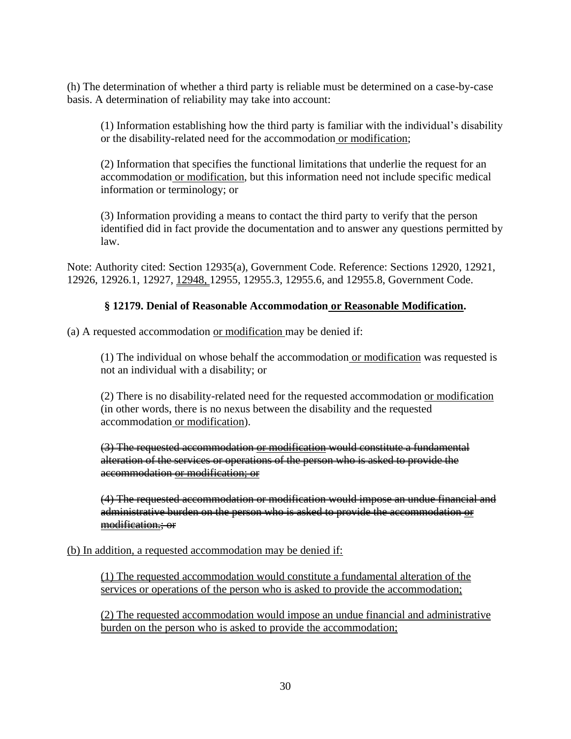(h) The determination of whether a third party is reliable must be determined on a case-by-case basis. A determination of reliability may take into account:

> (1) Information establishing how the third party is familiar with the individual's disability or the disability-related need for the accommodation <u>or modification</u>;
>
> (2) Information that specifies the functional limitations that underlie the request for an accommodation <u>or modification</u>, but this information need not include specific medical information or terminology; or
>
> (3) Information providing a means to contact the third party to verify that the person identified did in fact provide the documentation and to answer any questions permitted by law.

Note: Authority cited: Section 12935(a), Government Code. Reference: Sections 12920, 12921, 12926, 12926.1, 12927, <u>12948,</u> 12955, 12955.3, 12955.6, and 12955.8, Government Code.

### § 12179. Denial of Reasonable Accommodation <u>or Reasonable Modification</u>.

(a) A requested accommodation <u>or modification</u> may be denied if:

> (1) The individual on whose behalf the accommodation <u>or modification</u> was requested is not an individual with a disability; or
>
> (2) There is no disability-related need for the requested accommodation <u>or modification</u> (in other words, there is no nexus between the disability and the requested accommodation <u>or modification</u>).
>
> ~~(3) The requested accommodation or modification would constitute a fundamental alteration of the services or operations of the person who is asked to provide the accommodation or modification; or~~
>
> ~~(4) The requested accommodation or modification would impose an undue financial and administrative burden on the person who is asked to provide the accommodation or modification.; or~~

<u>(b) In addition, a requested accommodation may be denied if:</u>

> <u>(1) The requested accommodation would constitute a fundamental alteration of the services or operations of the person who is asked to provide the accommodation;</u>
>
> <u>(2) The requested accommodation would impose an undue financial and administrative burden on the person who is asked to provide the accommodation;</u>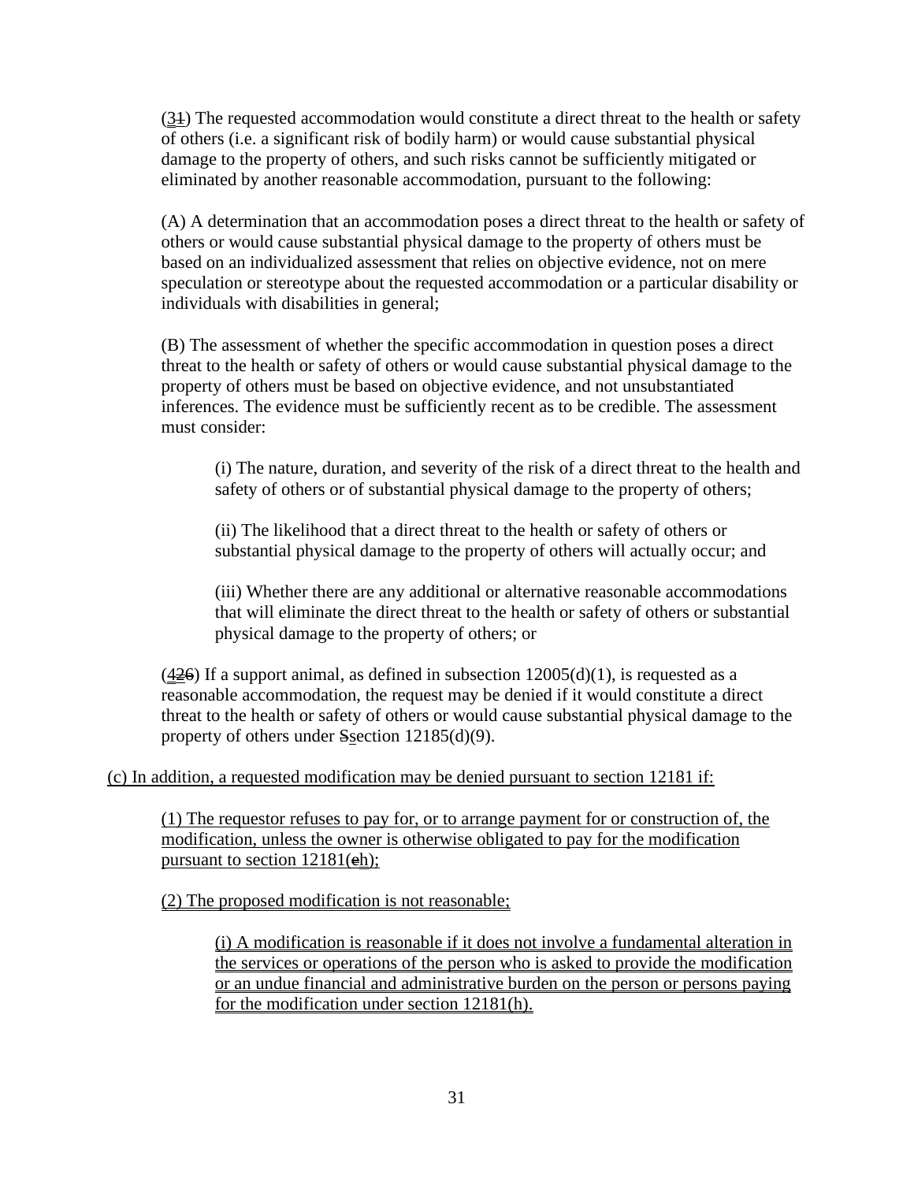(31) The requested accommodation would constitute a direct threat to the health or safety of others (i.e. a significant risk of bodily harm) or would cause substantial physical damage to the property of others, and such risks cannot be sufficiently mitigated or eliminated by another reasonable accommodation, pursuant to the following:

(A) A determination that an accommodation poses a direct threat to the health or safety of others or would cause substantial physical damage to the property of others must be based on an individualized assessment that relies on objective evidence, not on mere speculation or stereotype about the requested accommodation or a particular disability or individuals with disabilities in general;

(B) The assessment of whether the specific accommodation in question poses a direct threat to the health or safety of others or would cause substantial physical damage to the property of others must be based on objective evidence, and not unsubstantiated inferences. The evidence must be sufficiently recent as to be credible. The assessment must consider:

(i) The nature, duration, and severity of the risk of a direct threat to the health and safety of others or of substantial physical damage to the property of others;

(ii) The likelihood that a direct threat to the health or safety of others or substantial physical damage to the property of others will actually occur; and

(iii) Whether there are any additional or alternative reasonable accommodations that will eliminate the direct threat to the health or safety of others or substantial physical damage to the property of others; or

(426) If a support animal, as defined in subsection 12005(d)(1), is requested as a reasonable accommodation, the request may be denied if it would constitute a direct threat to the health or safety of others or would cause substantial physical damage to the property of others under Ssection 12185(d)(9).

(c) In addition, a requested modification may be denied pursuant to section 12181 if:

(1) The requestor refuses to pay for, or to arrange payment for or construction of, the modification, unless the owner is otherwise obligated to pay for the modification pursuant to section 12181(eh);

(2) The proposed modification is not reasonable;

(i) A modification is reasonable if it does not involve a fundamental alteration in the services or operations of the person who is asked to provide the modification or an undue financial and administrative burden on the person or persons paying for the modification under section 12181(h).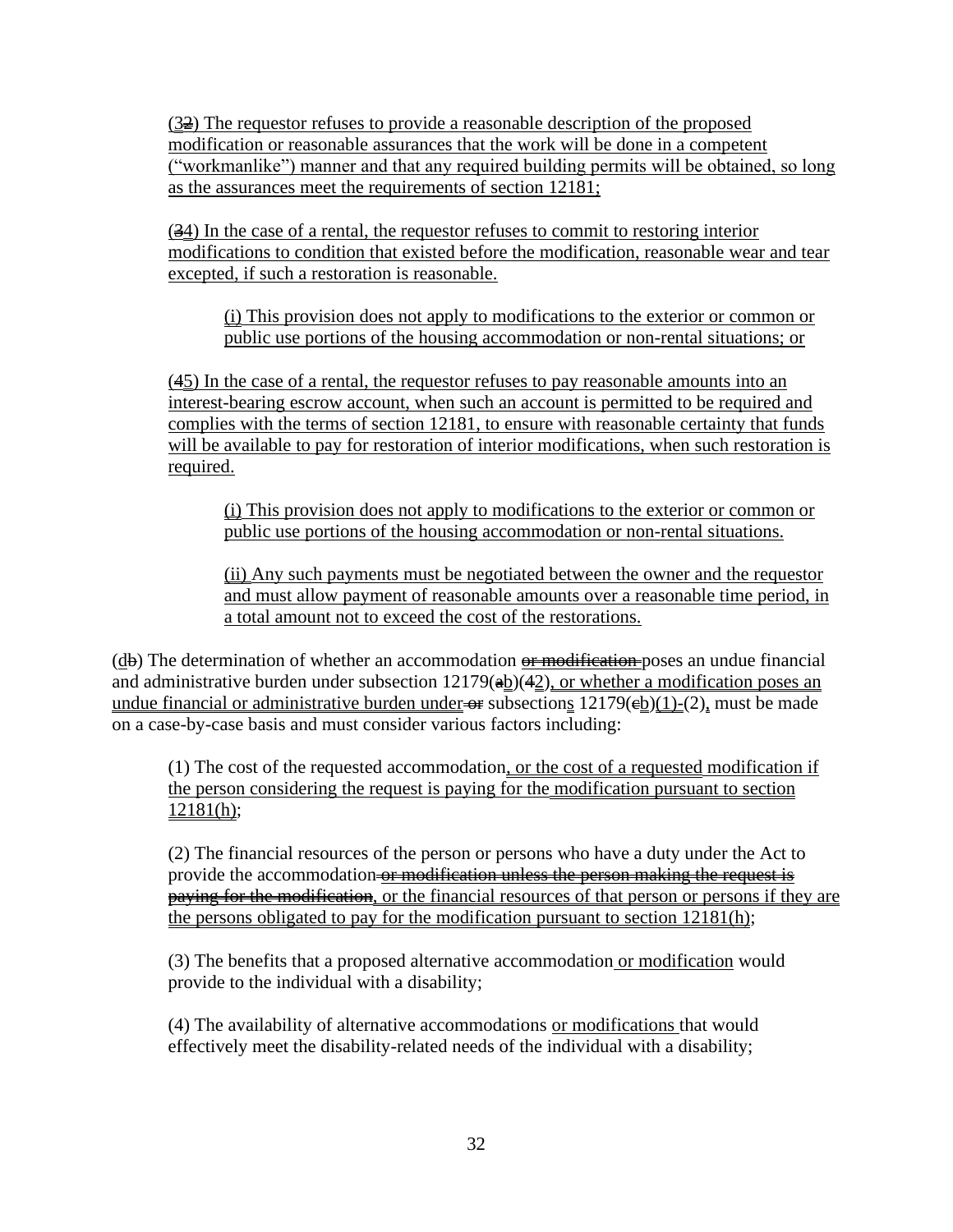(3~~2~~) The requestor refuses to provide a reasonable description of the proposed modification or reasonable assurances that the work will be done in a competent ("workmanlike") manner and that any required building permits will be obtained, so long as the assurances meet the requirements of section 12181;

(~~3~~4) In the case of a rental, the requestor refuses to commit to restoring interior modifications to condition that existed before the modification, reasonable wear and tear excepted, if such a restoration is reasonable.

(i) This provision does not apply to modifications to the exterior or common or public use portions of the housing accommodation or non-rental situations; or

(4~~5~~) In the case of a rental, the requestor refuses to pay reasonable amounts into an interest-bearing escrow account, when such an account is permitted to be required and complies with the terms of section 12181, to ensure with reasonable certainty that funds will be available to pay for restoration of interior modifications, when such restoration is required.

(i) This provision does not apply to modifications to the exterior or common or public use portions of the housing accommodation or non-rental situations.

(ii) Any such payments must be negotiated between the owner and the requestor and must allow payment of reasonable amounts over a reasonable time period, in a total amount not to exceed the cost of the restorations.

(d~~b~~) The determination of whether an accommodation ~~or modification~~ poses an undue financial and administrative burden under subsection 12179(~~a~~b)(~~4~~2), or whether a modification poses an undue financial or administrative burden under ~~or~~ subsections 12179(~~c~~b)(1)-(2), must be made on a case-by-case basis and must consider various factors including:

(1) The cost of the requested accommodation, or the cost of a requested modification if the person considering the request is paying for the modification pursuant to section 12181(h);

(2) The financial resources of the person or persons who have a duty under the Act to provide the accommodation ~~or modification unless the person making the request is paying for the modification~~, or the financial resources of that person or persons if they are the persons obligated to pay for the modification pursuant to section 12181(h);

(3) The benefits that a proposed alternative accommodation or modification would provide to the individual with a disability;

(4) The availability of alternative accommodations or modifications that would effectively meet the disability-related needs of the individual with a disability;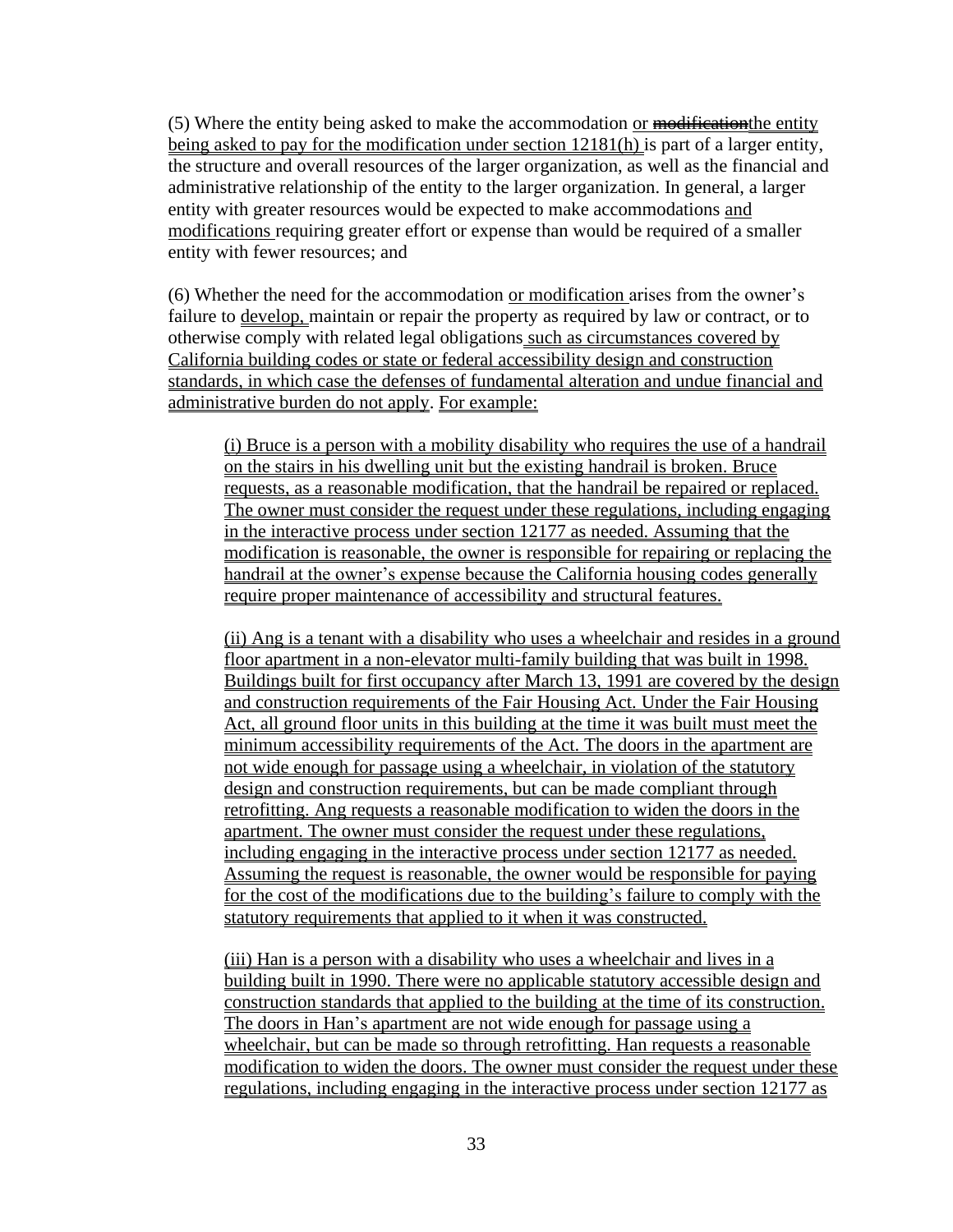(5) Where the entity being asked to make the accommodation or ~~modification~~the entity being asked to pay for the modification under section 12181(h) is part of a larger entity, the structure and overall resources of the larger organization, as well as the financial and administrative relationship of the entity to the larger organization. In general, a larger entity with greater resources would be expected to make accommodations and modifications requiring greater effort or expense than would be required of a smaller entity with fewer resources; and

(6) Whether the need for the accommodation or modification arises from the owner's failure to develop, maintain or repair the property as required by law or contract, or to otherwise comply with related legal obligations such as circumstances covered by California building codes or state or federal accessibility design and construction standards, in which case the defenses of fundamental alteration and undue financial and administrative burden do not apply. For example:

(i) Bruce is a person with a mobility disability who requires the use of a handrail on the stairs in his dwelling unit but the existing handrail is broken. Bruce requests, as a reasonable modification, that the handrail be repaired or replaced. The owner must consider the request under these regulations, including engaging in the interactive process under section 12177 as needed. Assuming that the modification is reasonable, the owner is responsible for repairing or replacing the handrail at the owner's expense because the California housing codes generally require proper maintenance of accessibility and structural features.

(ii) Ang is a tenant with a disability who uses a wheelchair and resides in a ground floor apartment in a non-elevator multi-family building that was built in 1998. Buildings built for first occupancy after March 13, 1991 are covered by the design and construction requirements of the Fair Housing Act. Under the Fair Housing Act, all ground floor units in this building at the time it was built must meet the minimum accessibility requirements of the Act. The doors in the apartment are not wide enough for passage using a wheelchair, in violation of the statutory design and construction requirements, but can be made compliant through retrofitting. Ang requests a reasonable modification to widen the doors in the apartment. The owner must consider the request under these regulations, including engaging in the interactive process under section 12177 as needed. Assuming the request is reasonable, the owner would be responsible for paying for the cost of the modifications due to the building's failure to comply with the statutory requirements that applied to it when it was constructed.

(iii) Han is a person with a disability who uses a wheelchair and lives in a building built in 1990. There were no applicable statutory accessible design and construction standards that applied to the building at the time of its construction. The doors in Han's apartment are not wide enough for passage using a wheelchair, but can be made so through retrofitting. Han requests a reasonable modification to widen the doors. The owner must consider the request under these regulations, including engaging in the interactive process under section 12177 as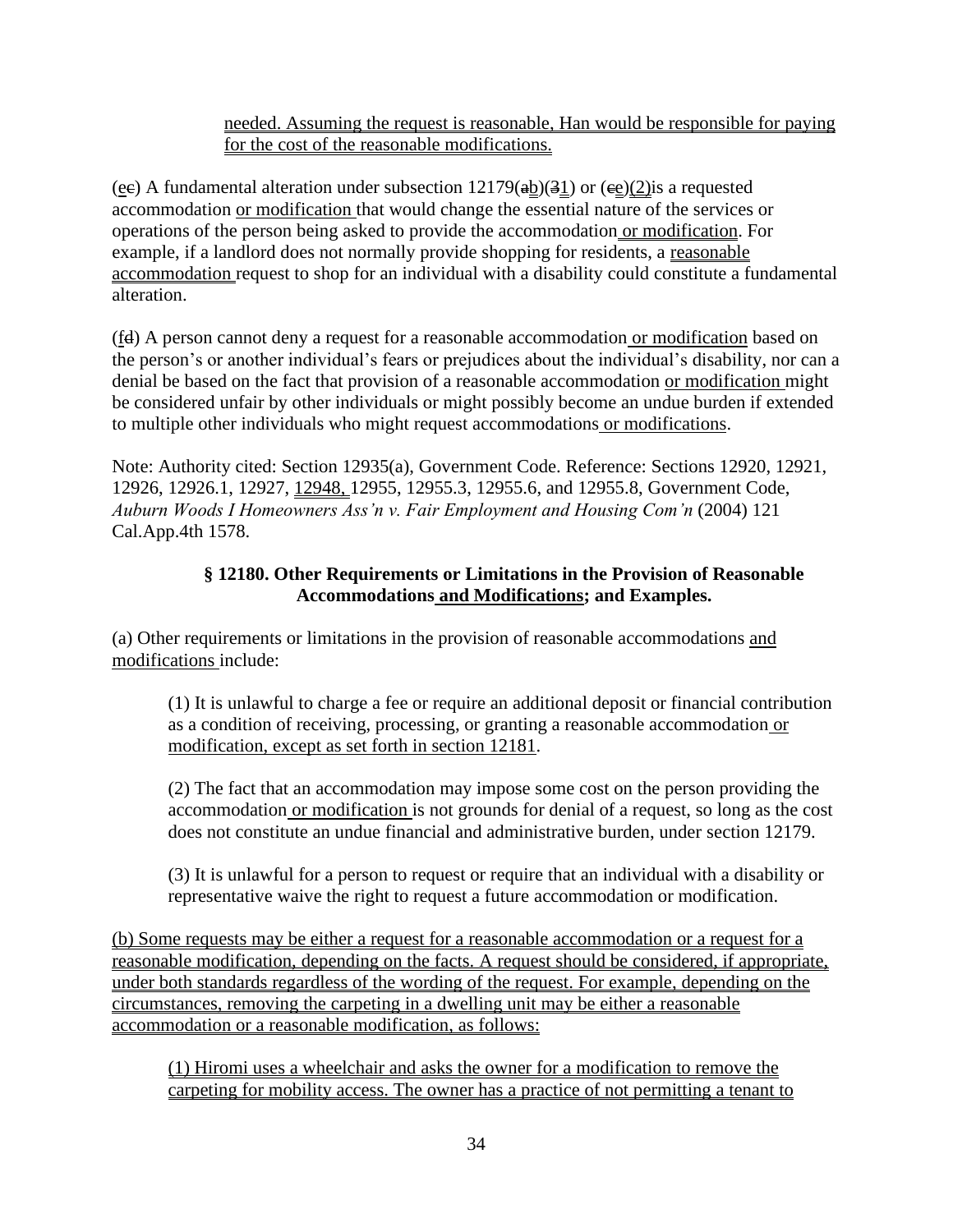needed. Assuming the request is reasonable, Han would be responsible for paying for the cost of the reasonable modifications.

(ec) A fundamental alteration under subsection 12179(ab)(31) or (ce)(2)is a requested accommodation or modification that would change the essential nature of the services or operations of the person being asked to provide the accommodation or modification. For example, if a landlord does not normally provide shopping for residents, a reasonable accommodation request to shop for an individual with a disability could constitute a fundamental alteration.

(fd) A person cannot deny a request for a reasonable accommodation or modification based on the person's or another individual's fears or prejudices about the individual's disability, nor can a denial be based on the fact that provision of a reasonable accommodation or modification might be considered unfair by other individuals or might possibly become an undue burden if extended to multiple other individuals who might request accommodations or modifications.

Note: Authority cited: Section 12935(a), Government Code. Reference: Sections 12920, 12921, 12926, 12926.1, 12927, 12948, 12955, 12955.3, 12955.6, and 12955.8, Government Code, *Auburn Woods I Homeowners Ass'n v. Fair Employment and Housing Com'n* (2004) 121 Cal.App.4th 1578.

### § 12180. Other Requirements or Limitations in the Provision of Reasonable Accommodations and Modifications; and Examples.

(a) Other requirements or limitations in the provision of reasonable accommodations and modifications include:

(1) It is unlawful to charge a fee or require an additional deposit or financial contribution as a condition of receiving, processing, or granting a reasonable accommodation or modification, except as set forth in section 12181.

(2) The fact that an accommodation may impose some cost on the person providing the accommodation or modification is not grounds for denial of a request, so long as the cost does not constitute an undue financial and administrative burden, under section 12179.

(3) It is unlawful for a person to request or require that an individual with a disability or representative waive the right to request a future accommodation or modification.

(b) Some requests may be either a request for a reasonable accommodation or a request for a reasonable modification, depending on the facts. A request should be considered, if appropriate, under both standards regardless of the wording of the request. For example, depending on the circumstances, removing the carpeting in a dwelling unit may be either a reasonable accommodation or a reasonable modification, as follows:

(1) Hiromi uses a wheelchair and asks the owner for a modification to remove the carpeting for mobility access. The owner has a practice of not permitting a tenant to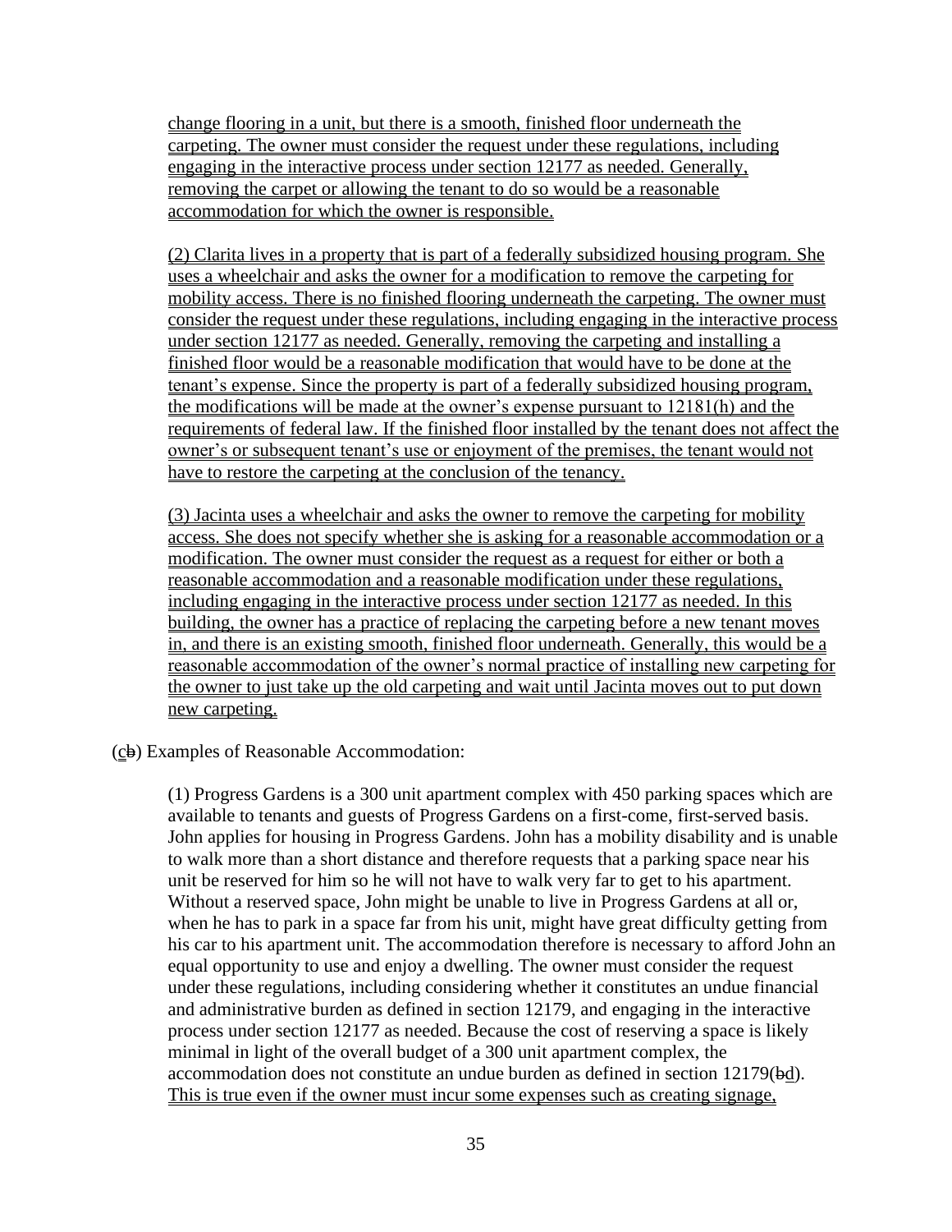change flooring in a unit, but there is a smooth, finished floor underneath the carpeting. The owner must consider the request under these regulations, including engaging in the interactive process under section 12177 as needed. Generally, removing the carpet or allowing the tenant to do so would be a reasonable accommodation for which the owner is responsible.

(2) Clarita lives in a property that is part of a federally subsidized housing program. She uses a wheelchair and asks the owner for a modification to remove the carpeting for mobility access. There is no finished flooring underneath the carpeting. The owner must consider the request under these regulations, including engaging in the interactive process under section 12177 as needed. Generally, removing the carpeting and installing a finished floor would be a reasonable modification that would have to be done at the tenant's expense. Since the property is part of a federally subsidized housing program, the modifications will be made at the owner's expense pursuant to 12181(h) and the requirements of federal law. If the finished floor installed by the tenant does not affect the owner's or subsequent tenant's use or enjoyment of the premises, the tenant would not have to restore the carpeting at the conclusion of the tenancy.

(3) Jacinta uses a wheelchair and asks the owner to remove the carpeting for mobility access. She does not specify whether she is asking for a reasonable accommodation or a modification. The owner must consider the request as a request for either or both a reasonable accommodation and a reasonable modification under these regulations, including engaging in the interactive process under section 12177 as needed. In this building, the owner has a practice of replacing the carpeting before a new tenant moves in, and there is an existing smooth, finished floor underneath. Generally, this would be a reasonable accommodation of the owner's normal practice of installing new carpeting for the owner to just take up the old carpeting and wait until Jacinta moves out to put down new carpeting.

(~~b~~c) Examples of Reasonable Accommodation:

(1) Progress Gardens is a 300 unit apartment complex with 450 parking spaces which are available to tenants and guests of Progress Gardens on a first-come, first-served basis. John applies for housing in Progress Gardens. John has a mobility disability and is unable to walk more than a short distance and therefore requests that a parking space near his unit be reserved for him so he will not have to walk very far to get to his apartment. Without a reserved space, John might be unable to live in Progress Gardens at all or, when he has to park in a space far from his unit, might have great difficulty getting from his car to his apartment unit. The accommodation therefore is necessary to afford John an equal opportunity to use and enjoy a dwelling. The owner must consider the request under these regulations, including considering whether it constitutes an undue financial and administrative burden as defined in section 12179, and engaging in the interactive process under section 12177 as needed. Because the cost of reserving a space is likely minimal in light of the overall budget of a 300 unit apartment complex, the accommodation does not constitute an undue burden as defined in section 12179(~~b~~d). This is true even if the owner must incur some expenses such as creating signage,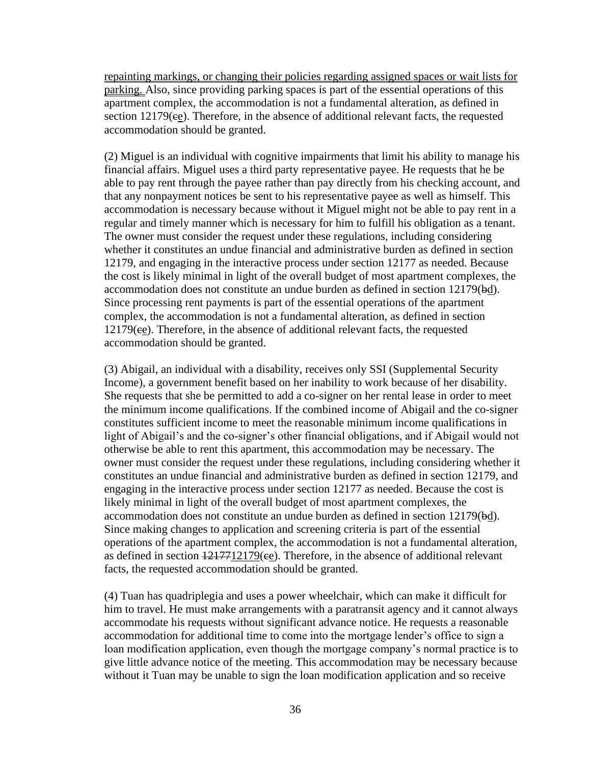<u>repainting markings, or changing their policies regarding assigned spaces or wait lists for parking.</u> Also, since providing parking spaces is part of the essential operations of this apartment complex, the accommodation is not a fundamental alteration, as defined in section 12179(~~c~~<u>e</u>). Therefore, in the absence of additional relevant facts, the requested accommodation should be granted.

(2) Miguel is an individual with cognitive impairments that limit his ability to manage his financial affairs. Miguel uses a third party representative payee. He requests that he be able to pay rent through the payee rather than pay directly from his checking account, and that any nonpayment notices be sent to his representative payee as well as himself. This accommodation is necessary because without it Miguel might not be able to pay rent in a regular and timely manner which is necessary for him to fulfill his obligation as a tenant. The owner must consider the request under these regulations, including considering whether it constitutes an undue financial and administrative burden as defined in section 12179, and engaging in the interactive process under section 12177 as needed. Because the cost is likely minimal in light of the overall budget of most apartment complexes, the accommodation does not constitute an undue burden as defined in section 12179(~~b~~<u>d</u>). Since processing rent payments is part of the essential operations of the apartment complex, the accommodation is not a fundamental alteration, as defined in section 12179(~~c~~<u>e</u>). Therefore, in the absence of additional relevant facts, the requested accommodation should be granted.

(3) Abigail, an individual with a disability, receives only SSI (Supplemental Security Income), a government benefit based on her inability to work because of her disability. She requests that she be permitted to add a co-signer on her rental lease in order to meet the minimum income qualifications. If the combined income of Abigail and the co-signer constitutes sufficient income to meet the reasonable minimum income qualifications in light of Abigail's and the co-signer's other financial obligations, and if Abigail would not otherwise be able to rent this apartment, this accommodation may be necessary. The owner must consider the request under these regulations, including considering whether it constitutes an undue financial and administrative burden as defined in section 12179, and engaging in the interactive process under section 12177 as needed. Because the cost is likely minimal in light of the overall budget of most apartment complexes, the accommodation does not constitute an undue burden as defined in section 12179(~~b~~<u>d</u>). Since making changes to application and screening criteria is part of the essential operations of the apartment complex, the accommodation is not a fundamental alteration, as defined in section ~~12177~~<u>12179</u>(~~c~~<u>e</u>). Therefore, in the absence of additional relevant facts, the requested accommodation should be granted.

(4) Tuan has quadriplegia and uses a power wheelchair, which can make it difficult for him to travel. He must make arrangements with a paratransit agency and it cannot always accommodate his requests without significant advance notice. He requests a reasonable accommodation for additional time to come into the mortgage lender's office to sign a loan modification application, even though the mortgage company's normal practice is to give little advance notice of the meeting. This accommodation may be necessary because without it Tuan may be unable to sign the loan modification application and so receive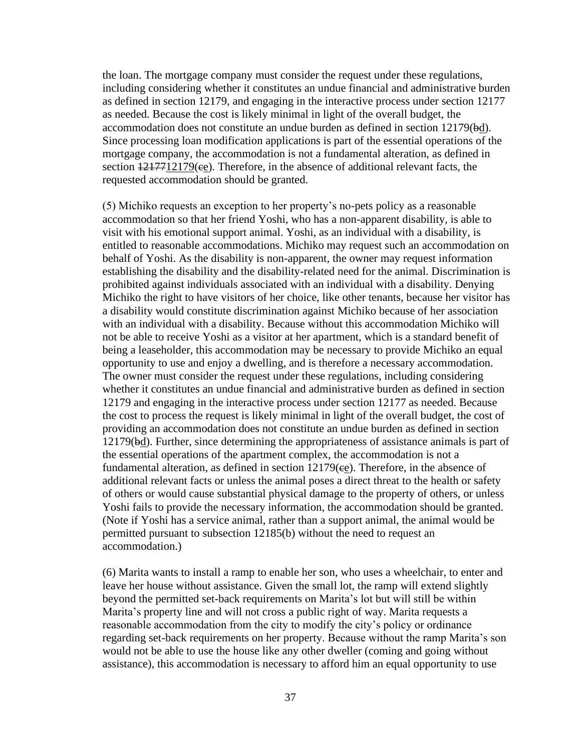the loan. The mortgage company must consider the request under these regulations, including considering whether it constitutes an undue financial and administrative burden as defined in section 12179, and engaging in the interactive process under section 12177 as needed. Because the cost is likely minimal in light of the overall budget, the accommodation does not constitute an undue burden as defined in section 12179(~~b~~<u>d</u>). Since processing loan modification applications is part of the essential operations of the mortgage company, the accommodation is not a fundamental alteration, as defined in section ~~12177~~<u>12179</u>(~~c~~<u>e</u>). Therefore, in the absence of additional relevant facts, the requested accommodation should be granted.

(5) Michiko requests an exception to her property's no-pets policy as a reasonable accommodation so that her friend Yoshi, who has a non-apparent disability, is able to visit with his emotional support animal. Yoshi, as an individual with a disability, is entitled to reasonable accommodations. Michiko may request such an accommodation on behalf of Yoshi. As the disability is non-apparent, the owner may request information establishing the disability and the disability-related need for the animal. Discrimination is prohibited against individuals associated with an individual with a disability. Denying Michiko the right to have visitors of her choice, like other tenants, because her visitor has a disability would constitute discrimination against Michiko because of her association with an individual with a disability. Because without this accommodation Michiko will not be able to receive Yoshi as a visitor at her apartment, which is a standard benefit of being a leaseholder, this accommodation may be necessary to provide Michiko an equal opportunity to use and enjoy a dwelling, and is therefore a necessary accommodation. The owner must consider the request under these regulations, including considering whether it constitutes an undue financial and administrative burden as defined in section 12179 and engaging in the interactive process under section 12177 as needed. Because the cost to process the request is likely minimal in light of the overall budget, the cost of providing an accommodation does not constitute an undue burden as defined in section 12179(~~b~~<u>d</u>). Further, since determining the appropriateness of assistance animals is part of the essential operations of the apartment complex, the accommodation is not a fundamental alteration, as defined in section 12179(~~c~~<u>e</u>). Therefore, in the absence of additional relevant facts or unless the animal poses a direct threat to the health or safety of others or would cause substantial physical damage to the property of others, or unless Yoshi fails to provide the necessary information, the accommodation should be granted. (Note if Yoshi has a service animal, rather than a support animal, the animal would be permitted pursuant to subsection 12185(b) without the need to request an accommodation.)

(6) Marita wants to install a ramp to enable her son, who uses a wheelchair, to enter and leave her house without assistance. Given the small lot, the ramp will extend slightly beyond the permitted set-back requirements on Marita's lot but will still be within Marita's property line and will not cross a public right of way. Marita requests a reasonable accommodation from the city to modify the city's policy or ordinance regarding set-back requirements on her property. Because without the ramp Marita's son would not be able to use the house like any other dweller (coming and going without assistance), this accommodation is necessary to afford him an equal opportunity to use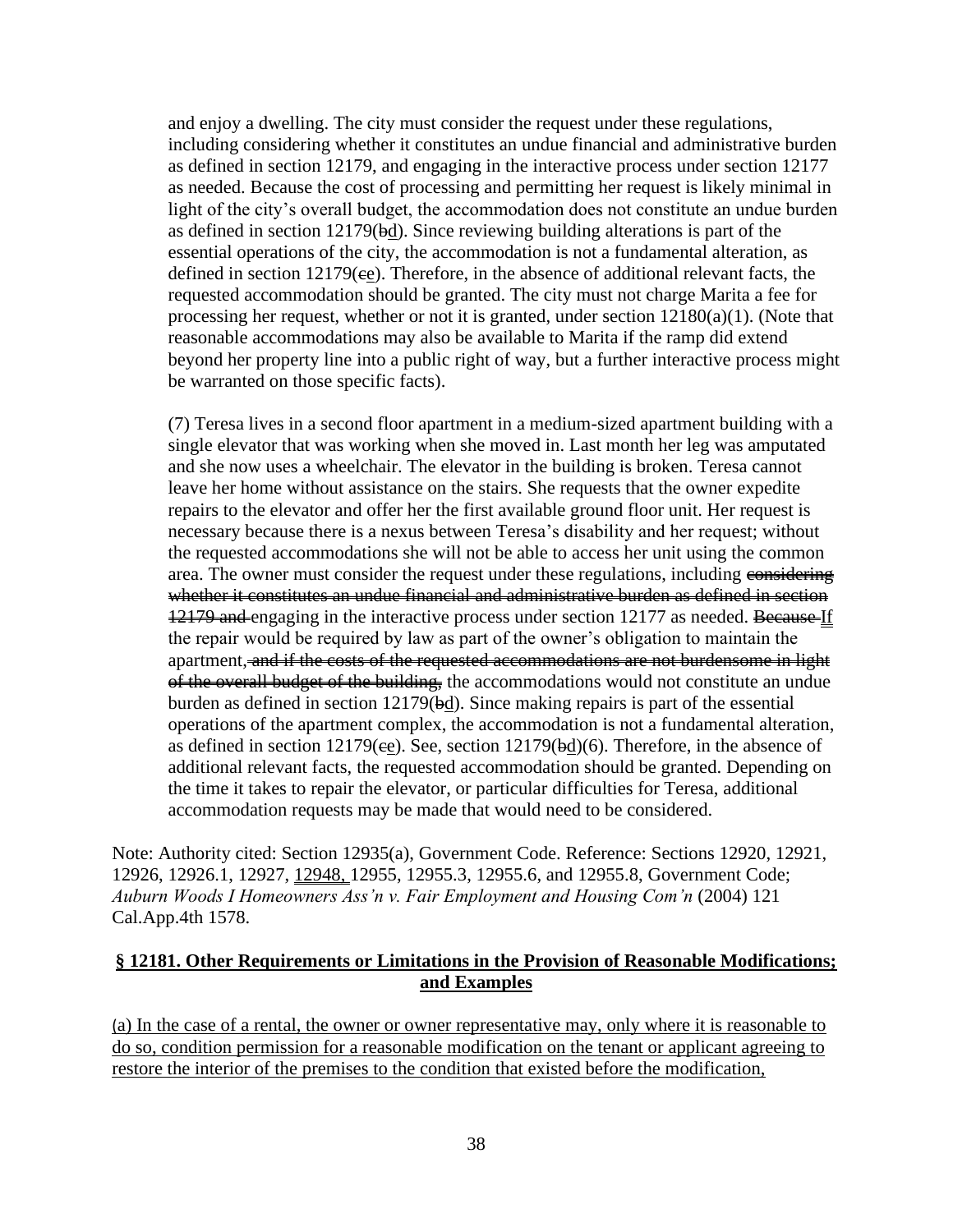and enjoy a dwelling. The city must consider the request under these regulations, including considering whether it constitutes an undue financial and administrative burden as defined in section 12179, and engaging in the interactive process under section 12177 as needed. Because the cost of processing and permitting her request is likely minimal in light of the city's overall budget, the accommodation does not constitute an undue burden as defined in section 12179(~~b~~<u>d</u>). Since reviewing building alterations is part of the essential operations of the city, the accommodation is not a fundamental alteration, as defined in section 12179(~~c~~<u>e</u>). Therefore, in the absence of additional relevant facts, the requested accommodation should be granted. The city must not charge Marita a fee for processing her request, whether or not it is granted, under section 12180(a)(1). (Note that reasonable accommodations may also be available to Marita if the ramp did extend beyond her property line into a public right of way, but a further interactive process might be warranted on those specific facts).

(7) Teresa lives in a second floor apartment in a medium-sized apartment building with a single elevator that was working when she moved in. Last month her leg was amputated and she now uses a wheelchair. The elevator in the building is broken. Teresa cannot leave her home without assistance on the stairs. She requests that the owner expedite repairs to the elevator and offer her the first available ground floor unit. Her request is necessary because there is a nexus between Teresa's disability and her request; without the requested accommodations she will not be able to access her unit using the common area. The owner must consider the request under these regulations, including ~~considering whether it constitutes an undue financial and administrative burden as defined in section 12179 and~~ engaging in the interactive process under section 12177 as needed. ~~Because~~ <u>If</u> the repair would be required by law as part of the owner's obligation to maintain the apartment~~, and if the costs of the requested accommodations are not burdensome in light of the overall budget of the building,~~ the accommodations would not constitute an undue burden as defined in section 12179(~~b~~<u>d</u>). Since making repairs is part of the essential operations of the apartment complex, the accommodation is not a fundamental alteration, as defined in section 12179(~~c~~<u>e</u>). See, section 12179(~~b~~<u>d</u>)(6). Therefore, in the absence of additional relevant facts, the requested accommodation should be granted. Depending on the time it takes to repair the elevator, or particular difficulties for Teresa, additional accommodation requests may be made that would need to be considered.

Note: Authority cited: Section 12935(a), Government Code. Reference: Sections 12920, 12921, 12926, 12926.1, 12927, <u>12948,</u> 12955, 12955.3, 12955.6, and 12955.8, Government Code; *Auburn Woods I Homeowners Ass'n v. Fair Employment and Housing Com'n* (2004) 121 Cal.App.4th 1578.

## <u>§ 12181. Other Requirements or Limitations in the Provision of Reasonable Modifications; and Examples</u>

<u>(a) In the case of a rental, the owner or owner representative may, only where it is reasonable to do so, condition permission for a reasonable modification on the tenant or applicant agreeing to restore the interior of the premises to the condition that existed before the modification,</u>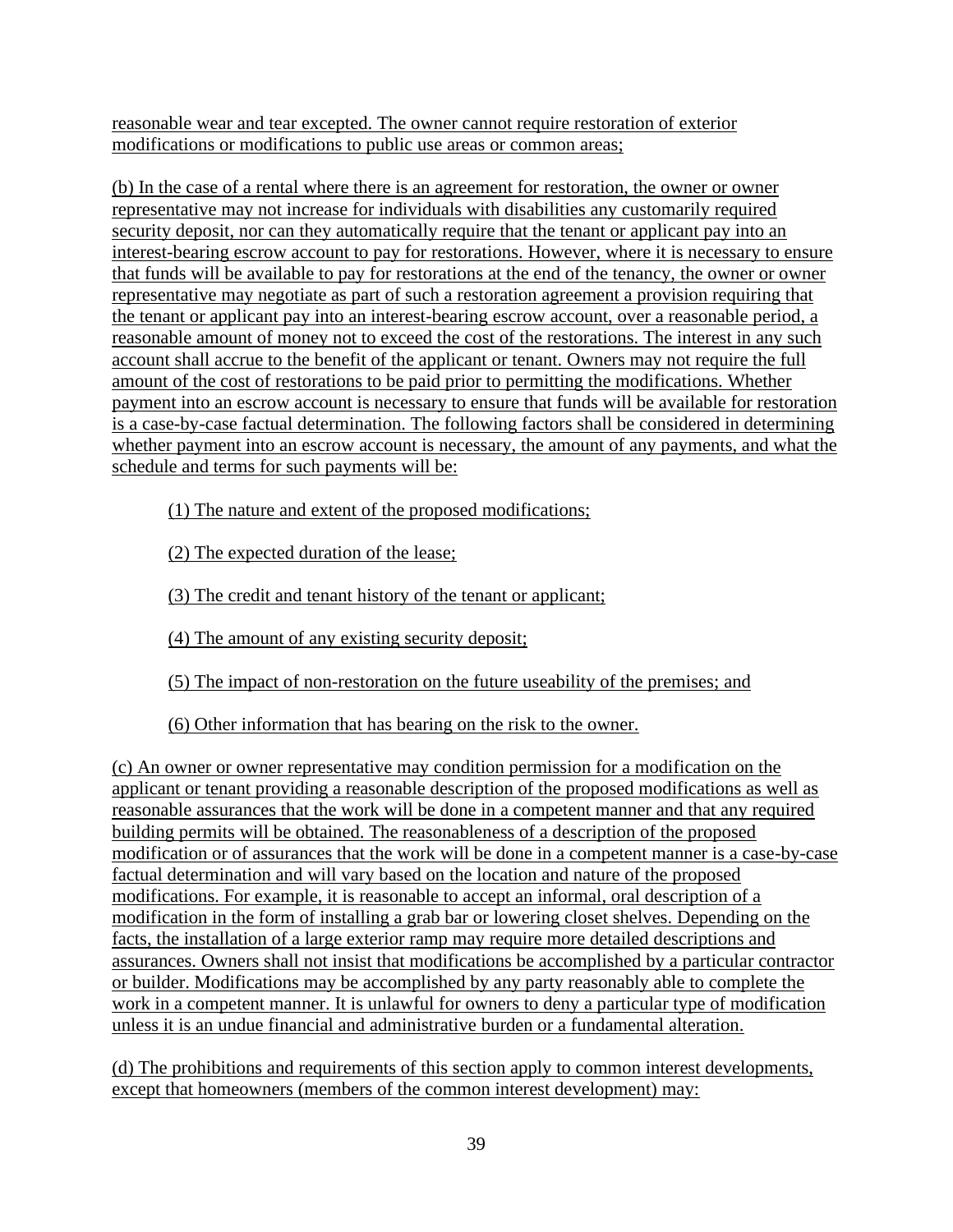reasonable wear and tear excepted. The owner cannot require restoration of exterior modifications or modifications to public use areas or common areas;

(b) In the case of a rental where there is an agreement for restoration, the owner or owner representative may not increase for individuals with disabilities any customarily required security deposit, nor can they automatically require that the tenant or applicant pay into an interest-bearing escrow account to pay for restorations. However, where it is necessary to ensure that funds will be available to pay for restorations at the end of the tenancy, the owner or owner representative may negotiate as part of such a restoration agreement a provision requiring that the tenant or applicant pay into an interest-bearing escrow account, over a reasonable period, a reasonable amount of money not to exceed the cost of the restorations. The interest in any such account shall accrue to the benefit of the applicant or tenant. Owners may not require the full amount of the cost of restorations to be paid prior to permitting the modifications. Whether payment into an escrow account is necessary to ensure that funds will be available for restoration is a case-by-case factual determination. The following factors shall be considered in determining whether payment into an escrow account is necessary, the amount of any payments, and what the schedule and terms for such payments will be:

(1) The nature and extent of the proposed modifications;

(2) The expected duration of the lease;

(3) The credit and tenant history of the tenant or applicant;

(4) The amount of any existing security deposit;

(5) The impact of non-restoration on the future useability of the premises; and

(6) Other information that has bearing on the risk to the owner.

(c) An owner or owner representative may condition permission for a modification on the applicant or tenant providing a reasonable description of the proposed modifications as well as reasonable assurances that the work will be done in a competent manner and that any required building permits will be obtained. The reasonableness of a description of the proposed modification or of assurances that the work will be done in a competent manner is a case-by-case factual determination and will vary based on the location and nature of the proposed modifications. For example, it is reasonable to accept an informal, oral description of a modification in the form of installing a grab bar or lowering closet shelves. Depending on the facts, the installation of a large exterior ramp may require more detailed descriptions and assurances. Owners shall not insist that modifications be accomplished by a particular contractor or builder. Modifications may be accomplished by any party reasonably able to complete the work in a competent manner. It is unlawful for owners to deny a particular type of modification unless it is an undue financial and administrative burden or a fundamental alteration.

(d) The prohibitions and requirements of this section apply to common interest developments, except that homeowners (members of the common interest development) may: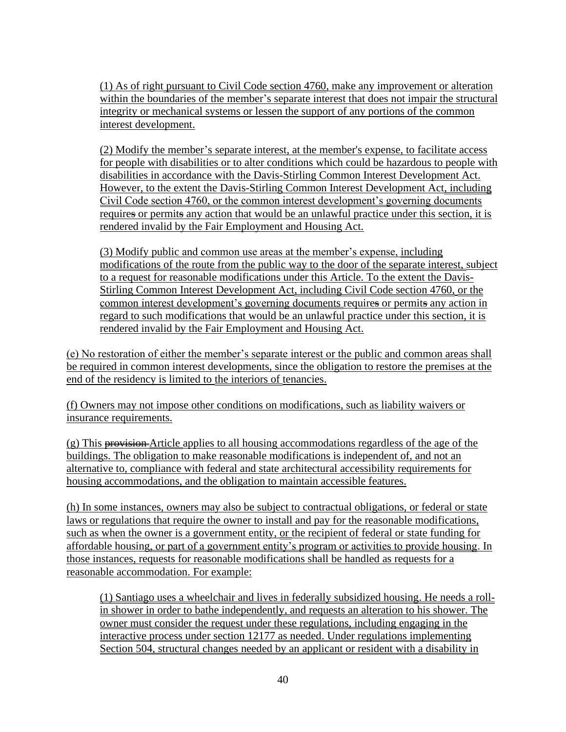(1) As of right pursuant to Civil Code section 4760, make any improvement or alteration within the boundaries of the member's separate interest that does not impair the structural integrity or mechanical systems or lessen the support of any portions of the common interest development.

(2) Modify the member's separate interest, at the member's expense, to facilitate access for people with disabilities or to alter conditions which could be hazardous to people with disabilities in accordance with the Davis-Stirling Common Interest Development Act. However, to the extent the Davis-Stirling Common Interest Development Act, including Civil Code section 4760, or the common interest development's governing documents requires or permits any action that would be an unlawful practice under this section, it is rendered invalid by the Fair Employment and Housing Act.

(3) Modify public and common use areas at the member's expense, including modifications of the route from the public way to the door of the separate interest, subject to a request for reasonable modifications under this Article. To the extent the Davis-Stirling Common Interest Development Act, including Civil Code section 4760, or the common interest development's governing documents requires or permits any action in regard to such modifications that would be an unlawful practice under this section, it is rendered invalid by the Fair Employment and Housing Act.

(e) No restoration of either the member's separate interest or the public and common areas shall be required in common interest developments, since the obligation to restore the premises at the end of the residency is limited to the interiors of tenancies.

(f) Owners may not impose other conditions on modifications, such as liability waivers or insurance requirements.

(g) This ~~provision~~ Article applies to all housing accommodations regardless of the age of the buildings. The obligation to make reasonable modifications is independent of, and not an alternative to, compliance with federal and state architectural accessibility requirements for housing accommodations, and the obligation to maintain accessible features.

(h) In some instances, owners may also be subject to contractual obligations, or federal or state laws or regulations that require the owner to install and pay for the reasonable modifications, such as when the owner is a government entity, or the recipient of federal or state funding for affordable housing, or part of a government entity's program or activities to provide housing. In those instances, requests for reasonable modifications shall be handled as requests for a reasonable accommodation. For example:

(1) Santiago uses a wheelchair and lives in federally subsidized housing. He needs a roll-in shower in order to bathe independently, and requests an alteration to his shower. The owner must consider the request under these regulations, including engaging in the interactive process under section 12177 as needed. Under regulations implementing Section 504, structural changes needed by an applicant or resident with a disability in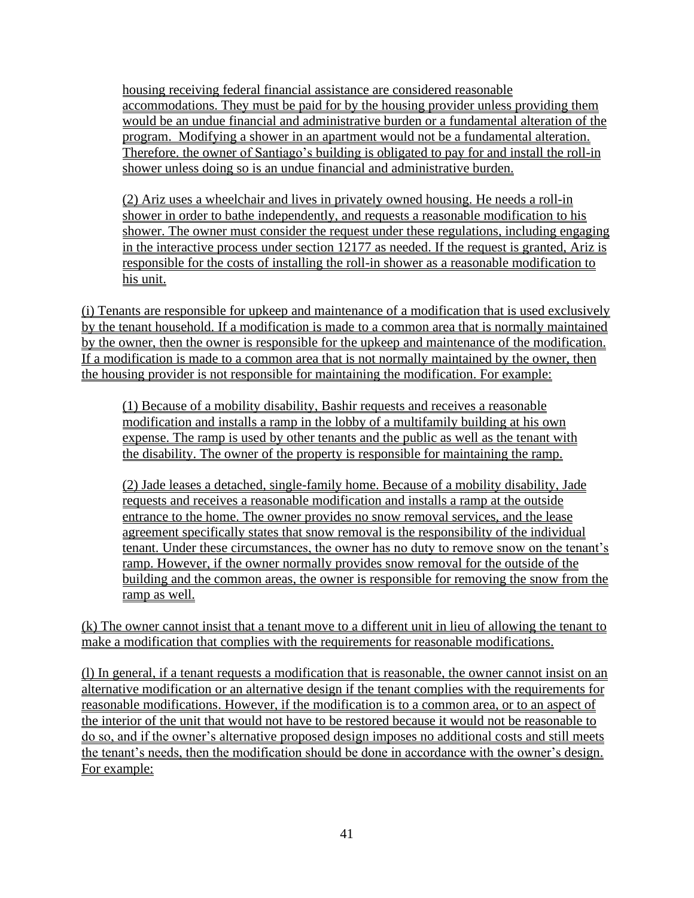housing receiving federal financial assistance are considered reasonable accommodations. They must be paid for by the housing provider unless providing them would be an undue financial and administrative burden or a fundamental alteration of the program. Modifying a shower in an apartment would not be a fundamental alteration. Therefore. the owner of Santiago's building is obligated to pay for and install the roll-in shower unless doing so is an undue financial and administrative burden.

(2) Ariz uses a wheelchair and lives in privately owned housing. He needs a roll-in shower in order to bathe independently, and requests a reasonable modification to his shower. The owner must consider the request under these regulations, including engaging in the interactive process under section 12177 as needed. If the request is granted, Ariz is responsible for the costs of installing the roll-in shower as a reasonable modification to his unit.

(i) Tenants are responsible for upkeep and maintenance of a modification that is used exclusively by the tenant household. If a modification is made to a common area that is normally maintained by the owner, then the owner is responsible for the upkeep and maintenance of the modification. If a modification is made to a common area that is not normally maintained by the owner, then the housing provider is not responsible for maintaining the modification. For example:

(1) Because of a mobility disability, Bashir requests and receives a reasonable modification and installs a ramp in the lobby of a multifamily building at his own expense. The ramp is used by other tenants and the public as well as the tenant with the disability. The owner of the property is responsible for maintaining the ramp.

(2) Jade leases a detached, single-family home. Because of a mobility disability, Jade requests and receives a reasonable modification and installs a ramp at the outside entrance to the home. The owner provides no snow removal services, and the lease agreement specifically states that snow removal is the responsibility of the individual tenant. Under these circumstances, the owner has no duty to remove snow on the tenant's ramp. However, if the owner normally provides snow removal for the outside of the building and the common areas, the owner is responsible for removing the snow from the ramp as well.

(k) The owner cannot insist that a tenant move to a different unit in lieu of allowing the tenant to make a modification that complies with the requirements for reasonable modifications.

(l) In general, if a tenant requests a modification that is reasonable, the owner cannot insist on an alternative modification or an alternative design if the tenant complies with the requirements for reasonable modifications. However, if the modification is to a common area, or to an aspect of the interior of the unit that would not have to be restored because it would not be reasonable to do so, and if the owner's alternative proposed design imposes no additional costs and still meets the tenant's needs, then the modification should be done in accordance with the owner's design. For example: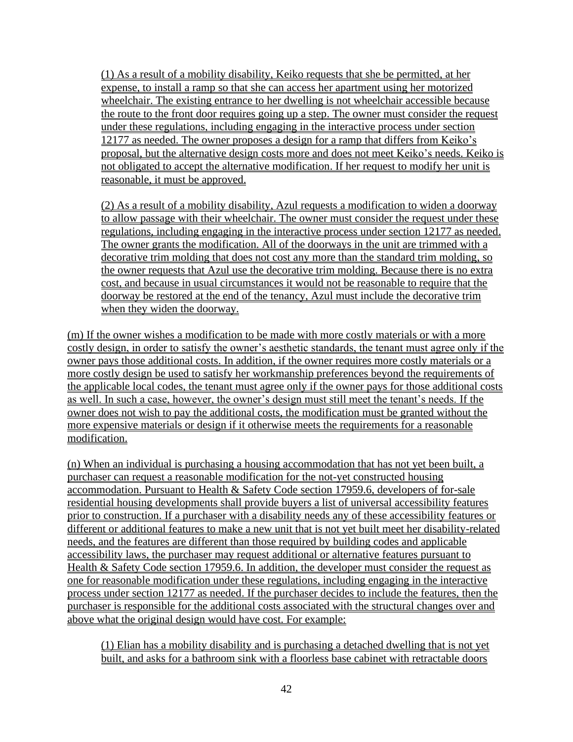(1) As a result of a mobility disability, Keiko requests that she be permitted, at her expense, to install a ramp so that she can access her apartment using her motorized wheelchair. The existing entrance to her dwelling is not wheelchair accessible because the route to the front door requires going up a step. The owner must consider the request under these regulations, including engaging in the interactive process under section 12177 as needed. The owner proposes a design for a ramp that differs from Keiko's proposal, but the alternative design costs more and does not meet Keiko's needs. Keiko is not obligated to accept the alternative modification. If her request to modify her unit is reasonable, it must be approved.

(2) As a result of a mobility disability, Azul requests a modification to widen a doorway to allow passage with their wheelchair. The owner must consider the request under these regulations, including engaging in the interactive process under section 12177 as needed. The owner grants the modification. All of the doorways in the unit are trimmed with a decorative trim molding that does not cost any more than the standard trim molding, so the owner requests that Azul use the decorative trim molding. Because there is no extra cost, and because in usual circumstances it would not be reasonable to require that the doorway be restored at the end of the tenancy, Azul must include the decorative trim when they widen the doorway.

(m) If the owner wishes a modification to be made with more costly materials or with a more costly design, in order to satisfy the owner's aesthetic standards, the tenant must agree only if the owner pays those additional costs. In addition, if the owner requires more costly materials or a more costly design be used to satisfy her workmanship preferences beyond the requirements of the applicable local codes, the tenant must agree only if the owner pays for those additional costs as well. In such a case, however, the owner's design must still meet the tenant's needs. If the owner does not wish to pay the additional costs, the modification must be granted without the more expensive materials or design if it otherwise meets the requirements for a reasonable modification.

(n) When an individual is purchasing a housing accommodation that has not yet been built, a purchaser can request a reasonable modification for the not-yet constructed housing accommodation. Pursuant to Health & Safety Code section 17959.6, developers of for-sale residential housing developments shall provide buyers a list of universal accessibility features prior to construction. If a purchaser with a disability needs any of these accessibility features or different or additional features to make a new unit that is not yet built meet her disability-related needs, and the features are different than those required by building codes and applicable accessibility laws, the purchaser may request additional or alternative features pursuant to Health & Safety Code section 17959.6. In addition, the developer must consider the request as one for reasonable modification under these regulations, including engaging in the interactive process under section 12177 as needed. If the purchaser decides to include the features, then the purchaser is responsible for the additional costs associated with the structural changes over and above what the original design would have cost. For example:

(1) Elian has a mobility disability and is purchasing a detached dwelling that is not yet built, and asks for a bathroom sink with a floorless base cabinet with retractable doors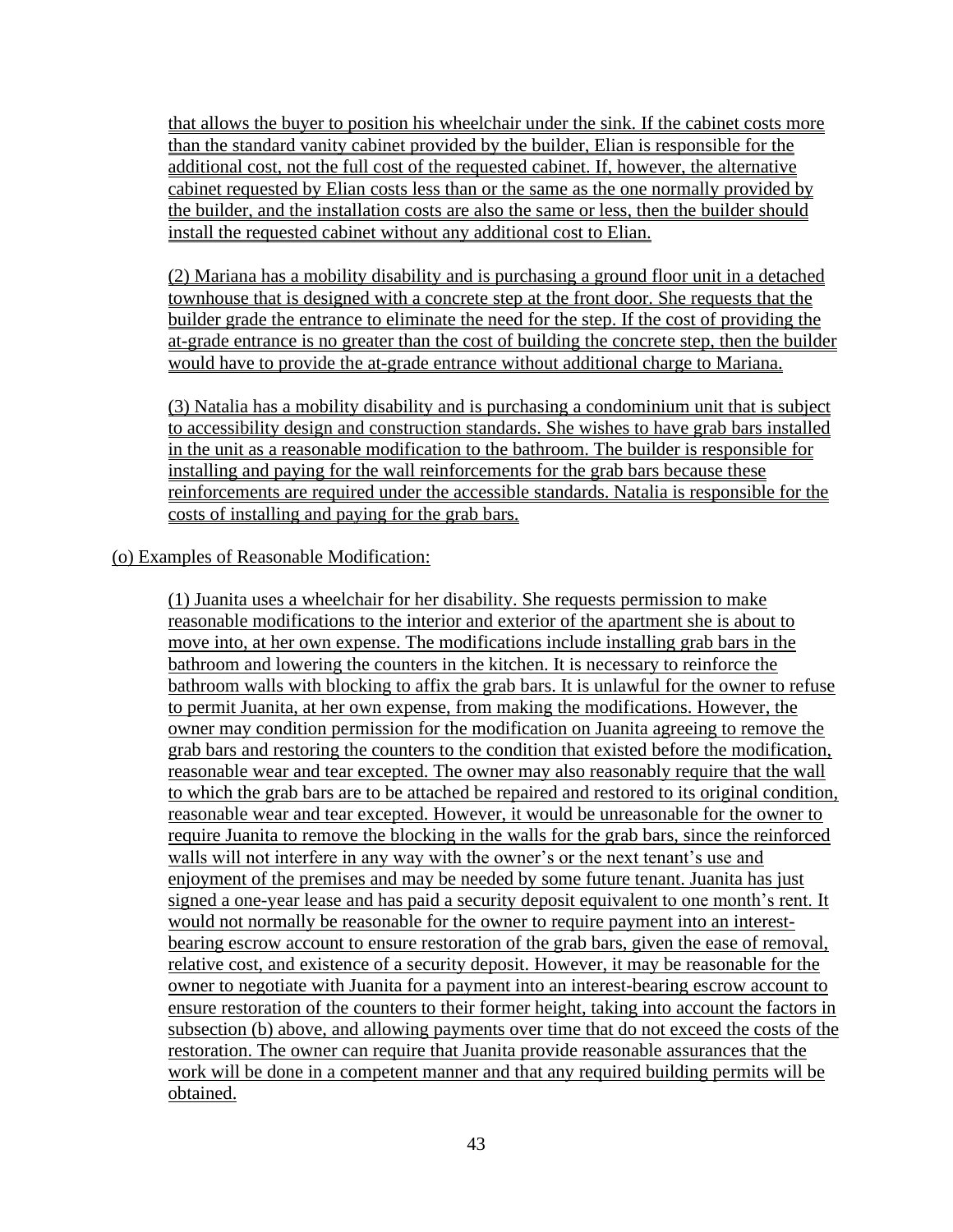that allows the buyer to position his wheelchair under the sink. If the cabinet costs more than the standard vanity cabinet provided by the builder, Elian is responsible for the additional cost, not the full cost of the requested cabinet. If, however, the alternative cabinet requested by Elian costs less than or the same as the one normally provided by the builder, and the installation costs are also the same or less, then the builder should install the requested cabinet without any additional cost to Elian.

(2) Mariana has a mobility disability and is purchasing a ground floor unit in a detached townhouse that is designed with a concrete step at the front door. She requests that the builder grade the entrance to eliminate the need for the step. If the cost of providing the at-grade entrance is no greater than the cost of building the concrete step, then the builder would have to provide the at-grade entrance without additional charge to Mariana.

(3) Natalia has a mobility disability and is purchasing a condominium unit that is subject to accessibility design and construction standards. She wishes to have grab bars installed in the unit as a reasonable modification to the bathroom. The builder is responsible for installing and paying for the wall reinforcements for the grab bars because these reinforcements are required under the accessible standards. Natalia is responsible for the costs of installing and paying for the grab bars.

(o) Examples of Reasonable Modification:

(1) Juanita uses a wheelchair for her disability. She requests permission to make reasonable modifications to the interior and exterior of the apartment she is about to move into, at her own expense. The modifications include installing grab bars in the bathroom and lowering the counters in the kitchen. It is necessary to reinforce the bathroom walls with blocking to affix the grab bars. It is unlawful for the owner to refuse to permit Juanita, at her own expense, from making the modifications. However, the owner may condition permission for the modification on Juanita agreeing to remove the grab bars and restoring the counters to the condition that existed before the modification, reasonable wear and tear excepted. The owner may also reasonably require that the wall to which the grab bars are to be attached be repaired and restored to its original condition, reasonable wear and tear excepted. However, it would be unreasonable for the owner to require Juanita to remove the blocking in the walls for the grab bars, since the reinforced walls will not interfere in any way with the owner's or the next tenant's use and enjoyment of the premises and may be needed by some future tenant. Juanita has just signed a one-year lease and has paid a security deposit equivalent to one month's rent. It would not normally be reasonable for the owner to require payment into an interest-bearing escrow account to ensure restoration of the grab bars, given the ease of removal, relative cost, and existence of a security deposit. However, it may be reasonable for the owner to negotiate with Juanita for a payment into an interest-bearing escrow account to ensure restoration of the counters to their former height, taking into account the factors in subsection (b) above, and allowing payments over time that do not exceed the costs of the restoration. The owner can require that Juanita provide reasonable assurances that the work will be done in a competent manner and that any required building permits will be obtained.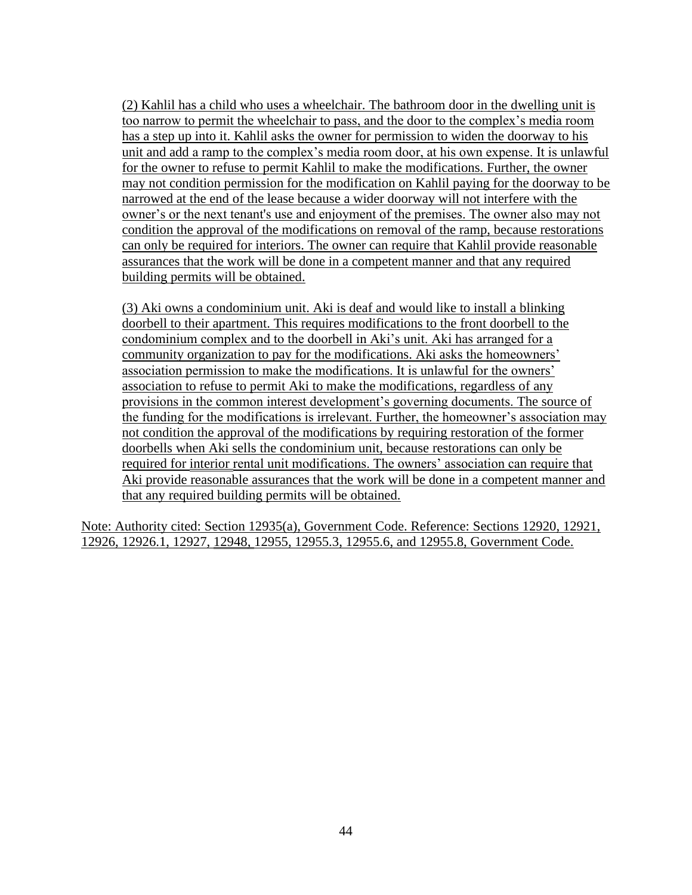(2) Kahlil has a child who uses a wheelchair. The bathroom door in the dwelling unit is too narrow to permit the wheelchair to pass, and the door to the complex's media room has a step up into it. Kahlil asks the owner for permission to widen the doorway to his unit and add a ramp to the complex's media room door, at his own expense. It is unlawful for the owner to refuse to permit Kahlil to make the modifications. Further, the owner may not condition permission for the modification on Kahlil paying for the doorway to be narrowed at the end of the lease because a wider doorway will not interfere with the owner's or the next tenant's use and enjoyment of the premises. The owner also may not condition the approval of the modifications on removal of the ramp, because restorations can only be required for interiors. The owner can require that Kahlil provide reasonable assurances that the work will be done in a competent manner and that any required building permits will be obtained.

(3) Aki owns a condominium unit. Aki is deaf and would like to install a blinking doorbell to their apartment. This requires modifications to the front doorbell to the condominium complex and to the doorbell in Aki's unit. Aki has arranged for a community organization to pay for the modifications. Aki asks the homeowners' association permission to make the modifications. It is unlawful for the owners' association to refuse to permit Aki to make the modifications, regardless of any provisions in the common interest development's governing documents. The source of the funding for the modifications is irrelevant. Further, the homeowner's association may not condition the approval of the modifications by requiring restoration of the former doorbells when Aki sells the condominium unit, because restorations can only be required for interior rental unit modifications. The owners' association can require that Aki provide reasonable assurances that the work will be done in a competent manner and that any required building permits will be obtained.

Note: Authority cited: Section 12935(a), Government Code. Reference: Sections 12920, 12921, 12926, 12926.1, 12927, 12948, 12955, 12955.3, 12955.6, and 12955.8, Government Code.